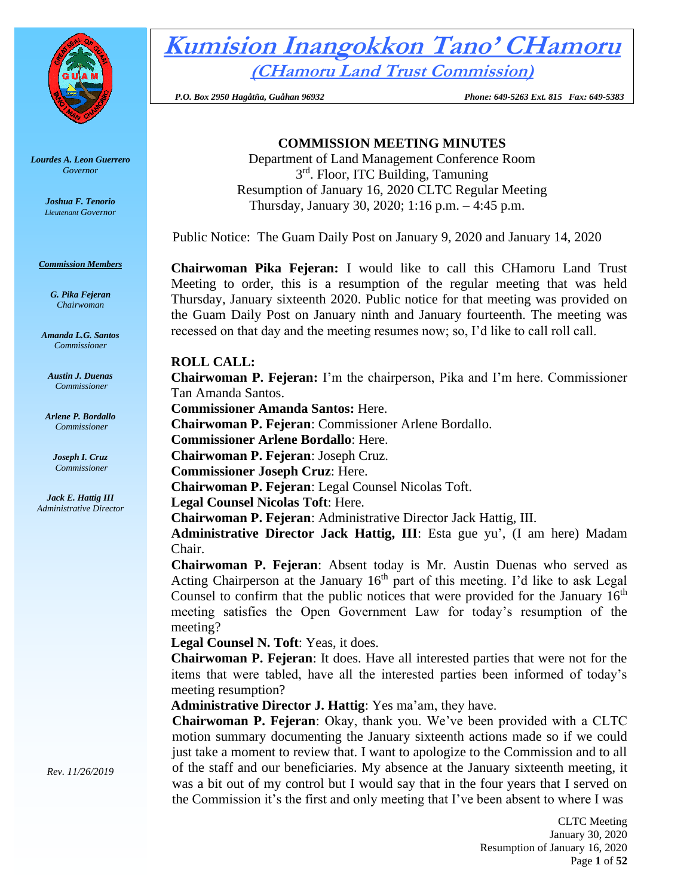# Kumision Inangokkon Tano' CHamoru

## (CHamoru Land Trust Commission)

*P.O. Box 2950 Hagåtña, Guåhan 96932* *Phone: 649-5263 Ext. 815 Fax: 649-5383*

***Lourdes A. Leon Guerrero***
*Governor*

***Joshua F. Tenorio***
*Lieutenant Governor*

***Commission Members***

***G. Pika Fejeran***
*Chairwoman*

***Amanda L.G. Santos***
*Commissioner*

***Austin J. Duenas***
*Commissioner*

***Arlene P. Bordallo***
*Commissioner*

***Joseph I. Cruz***
*Commissioner*

***Jack E. Hattig III***
*Administrative Director*

*Rev. 11/26/2019*

**COMMISSION MEETING MINUTES**
Department of Land Management Conference Room
3rd. Floor, ITC Building, Tamuning
Resumption of January 16, 2020 CLTC Regular Meeting
Thursday, January 30, 2020; 1:16 p.m. – 4:45 p.m.

Public Notice: The Guam Daily Post on January 9, 2020 and January 14, 2020

**Chairwoman Pika Fejeran:** I would like to call this CHamoru Land Trust Meeting to order, this is a resumption of the regular meeting that was held Thursday, January sixteenth 2020. Public notice for that meeting was provided on the Guam Daily Post on January ninth and January fourteenth. The meeting was recessed on that day and the meeting resumes now; so, I'd like to call roll call.

**ROLL CALL:**

**Chairwoman P. Fejeran:** I'm the chairperson, Pika and I'm here. Commissioner Tan Amanda Santos.
**Commissioner Amanda Santos:** Here.
**Chairwoman P. Fejeran**: Commissioner Arlene Bordallo.
**Commissioner Arlene Bordallo**: Here.
**Chairwoman P. Fejeran**: Joseph Cruz.
**Commissioner Joseph Cruz**: Here.
**Chairwoman P. Fejeran**: Legal Counsel Nicolas Toft.
**Legal Counsel Nicolas Toft**: Here.
**Chairwoman P. Fejeran**: Administrative Director Jack Hattig, III.
**Administrative Director Jack Hattig, III**: Esta gue yu', (I am here) Madam Chair.
**Chairwoman P. Fejeran**: Absent today is Mr. Austin Duenas who served as Acting Chairperson at the January 16th part of this meeting. I'd like to ask Legal Counsel to confirm that the public notices that were provided for the January 16th meeting satisfies the Open Government Law for today's resumption of the meeting?
**Legal Counsel N. Toft**: Yeas, it does.
**Chairwoman P. Fejeran**: It does. Have all interested parties that were not for the items that were tabled, have all the interested parties been informed of today's meeting resumption?
**Administrative Director J. Hattig**: Yes ma'am, they have.
**Chairwoman P. Fejeran**: Okay, thank you. We've been provided with a CLTC motion summary documenting the January sixteenth actions made so if we could just take a moment to review that. I want to apologize to the Commission and to all of the staff and our beneficiaries. My absence at the January sixteenth meeting, it was a bit out of my control but I would say that in the four years that I served on the Commission it's the first and only meeting that I've been absent to where I was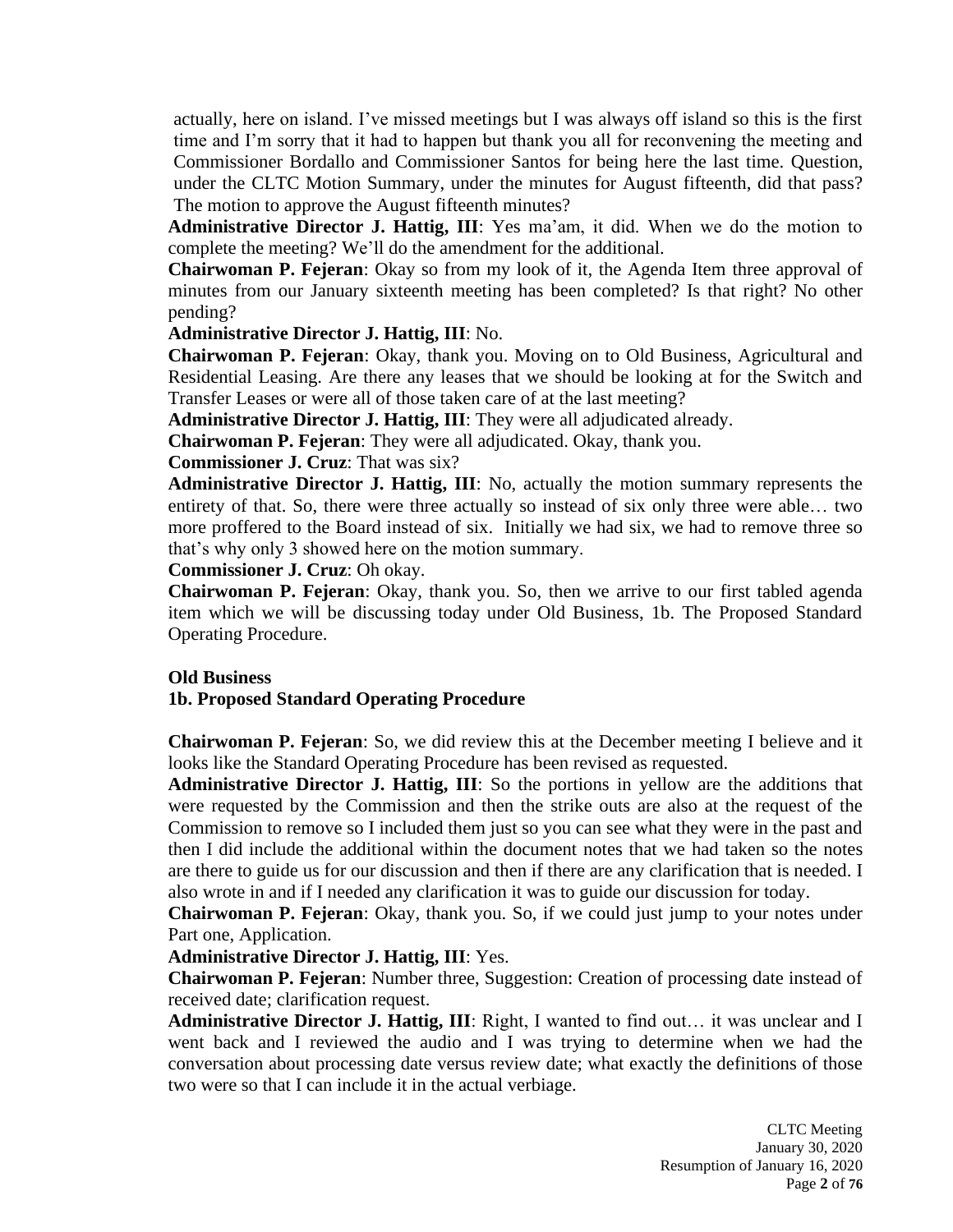actually, here on island. I've missed meetings but I was always off island so this is the first time and I'm sorry that it had to happen but thank you all for reconvening the meeting and Commissioner Bordallo and Commissioner Santos for being here the last time. Question, under the CLTC Motion Summary, under the minutes for August fifteenth, did that pass? The motion to approve the August fifteenth minutes?

**Administrative Director J. Hattig, III**: Yes ma'am, it did. When we do the motion to complete the meeting? We'll do the amendment for the additional.

**Chairwoman P. Fejeran**: Okay so from my look of it, the Agenda Item three approval of minutes from our January sixteenth meeting has been completed? Is that right? No other pending?

**Administrative Director J. Hattig, III**: No.

**Chairwoman P. Fejeran**: Okay, thank you. Moving on to Old Business, Agricultural and Residential Leasing. Are there any leases that we should be looking at for the Switch and Transfer Leases or were all of those taken care of at the last meeting?

**Administrative Director J. Hattig, III**: They were all adjudicated already.

**Chairwoman P. Fejeran**: They were all adjudicated. Okay, thank you.

**Commissioner J. Cruz**: That was six?

**Administrative Director J. Hattig, III**: No, actually the motion summary represents the entirety of that. So, there were three actually so instead of six only three were able… two more proffered to the Board instead of six. Initially we had six, we had to remove three so that's why only 3 showed here on the motion summary.

**Commissioner J. Cruz**: Oh okay.

**Chairwoman P. Fejeran**: Okay, thank you. So, then we arrive to our first tabled agenda item which we will be discussing today under Old Business, 1b. The Proposed Standard Operating Procedure.

**Old Business**

**1b. Proposed Standard Operating Procedure**

**Chairwoman P. Fejeran**: So, we did review this at the December meeting I believe and it looks like the Standard Operating Procedure has been revised as requested.

**Administrative Director J. Hattig, III**: So the portions in yellow are the additions that were requested by the Commission and then the strike outs are also at the request of the Commission to remove so I included them just so you can see what they were in the past and then I did include the additional within the document notes that we had taken so the notes are there to guide us for our discussion and then if there are any clarification that is needed. I also wrote in and if I needed any clarification it was to guide our discussion for today.

**Chairwoman P. Fejeran**: Okay, thank you. So, if we could just jump to your notes under Part one, Application.

**Administrative Director J. Hattig, III**: Yes.

**Chairwoman P. Fejeran**: Number three, Suggestion: Creation of processing date instead of received date; clarification request.

**Administrative Director J. Hattig, III**: Right, I wanted to find out… it was unclear and I went back and I reviewed the audio and I was trying to determine when we had the conversation about processing date versus review date; what exactly the definitions of those two were so that I can include it in the actual verbiage.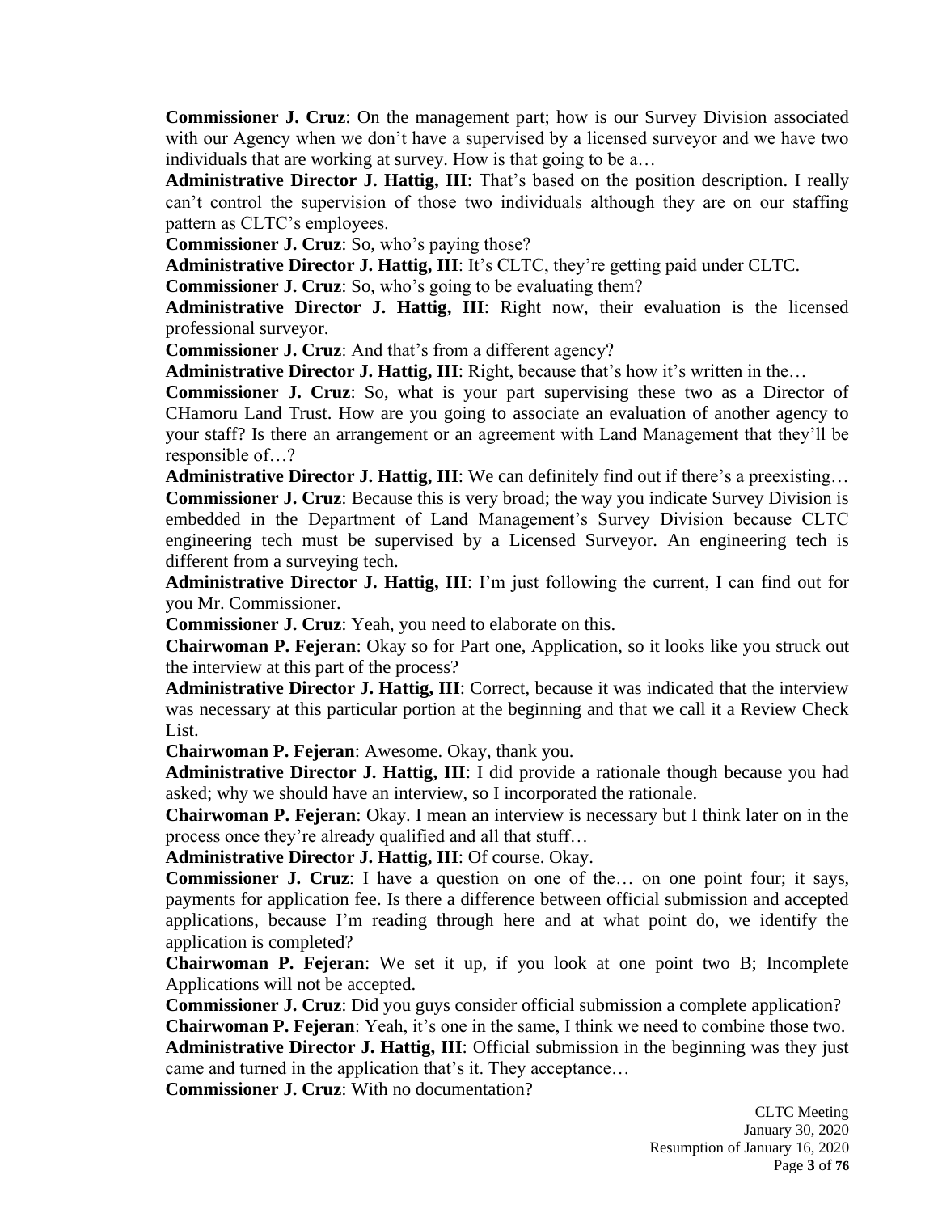**Commissioner J. Cruz**: On the management part; how is our Survey Division associated with our Agency when we don't have a supervised by a licensed surveyor and we have two individuals that are working at survey. How is that going to be a…

**Administrative Director J. Hattig, III**: That's based on the position description. I really can't control the supervision of those two individuals although they are on our staffing pattern as CLTC's employees.

**Commissioner J. Cruz**: So, who's paying those?

**Administrative Director J. Hattig, III**: It's CLTC, they're getting paid under CLTC.

**Commissioner J. Cruz**: So, who's going to be evaluating them?

**Administrative Director J. Hattig, III**: Right now, their evaluation is the licensed professional surveyor.

**Commissioner J. Cruz**: And that's from a different agency?

**Administrative Director J. Hattig, III**: Right, because that's how it's written in the…

**Commissioner J. Cruz**: So, what is your part supervising these two as a Director of CHamoru Land Trust. How are you going to associate an evaluation of another agency to your staff? Is there an arrangement or an agreement with Land Management that they'll be responsible of…?

**Administrative Director J. Hattig, III**: We can definitely find out if there's a preexisting…

**Commissioner J. Cruz**: Because this is very broad; the way you indicate Survey Division is embedded in the Department of Land Management's Survey Division because CLTC engineering tech must be supervised by a Licensed Surveyor. An engineering tech is different from a surveying tech.

**Administrative Director J. Hattig, III**: I'm just following the current, I can find out for you Mr. Commissioner.

**Commissioner J. Cruz**: Yeah, you need to elaborate on this.

**Chairwoman P. Fejeran**: Okay so for Part one, Application, so it looks like you struck out the interview at this part of the process?

**Administrative Director J. Hattig, III**: Correct, because it was indicated that the interview was necessary at this particular portion at the beginning and that we call it a Review Check List.

**Chairwoman P. Fejeran**: Awesome. Okay, thank you.

**Administrative Director J. Hattig, III**: I did provide a rationale though because you had asked; why we should have an interview, so I incorporated the rationale.

**Chairwoman P. Fejeran**: Okay. I mean an interview is necessary but I think later on in the process once they're already qualified and all that stuff…

**Administrative Director J. Hattig, III**: Of course. Okay.

**Commissioner J. Cruz**: I have a question on one of the… on one point four; it says, payments for application fee. Is there a difference between official submission and accepted applications, because I'm reading through here and at what point do, we identify the application is completed?

**Chairwoman P. Fejeran**: We set it up, if you look at one point two B; Incomplete Applications will not be accepted.

**Commissioner J. Cruz**: Did you guys consider official submission a complete application?

**Chairwoman P. Fejeran**: Yeah, it's one in the same, I think we need to combine those two.

**Administrative Director J. Hattig, III**: Official submission in the beginning was they just came and turned in the application that's it. They acceptance…

**Commissioner J. Cruz**: With no documentation?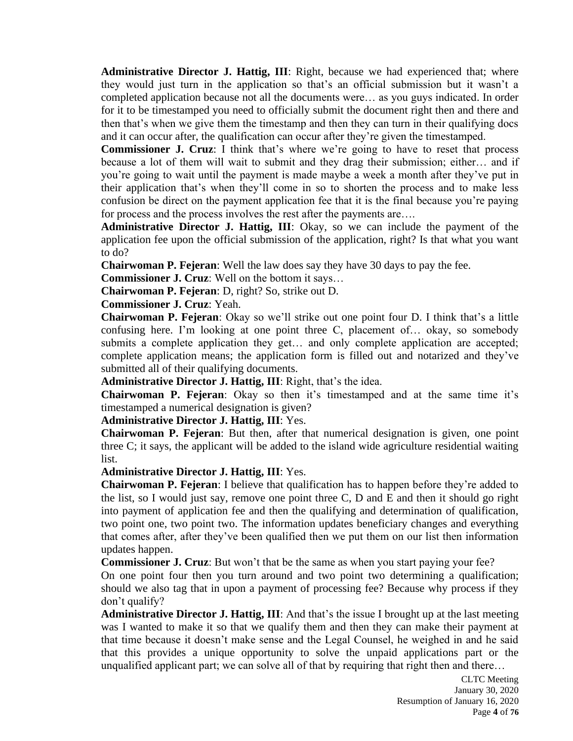**Administrative Director J. Hattig, III**: Right, because we had experienced that; where they would just turn in the application so that's an official submission but it wasn't a completed application because not all the documents were… as you guys indicated. In order for it to be timestamped you need to officially submit the document right then and there and then that's when we give them the timestamp and then they can turn in their qualifying docs and it can occur after, the qualification can occur after they're given the timestamped.

**Commissioner J. Cruz**: I think that's where we're going to have to reset that process because a lot of them will wait to submit and they drag their submission; either… and if you're going to wait until the payment is made maybe a week a month after they've put in their application that's when they'll come in so to shorten the process and to make less confusion be direct on the payment application fee that it is the final because you're paying for process and the process involves the rest after the payments are….

**Administrative Director J. Hattig, III**: Okay, so we can include the payment of the application fee upon the official submission of the application, right? Is that what you want to do?

**Chairwoman P. Fejeran**: Well the law does say they have 30 days to pay the fee.

**Commissioner J. Cruz**: Well on the bottom it says…

**Chairwoman P. Fejeran**: D, right? So, strike out D.

**Commissioner J. Cruz**: Yeah.

**Chairwoman P. Fejeran**: Okay so we'll strike out one point four D. I think that's a little confusing here. I'm looking at one point three C, placement of… okay, so somebody submits a complete application they get… and only complete application are accepted; complete application means; the application form is filled out and notarized and they've submitted all of their qualifying documents.

**Administrative Director J. Hattig, III**: Right, that's the idea.

**Chairwoman P. Fejeran**: Okay so then it's timestamped and at the same time it's timestamped a numerical designation is given?

**Administrative Director J. Hattig, III**: Yes.

**Chairwoman P. Fejeran**: But then, after that numerical designation is given, one point three C; it says, the applicant will be added to the island wide agriculture residential waiting list.

**Administrative Director J. Hattig, III**: Yes.

**Chairwoman P. Fejeran**: I believe that qualification has to happen before they're added to the list, so I would just say, remove one point three C, D and E and then it should go right into payment of application fee and then the qualifying and determination of qualification, two point one, two point two. The information updates beneficiary changes and everything that comes after, after they've been qualified then we put them on our list then information updates happen.

**Commissioner J. Cruz**: But won't that be the same as when you start paying your fee?

On one point four then you turn around and two point two determining a qualification; should we also tag that in upon a payment of processing fee? Because why process if they don't qualify?

**Administrative Director J. Hattig, III**: And that's the issue I brought up at the last meeting was I wanted to make it so that we qualify them and then they can make their payment at that time because it doesn't make sense and the Legal Counsel, he weighed in and he said that this provides a unique opportunity to solve the unpaid applications part or the unqualified applicant part; we can solve all of that by requiring that right then and there…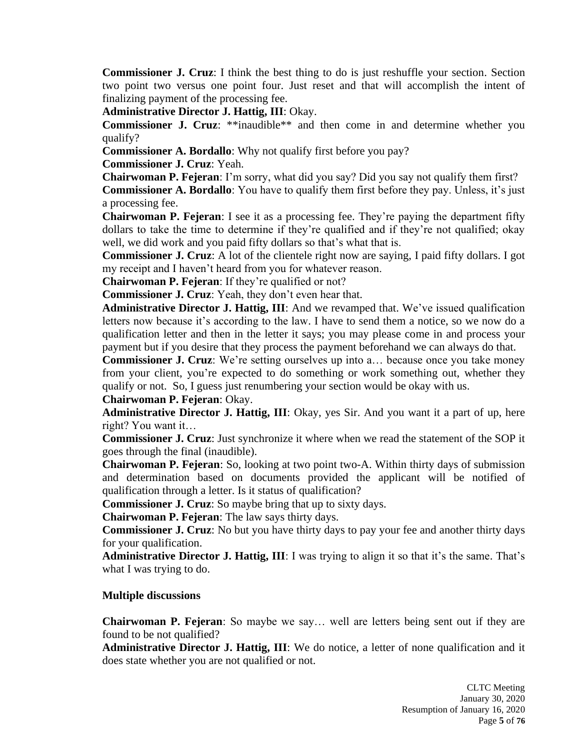**Commissioner J. Cruz**: I think the best thing to do is just reshuffle your section. Section two point two versus one point four. Just reset and that will accomplish the intent of finalizing payment of the processing fee.

**Administrative Director J. Hattig, III**: Okay.

**Commissioner J. Cruz**: **inaudible** and then come in and determine whether you qualify?

**Commissioner A. Bordallo**: Why not qualify first before you pay?

**Commissioner J. Cruz**: Yeah.

**Chairwoman P. Fejeran**: I'm sorry, what did you say? Did you say not qualify them first?

**Commissioner A. Bordallo**: You have to qualify them first before they pay. Unless, it's just a processing fee.

**Chairwoman P. Fejeran**: I see it as a processing fee. They're paying the department fifty dollars to take the time to determine if they're qualified and if they're not qualified; okay well, we did work and you paid fifty dollars so that's what that is.

**Commissioner J. Cruz**: A lot of the clientele right now are saying, I paid fifty dollars. I got my receipt and I haven't heard from you for whatever reason.

**Chairwoman P. Fejeran**: If they're qualified or not?

**Commissioner J. Cruz**: Yeah, they don't even hear that.

**Administrative Director J. Hattig, III**: And we revamped that. We've issued qualification letters now because it's according to the law. I have to send them a notice, so we now do a qualification letter and then in the letter it says; you may please come in and process your payment but if you desire that they process the payment beforehand we can always do that.

**Commissioner J. Cruz**: We're setting ourselves up into a… because once you take money from your client, you're expected to do something or work something out, whether they qualify or not. So, I guess just renumbering your section would be okay with us.

**Chairwoman P. Fejeran**: Okay.

**Administrative Director J. Hattig, III**: Okay, yes Sir. And you want it a part of up, here right? You want it…

**Commissioner J. Cruz**: Just synchronize it where when we read the statement of the SOP it goes through the final (inaudible).

**Chairwoman P. Fejeran**: So, looking at two point two-A. Within thirty days of submission and determination based on documents provided the applicant will be notified of qualification through a letter. Is it status of qualification?

**Commissioner J. Cruz**: So maybe bring that up to sixty days.

**Chairwoman P. Fejeran**: The law says thirty days.

**Commissioner J. Cruz**: No but you have thirty days to pay your fee and another thirty days for your qualification.

**Administrative Director J. Hattig, III**: I was trying to align it so that it's the same. That's what I was trying to do.

**Multiple discussions**

**Chairwoman P. Fejeran**: So maybe we say… well are letters being sent out if they are found to be not qualified?

**Administrative Director J. Hattig, III**: We do notice, a letter of none qualification and it does state whether you are not qualified or not.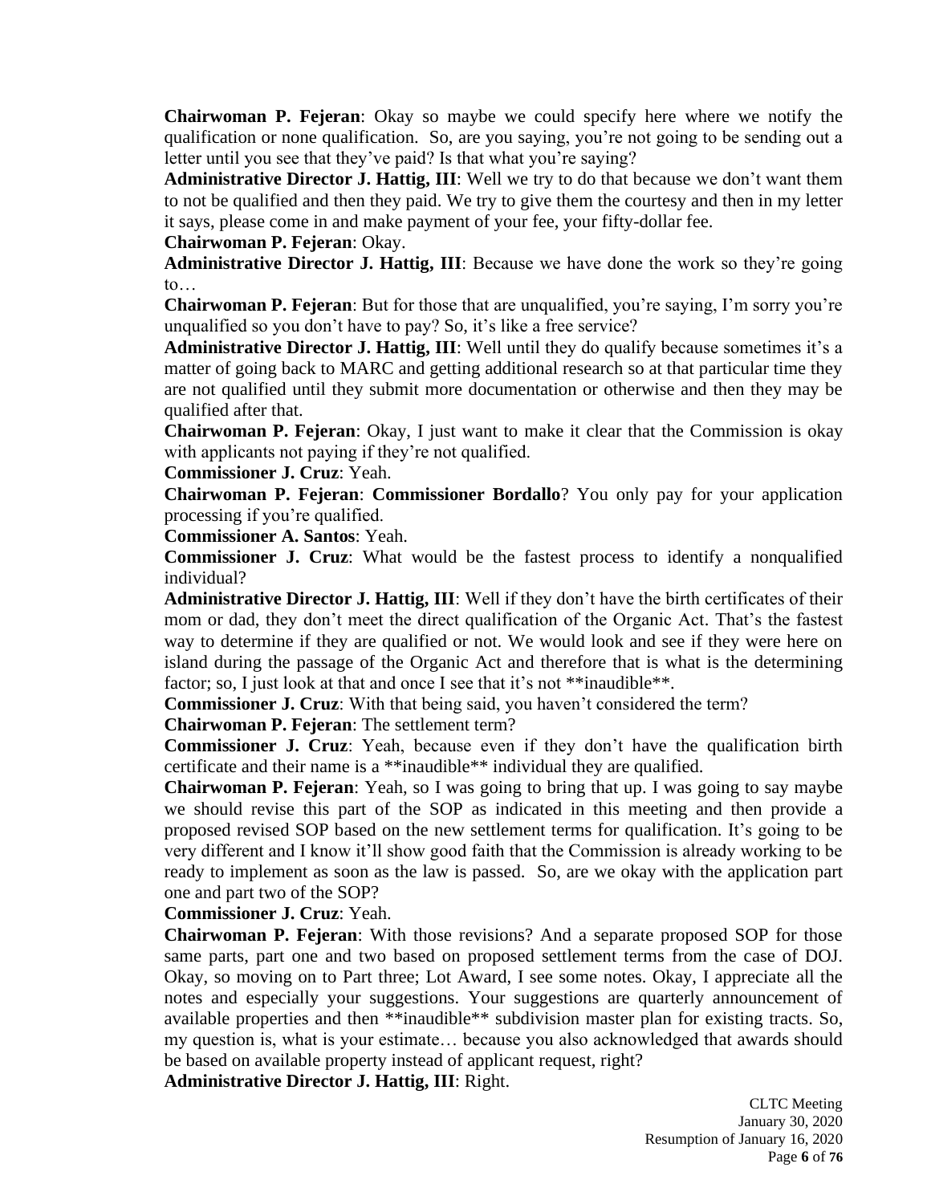**Chairwoman P. Fejeran**: Okay so maybe we could specify here where we notify the qualification or none qualification. So, are you saying, you're not going to be sending out a letter until you see that they've paid? Is that what you're saying?

**Administrative Director J. Hattig, III**: Well we try to do that because we don't want them to not be qualified and then they paid. We try to give them the courtesy and then in my letter it says, please come in and make payment of your fee, your fifty-dollar fee.

**Chairwoman P. Fejeran**: Okay.

**Administrative Director J. Hattig, III**: Because we have done the work so they're going to…

**Chairwoman P. Fejeran**: But for those that are unqualified, you're saying, I'm sorry you're unqualified so you don't have to pay? So, it's like a free service?

**Administrative Director J. Hattig, III**: Well until they do qualify because sometimes it's a matter of going back to MARC and getting additional research so at that particular time they are not qualified until they submit more documentation or otherwise and then they may be qualified after that.

**Chairwoman P. Fejeran**: Okay, I just want to make it clear that the Commission is okay with applicants not paying if they're not qualified.

**Commissioner J. Cruz**: Yeah.

**Chairwoman P. Fejeran**: **Commissioner Bordallo**? You only pay for your application processing if you're qualified.

**Commissioner A. Santos**: Yeah.

**Commissioner J. Cruz**: What would be the fastest process to identify a nonqualified individual?

**Administrative Director J. Hattig, III**: Well if they don't have the birth certificates of their mom or dad, they don't meet the direct qualification of the Organic Act. That's the fastest way to determine if they are qualified or not. We would look and see if they were here on island during the passage of the Organic Act and therefore that is what is the determining factor; so, I just look at that and once I see that it's not **inaudible**.

**Commissioner J. Cruz**: With that being said, you haven't considered the term?

**Chairwoman P. Fejeran**: The settlement term?

**Commissioner J. Cruz**: Yeah, because even if they don't have the qualification birth certificate and their name is a **inaudible** individual they are qualified.

**Chairwoman P. Fejeran**: Yeah, so I was going to bring that up. I was going to say maybe we should revise this part of the SOP as indicated in this meeting and then provide a proposed revised SOP based on the new settlement terms for qualification. It's going to be very different and I know it'll show good faith that the Commission is already working to be ready to implement as soon as the law is passed. So, are we okay with the application part one and part two of the SOP?

**Commissioner J. Cruz**: Yeah.

**Chairwoman P. Fejeran**: With those revisions? And a separate proposed SOP for those same parts, part one and two based on proposed settlement terms from the case of DOJ. Okay, so moving on to Part three; Lot Award, I see some notes. Okay, I appreciate all the notes and especially your suggestions. Your suggestions are quarterly announcement of available properties and then **inaudible** subdivision master plan for existing tracts. So, my question is, what is your estimate… because you also acknowledged that awards should be based on available property instead of applicant request, right?

**Administrative Director J. Hattig, III**: Right.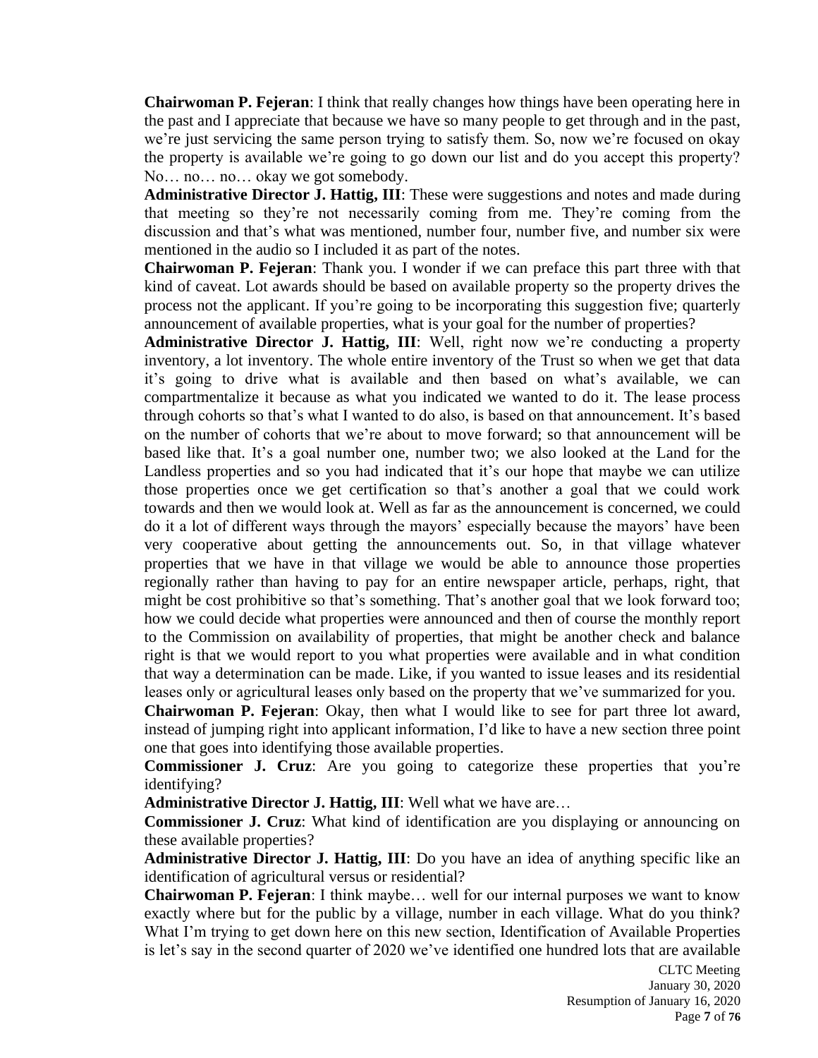**Chairwoman P. Fejeran**: I think that really changes how things have been operating here in the past and I appreciate that because we have so many people to get through and in the past, we're just servicing the same person trying to satisfy them. So, now we're focused on okay the property is available we're going to go down our list and do you accept this property? No… no… no… okay we got somebody.

**Administrative Director J. Hattig, III**: These were suggestions and notes and made during that meeting so they're not necessarily coming from me. They're coming from the discussion and that's what was mentioned, number four, number five, and number six were mentioned in the audio so I included it as part of the notes.

**Chairwoman P. Fejeran**: Thank you. I wonder if we can preface this part three with that kind of caveat. Lot awards should be based on available property so the property drives the process not the applicant. If you're going to be incorporating this suggestion five; quarterly announcement of available properties, what is your goal for the number of properties?

**Administrative Director J. Hattig, III**: Well, right now we're conducting a property inventory, a lot inventory. The whole entire inventory of the Trust so when we get that data it's going to drive what is available and then based on what's available, we can compartmentalize it because as what you indicated we wanted to do it. The lease process through cohorts so that's what I wanted to do also, is based on that announcement. It's based on the number of cohorts that we're about to move forward; so that announcement will be based like that. It's a goal number one, number two; we also looked at the Land for the Landless properties and so you had indicated that it's our hope that maybe we can utilize those properties once we get certification so that's another a goal that we could work towards and then we would look at. Well as far as the announcement is concerned, we could do it a lot of different ways through the mayors' especially because the mayors' have been very cooperative about getting the announcements out. So, in that village whatever properties that we have in that village we would be able to announce those properties regionally rather than having to pay for an entire newspaper article, perhaps, right, that might be cost prohibitive so that's something. That's another goal that we look forward too; how we could decide what properties were announced and then of course the monthly report to the Commission on availability of properties, that might be another check and balance right is that we would report to you what properties were available and in what condition that way a determination can be made. Like, if you wanted to issue leases and its residential leases only or agricultural leases only based on the property that we've summarized for you.

**Chairwoman P. Fejeran**: Okay, then what I would like to see for part three lot award, instead of jumping right into applicant information, I'd like to have a new section three point one that goes into identifying those available properties.

**Commissioner J. Cruz**: Are you going to categorize these properties that you're identifying?

**Administrative Director J. Hattig, III**: Well what we have are…

**Commissioner J. Cruz**: What kind of identification are you displaying or announcing on these available properties?

**Administrative Director J. Hattig, III**: Do you have an idea of anything specific like an identification of agricultural versus or residential?

**Chairwoman P. Fejeran**: I think maybe… well for our internal purposes we want to know exactly where but for the public by a village, number in each village. What do you think? What I'm trying to get down here on this new section, Identification of Available Properties is let's say in the second quarter of 2020 we've identified one hundred lots that are available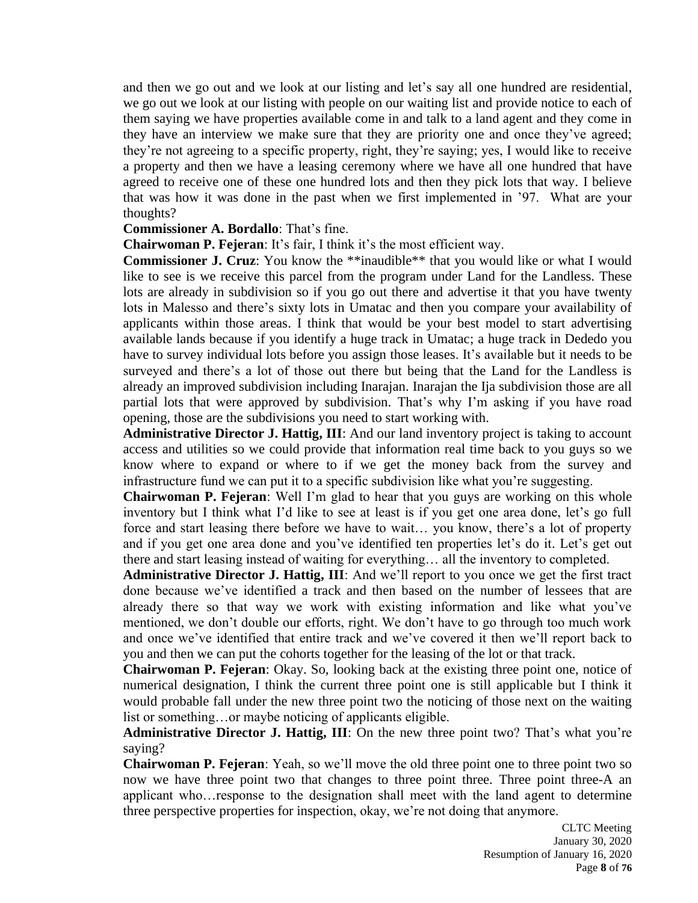and then we go out and we look at our listing and let's say all one hundred are residential, we go out we look at our listing with people on our waiting list and provide notice to each of them saying we have properties available come in and talk to a land agent and they come in they have an interview we make sure that they are priority one and once they've agreed; they're not agreeing to a specific property, right, they're saying; yes, I would like to receive a property and then we have a leasing ceremony where we have all one hundred that have agreed to receive one of these one hundred lots and then they pick lots that way. I believe that was how it was done in the past when we first implemented in '97. What are your thoughts?

**Commissioner A. Bordallo**: That's fine.

**Chairwoman P. Fejeran**: It's fair, I think it's the most efficient way.

**Commissioner J. Cruz**: You know the **inaudible** that you would like or what I would like to see is we receive this parcel from the program under Land for the Landless. These lots are already in subdivision so if you go out there and advertise it that you have twenty lots in Malesso and there's sixty lots in Umatac and then you compare your availability of applicants within those areas. I think that would be your best model to start advertising available lands because if you identify a huge track in Umatac; a huge track in Dededo you have to survey individual lots before you assign those leases. It's available but it needs to be surveyed and there's a lot of those out there but being that the Land for the Landless is already an improved subdivision including Inarajan. Inarajan the Ija subdivision those are all partial lots that were approved by subdivision. That's why I'm asking if you have road opening, those are the subdivisions you need to start working with.

**Administrative Director J. Hattig, III**: And our land inventory project is taking to account access and utilities so we could provide that information real time back to you guys so we know where to expand or where to if we get the money back from the survey and infrastructure fund we can put it to a specific subdivision like what you're suggesting.

**Chairwoman P. Fejeran**: Well I'm glad to hear that you guys are working on this whole inventory but I think what I'd like to see at least is if you get one area done, let's go full force and start leasing there before we have to wait… you know, there's a lot of property and if you get one area done and you've identified ten properties let's do it. Let's get out there and start leasing instead of waiting for everything… all the inventory to completed.

**Administrative Director J. Hattig, III**: And we'll report to you once we get the first tract done because we've identified a track and then based on the number of lessees that are already there so that way we work with existing information and like what you've mentioned, we don't double our efforts, right. We don't have to go through too much work and once we've identified that entire track and we've covered it then we'll report back to you and then we can put the cohorts together for the leasing of the lot or that track.

**Chairwoman P. Fejeran**: Okay. So, looking back at the existing three point one, notice of numerical designation, I think the current three point one is still applicable but I think it would probable fall under the new three point two the noticing of those next on the waiting list or something…or maybe noticing of applicants eligible.

**Administrative Director J. Hattig, III**: On the new three point two? That's what you're saying?

**Chairwoman P. Fejeran**: Yeah, so we'll move the old three point one to three point two so now we have three point two that changes to three point three. Three point three-A an applicant who…response to the designation shall meet with the land agent to determine three perspective properties for inspection, okay, we're not doing that anymore.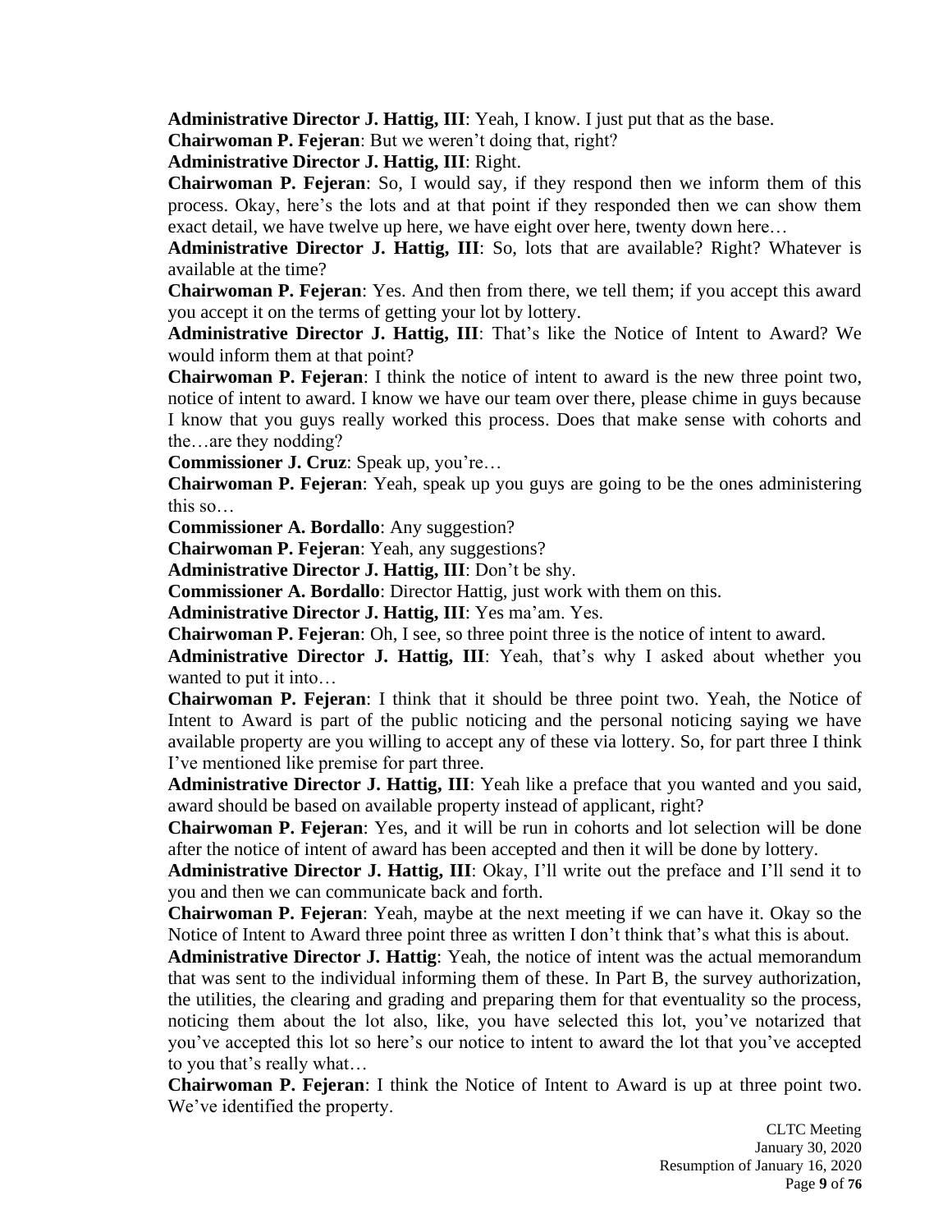**Administrative Director J. Hattig, III**: Yeah, I know. I just put that as the base.

**Chairwoman P. Fejeran**: But we weren't doing that, right?

**Administrative Director J. Hattig, III**: Right.

**Chairwoman P. Fejeran**: So, I would say, if they respond then we inform them of this process. Okay, here's the lots and at that point if they responded then we can show them exact detail, we have twelve up here, we have eight over here, twenty down here…

**Administrative Director J. Hattig, III**: So, lots that are available? Right? Whatever is available at the time?

**Chairwoman P. Fejeran**: Yes. And then from there, we tell them; if you accept this award you accept it on the terms of getting your lot by lottery.

**Administrative Director J. Hattig, III**: That's like the Notice of Intent to Award? We would inform them at that point?

**Chairwoman P. Fejeran**: I think the notice of intent to award is the new three point two, notice of intent to award. I know we have our team over there, please chime in guys because I know that you guys really worked this process. Does that make sense with cohorts and the…are they nodding?

**Commissioner J. Cruz**: Speak up, you're…

**Chairwoman P. Fejeran**: Yeah, speak up you guys are going to be the ones administering this so…

**Commissioner A. Bordallo**: Any suggestion?

**Chairwoman P. Fejeran**: Yeah, any suggestions?

**Administrative Director J. Hattig, III**: Don't be shy.

**Commissioner A. Bordallo**: Director Hattig, just work with them on this.

**Administrative Director J. Hattig, III**: Yes ma'am. Yes.

**Chairwoman P. Fejeran**: Oh, I see, so three point three is the notice of intent to award.

**Administrative Director J. Hattig, III**: Yeah, that's why I asked about whether you wanted to put it into…

**Chairwoman P. Fejeran**: I think that it should be three point two. Yeah, the Notice of Intent to Award is part of the public noticing and the personal noticing saying we have available property are you willing to accept any of these via lottery. So, for part three I think I've mentioned like premise for part three.

**Administrative Director J. Hattig, III**: Yeah like a preface that you wanted and you said, award should be based on available property instead of applicant, right?

**Chairwoman P. Fejeran**: Yes, and it will be run in cohorts and lot selection will be done after the notice of intent of award has been accepted and then it will be done by lottery.

**Administrative Director J. Hattig, III**: Okay, I'll write out the preface and I'll send it to you and then we can communicate back and forth.

**Chairwoman P. Fejeran**: Yeah, maybe at the next meeting if we can have it. Okay so the Notice of Intent to Award three point three as written I don't think that's what this is about.

**Administrative Director J. Hattig**: Yeah, the notice of intent was the actual memorandum that was sent to the individual informing them of these. In Part B, the survey authorization, the utilities, the clearing and grading and preparing them for that eventuality so the process, noticing them about the lot also, like, you have selected this lot, you've notarized that you've accepted this lot so here's our notice to intent to award the lot that you've accepted to you that's really what…

**Chairwoman P. Fejeran**: I think the Notice of Intent to Award is up at three point two. We've identified the property.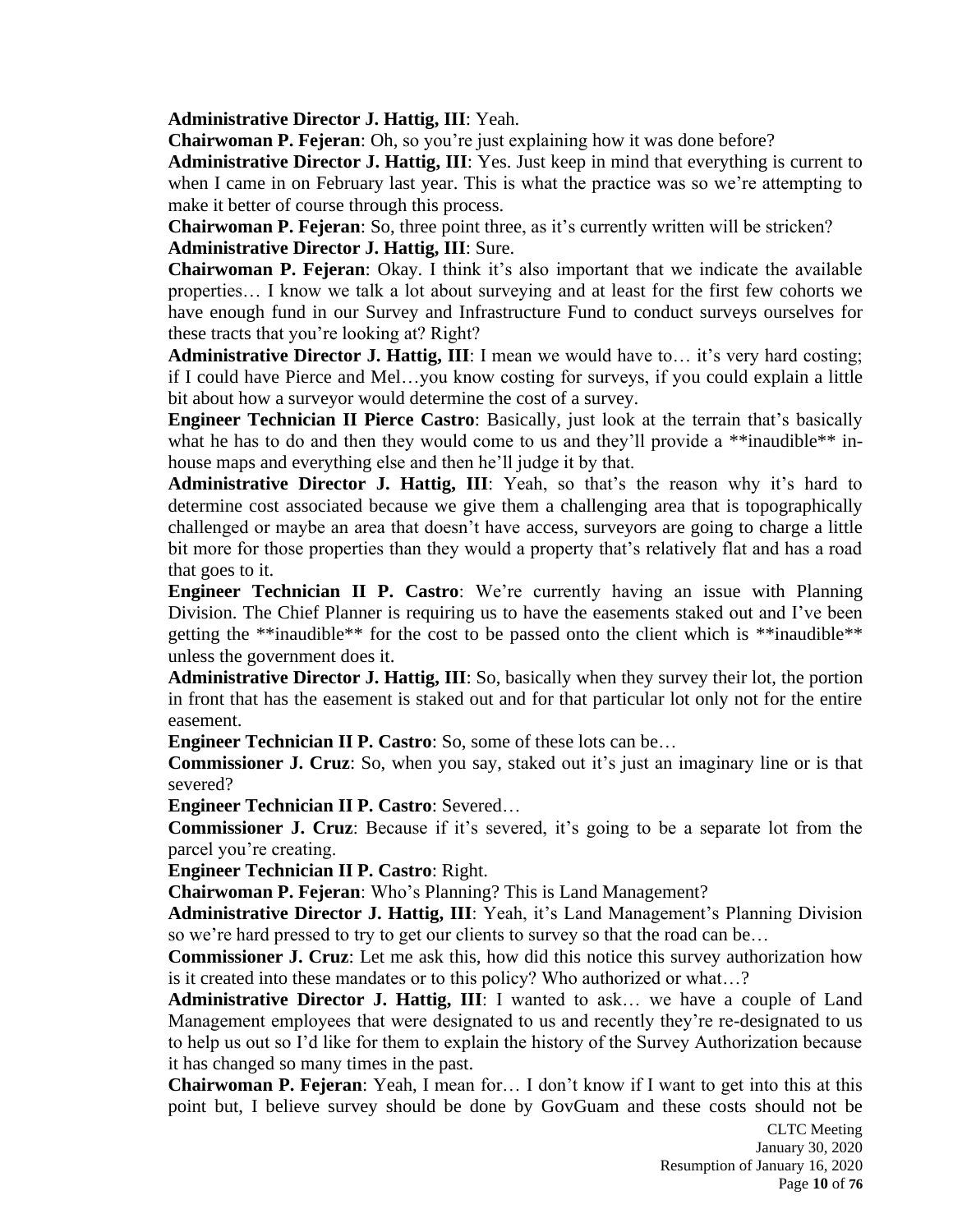**Administrative Director J. Hattig, III**: Yeah.

**Chairwoman P. Fejeran**: Oh, so you're just explaining how it was done before?

**Administrative Director J. Hattig, III**: Yes. Just keep in mind that everything is current to when I came in on February last year. This is what the practice was so we're attempting to make it better of course through this process.

**Chairwoman P. Fejeran**: So, three point three, as it's currently written will be stricken?

**Administrative Director J. Hattig, III**: Sure.

**Chairwoman P. Fejeran**: Okay. I think it's also important that we indicate the available properties… I know we talk a lot about surveying and at least for the first few cohorts we have enough fund in our Survey and Infrastructure Fund to conduct surveys ourselves for these tracts that you're looking at? Right?

**Administrative Director J. Hattig, III**: I mean we would have to… it's very hard costing; if I could have Pierce and Mel…you know costing for surveys, if you could explain a little bit about how a surveyor would determine the cost of a survey.

**Engineer Technician II Pierce Castro**: Basically, just look at the terrain that's basically what he has to do and then they would come to us and they'll provide a **inaudible** in-house maps and everything else and then he'll judge it by that.

**Administrative Director J. Hattig, III**: Yeah, so that's the reason why it's hard to determine cost associated because we give them a challenging area that is topographically challenged or maybe an area that doesn't have access, surveyors are going to charge a little bit more for those properties than they would a property that's relatively flat and has a road that goes to it.

**Engineer Technician II P. Castro**: We're currently having an issue with Planning Division. The Chief Planner is requiring us to have the easements staked out and I've been getting the **inaudible** for the cost to be passed onto the client which is **inaudible** unless the government does it.

**Administrative Director J. Hattig, III**: So, basically when they survey their lot, the portion in front that has the easement is staked out and for that particular lot only not for the entire easement.

**Engineer Technician II P. Castro**: So, some of these lots can be…

**Commissioner J. Cruz**: So, when you say, staked out it's just an imaginary line or is that severed?

**Engineer Technician II P. Castro**: Severed…

**Commissioner J. Cruz**: Because if it's severed, it's going to be a separate lot from the parcel you're creating.

**Engineer Technician II P. Castro**: Right.

**Chairwoman P. Fejeran**: Who's Planning? This is Land Management?

**Administrative Director J. Hattig, III**: Yeah, it's Land Management's Planning Division so we're hard pressed to try to get our clients to survey so that the road can be…

**Commissioner J. Cruz**: Let me ask this, how did this notice this survey authorization how is it created into these mandates or to this policy? Who authorized or what…?

**Administrative Director J. Hattig, III**: I wanted to ask… we have a couple of Land Management employees that were designated to us and recently they're re-designated to us to help us out so I'd like for them to explain the history of the Survey Authorization because it has changed so many times in the past.

**Chairwoman P. Fejeran**: Yeah, I mean for… I don't know if I want to get into this at this point but, I believe survey should be done by GovGuam and these costs should not be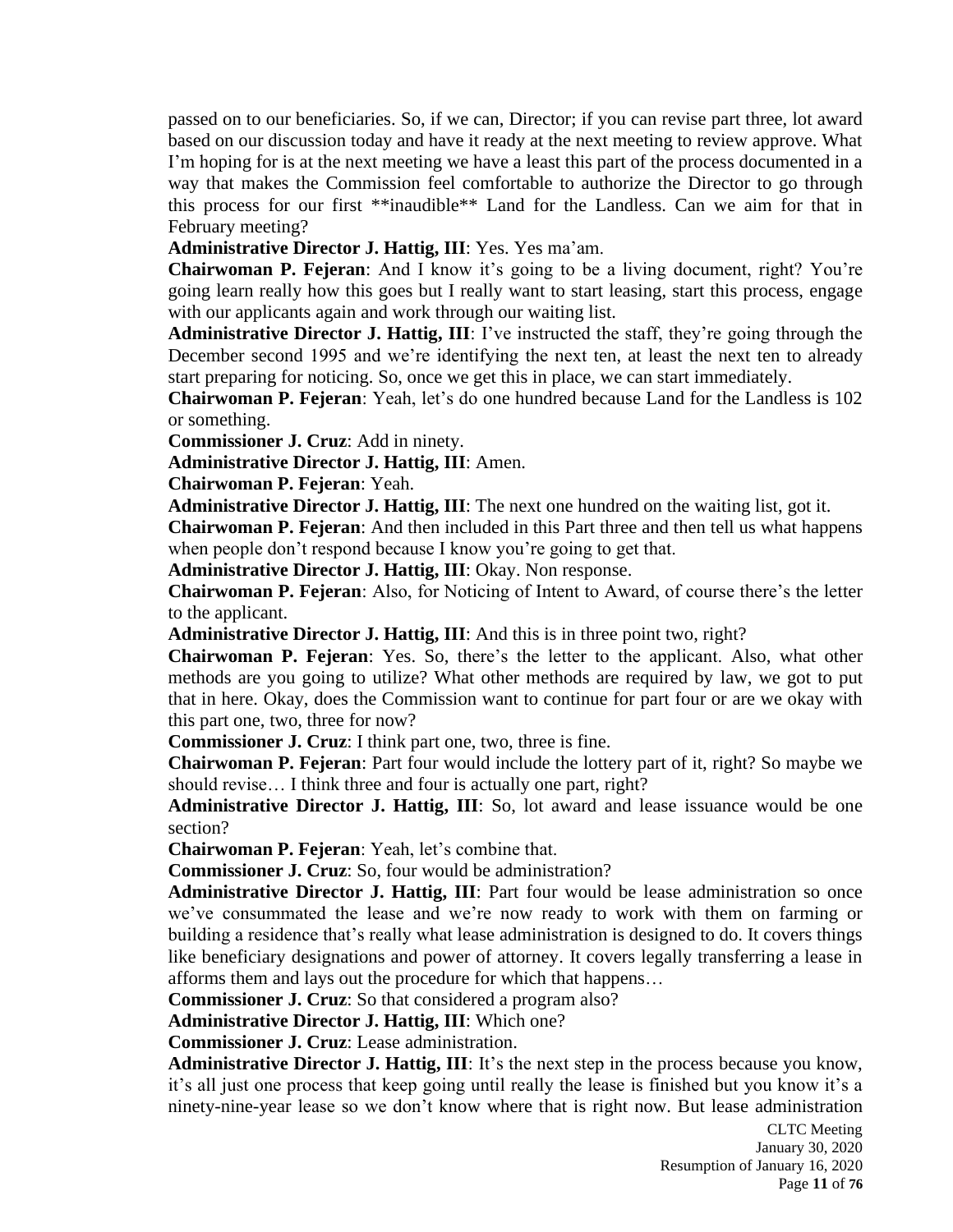passed on to our beneficiaries. So, if we can, Director; if you can revise part three, lot award based on our discussion today and have it ready at the next meeting to review approve. What I'm hoping for is at the next meeting we have a least this part of the process documented in a way that makes the Commission feel comfortable to authorize the Director to go through this process for our first **inaudible** Land for the Landless. Can we aim for that in February meeting?

**Administrative Director J. Hattig, III**: Yes. Yes ma'am.

**Chairwoman P. Fejeran**: And I know it's going to be a living document, right? You're going learn really how this goes but I really want to start leasing, start this process, engage with our applicants again and work through our waiting list.

**Administrative Director J. Hattig, III**: I've instructed the staff, they're going through the December second 1995 and we're identifying the next ten, at least the next ten to already start preparing for noticing. So, once we get this in place, we can start immediately.

**Chairwoman P. Fejeran**: Yeah, let's do one hundred because Land for the Landless is 102 or something.

**Commissioner J. Cruz**: Add in ninety.

**Administrative Director J. Hattig, III**: Amen.

**Chairwoman P. Fejeran**: Yeah.

**Administrative Director J. Hattig, III**: The next one hundred on the waiting list, got it.

**Chairwoman P. Fejeran**: And then included in this Part three and then tell us what happens when people don't respond because I know you're going to get that.

**Administrative Director J. Hattig, III**: Okay. Non response.

**Chairwoman P. Fejeran**: Also, for Noticing of Intent to Award, of course there's the letter to the applicant.

**Administrative Director J. Hattig, III**: And this is in three point two, right?

**Chairwoman P. Fejeran**: Yes. So, there's the letter to the applicant. Also, what other methods are you going to utilize? What other methods are required by law, we got to put that in here. Okay, does the Commission want to continue for part four or are we okay with this part one, two, three for now?

**Commissioner J. Cruz**: I think part one, two, three is fine.

**Chairwoman P. Fejeran**: Part four would include the lottery part of it, right? So maybe we should revise… I think three and four is actually one part, right?

**Administrative Director J. Hattig, III**: So, lot award and lease issuance would be one section?

**Chairwoman P. Fejeran**: Yeah, let's combine that.

**Commissioner J. Cruz**: So, four would be administration?

**Administrative Director J. Hattig, III**: Part four would be lease administration so once we've consummated the lease and we're now ready to work with them on farming or building a residence that's really what lease administration is designed to do. It covers things like beneficiary designations and power of attorney. It covers legally transferring a lease in afforms them and lays out the procedure for which that happens…

**Commissioner J. Cruz**: So that considered a program also?

**Administrative Director J. Hattig, III**: Which one?

**Commissioner J. Cruz**: Lease administration.

**Administrative Director J. Hattig, III**: It's the next step in the process because you know, it's all just one process that keep going until really the lease is finished but you know it's a ninety-nine-year lease so we don't know where that is right now. But lease administration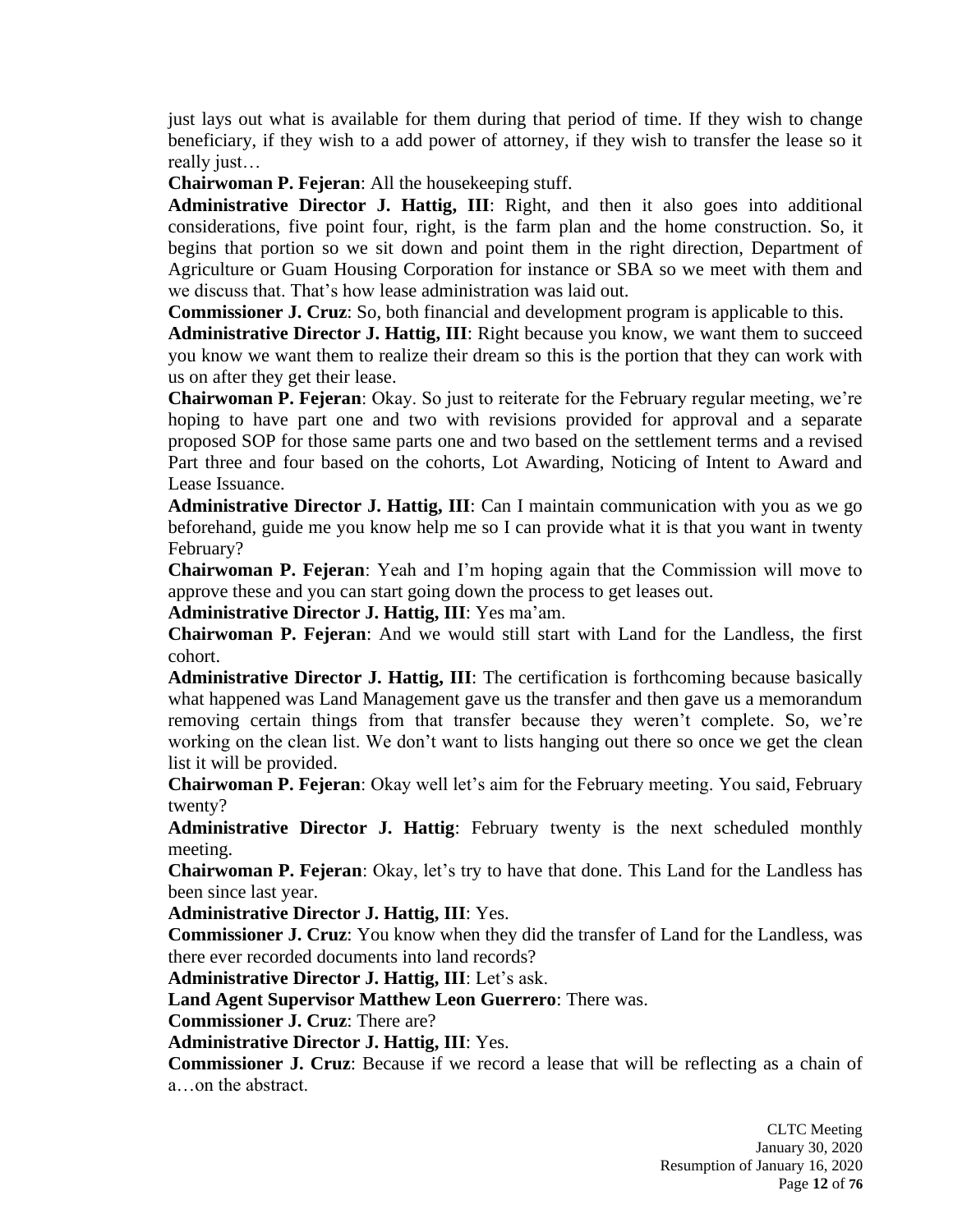just lays out what is available for them during that period of time. If they wish to change beneficiary, if they wish to a add power of attorney, if they wish to transfer the lease so it really just…

**Chairwoman P. Fejeran**: All the housekeeping stuff.

**Administrative Director J. Hattig, III**: Right, and then it also goes into additional considerations, five point four, right, is the farm plan and the home construction. So, it begins that portion so we sit down and point them in the right direction, Department of Agriculture or Guam Housing Corporation for instance or SBA so we meet with them and we discuss that. That's how lease administration was laid out.

**Commissioner J. Cruz**: So, both financial and development program is applicable to this.

**Administrative Director J. Hattig, III**: Right because you know, we want them to succeed you know we want them to realize their dream so this is the portion that they can work with us on after they get their lease.

**Chairwoman P. Fejeran**: Okay. So just to reiterate for the February regular meeting, we're hoping to have part one and two with revisions provided for approval and a separate proposed SOP for those same parts one and two based on the settlement terms and a revised Part three and four based on the cohorts, Lot Awarding, Noticing of Intent to Award and Lease Issuance.

**Administrative Director J. Hattig, III**: Can I maintain communication with you as we go beforehand, guide me you know help me so I can provide what it is that you want in twenty February?

**Chairwoman P. Fejeran**: Yeah and I'm hoping again that the Commission will move to approve these and you can start going down the process to get leases out.

**Administrative Director J. Hattig, III**: Yes ma'am.

**Chairwoman P. Fejeran**: And we would still start with Land for the Landless, the first cohort.

**Administrative Director J. Hattig, III**: The certification is forthcoming because basically what happened was Land Management gave us the transfer and then gave us a memorandum removing certain things from that transfer because they weren't complete. So, we're working on the clean list. We don't want to lists hanging out there so once we get the clean list it will be provided.

**Chairwoman P. Fejeran**: Okay well let's aim for the February meeting. You said, February twenty?

**Administrative Director J. Hattig**: February twenty is the next scheduled monthly meeting.

**Chairwoman P. Fejeran**: Okay, let's try to have that done. This Land for the Landless has been since last year.

**Administrative Director J. Hattig, III**: Yes.

**Commissioner J. Cruz**: You know when they did the transfer of Land for the Landless, was there ever recorded documents into land records?

**Administrative Director J. Hattig, III**: Let's ask.

**Land Agent Supervisor Matthew Leon Guerrero**: There was.

**Commissioner J. Cruz**: There are?

**Administrative Director J. Hattig, III**: Yes.

**Commissioner J. Cruz**: Because if we record a lease that will be reflecting as a chain of a…on the abstract.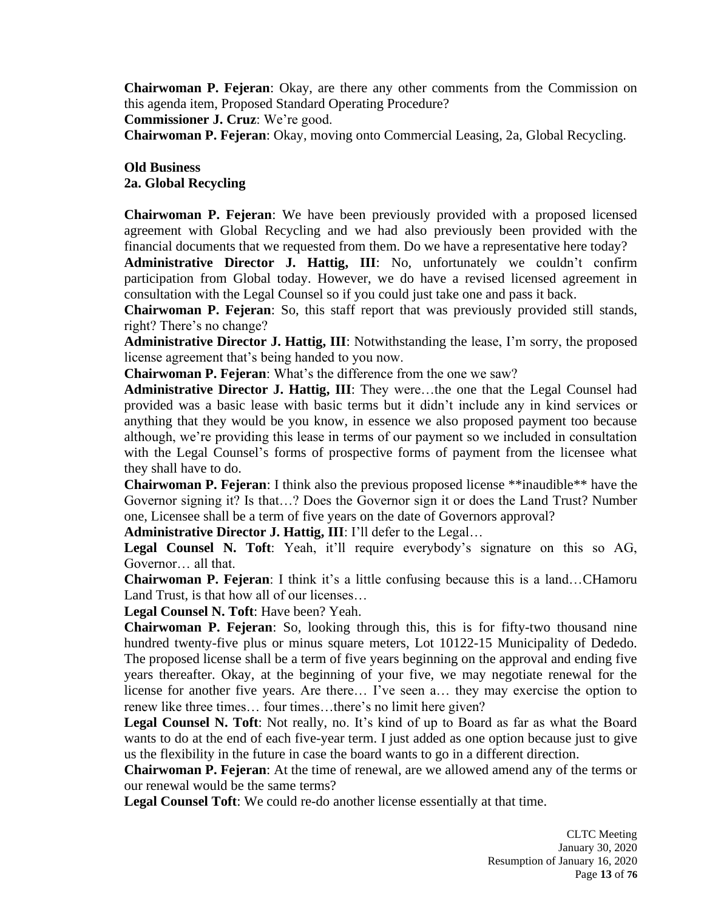**Chairwoman P. Fejeran**: Okay, are there any other comments from the Commission on this agenda item, Proposed Standard Operating Procedure?

**Commissioner J. Cruz**: We're good.

**Chairwoman P. Fejeran**: Okay, moving onto Commercial Leasing, 2a, Global Recycling.

**Old Business**
**2a. Global Recycling**

**Chairwoman P. Fejeran**: We have been previously provided with a proposed licensed agreement with Global Recycling and we had also previously been provided with the financial documents that we requested from them. Do we have a representative here today?

**Administrative Director J. Hattig, III**: No, unfortunately we couldn't confirm participation from Global today. However, we do have a revised licensed agreement in consultation with the Legal Counsel so if you could just take one and pass it back.

**Chairwoman P. Fejeran**: So, this staff report that was previously provided still stands, right? There's no change?

**Administrative Director J. Hattig, III**: Notwithstanding the lease, I'm sorry, the proposed license agreement that's being handed to you now.

**Chairwoman P. Fejeran**: What's the difference from the one we saw?

**Administrative Director J. Hattig, III**: They were…the one that the Legal Counsel had provided was a basic lease with basic terms but it didn't include any in kind services or anything that they would be you know, in essence we also proposed payment too because although, we're providing this lease in terms of our payment so we included in consultation with the Legal Counsel's forms of prospective forms of payment from the licensee what they shall have to do.

**Chairwoman P. Fejeran**: I think also the previous proposed license **inaudible** have the Governor signing it? Is that…? Does the Governor sign it or does the Land Trust? Number one, Licensee shall be a term of five years on the date of Governors approval?

**Administrative Director J. Hattig, III**: I'll defer to the Legal…

**Legal Counsel N. Toft**: Yeah, it'll require everybody's signature on this so AG, Governor… all that.

**Chairwoman P. Fejeran**: I think it's a little confusing because this is a land…CHamoru Land Trust, is that how all of our licenses…

**Legal Counsel N. Toft**: Have been? Yeah.

**Chairwoman P. Fejeran**: So, looking through this, this is for fifty-two thousand nine hundred twenty-five plus or minus square meters, Lot 10122-15 Municipality of Dededo. The proposed license shall be a term of five years beginning on the approval and ending five years thereafter. Okay, at the beginning of your five, we may negotiate renewal for the license for another five years. Are there… I've seen a… they may exercise the option to renew like three times… four times…there's no limit here given?

**Legal Counsel N. Toft**: Not really, no. It's kind of up to Board as far as what the Board wants to do at the end of each five-year term. I just added as one option because just to give us the flexibility in the future in case the board wants to go in a different direction.

**Chairwoman P. Fejeran**: At the time of renewal, are we allowed amend any of the terms or our renewal would be the same terms?

**Legal Counsel Toft**: We could re-do another license essentially at that time.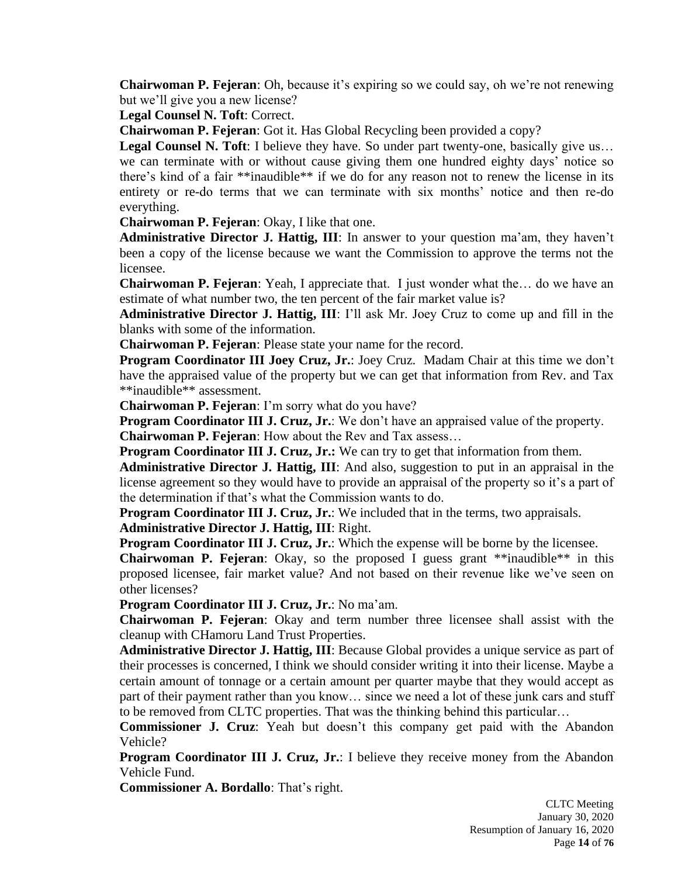**Chairwoman P. Fejeran**: Oh, because it's expiring so we could say, oh we're not renewing but we'll give you a new license?

**Legal Counsel N. Toft**: Correct.

**Chairwoman P. Fejeran**: Got it. Has Global Recycling been provided a copy?

**Legal Counsel N. Toft**: I believe they have. So under part twenty-one, basically give us… we can terminate with or without cause giving them one hundred eighty days' notice so there's kind of a fair **inaudible** if we do for any reason not to renew the license in its entirety or re-do terms that we can terminate with six months' notice and then re-do everything.

**Chairwoman P. Fejeran**: Okay, I like that one.

**Administrative Director J. Hattig, III**: In answer to your question ma'am, they haven't been a copy of the license because we want the Commission to approve the terms not the licensee.

**Chairwoman P. Fejeran**: Yeah, I appreciate that. I just wonder what the… do we have an estimate of what number two, the ten percent of the fair market value is?

**Administrative Director J. Hattig, III**: I'll ask Mr. Joey Cruz to come up and fill in the blanks with some of the information.

**Chairwoman P. Fejeran**: Please state your name for the record.

**Program Coordinator III Joey Cruz, Jr.**: Joey Cruz. Madam Chair at this time we don't have the appraised value of the property but we can get that information from Rev. and Tax **inaudible** assessment.

**Chairwoman P. Fejeran**: I'm sorry what do you have?

**Program Coordinator III J. Cruz, Jr.**: We don't have an appraised value of the property.

**Chairwoman P. Fejeran**: How about the Rev and Tax assess…

**Program Coordinator III J. Cruz, Jr.:** We can try to get that information from them.

**Administrative Director J. Hattig, III**: And also, suggestion to put in an appraisal in the license agreement so they would have to provide an appraisal of the property so it's a part of the determination if that's what the Commission wants to do.

**Program Coordinator III J. Cruz, Jr.**: We included that in the terms, two appraisals.

**Administrative Director J. Hattig, III**: Right.

**Program Coordinator III J. Cruz, Jr.**: Which the expense will be borne by the licensee.

**Chairwoman P. Fejeran**: Okay, so the proposed I guess grant **inaudible** in this proposed licensee, fair market value? And not based on their revenue like we've seen on other licenses?

**Program Coordinator III J. Cruz, Jr.**: No ma'am.

**Chairwoman P. Fejeran**: Okay and term number three licensee shall assist with the cleanup with CHamoru Land Trust Properties.

**Administrative Director J. Hattig, III**: Because Global provides a unique service as part of their processes is concerned, I think we should consider writing it into their license. Maybe a certain amount of tonnage or a certain amount per quarter maybe that they would accept as part of their payment rather than you know… since we need a lot of these junk cars and stuff to be removed from CLTC properties. That was the thinking behind this particular…

**Commissioner J. Cruz**: Yeah but doesn't this company get paid with the Abandon Vehicle?

**Program Coordinator III J. Cruz, Jr.**: I believe they receive money from the Abandon Vehicle Fund.

**Commissioner A. Bordallo**: That's right.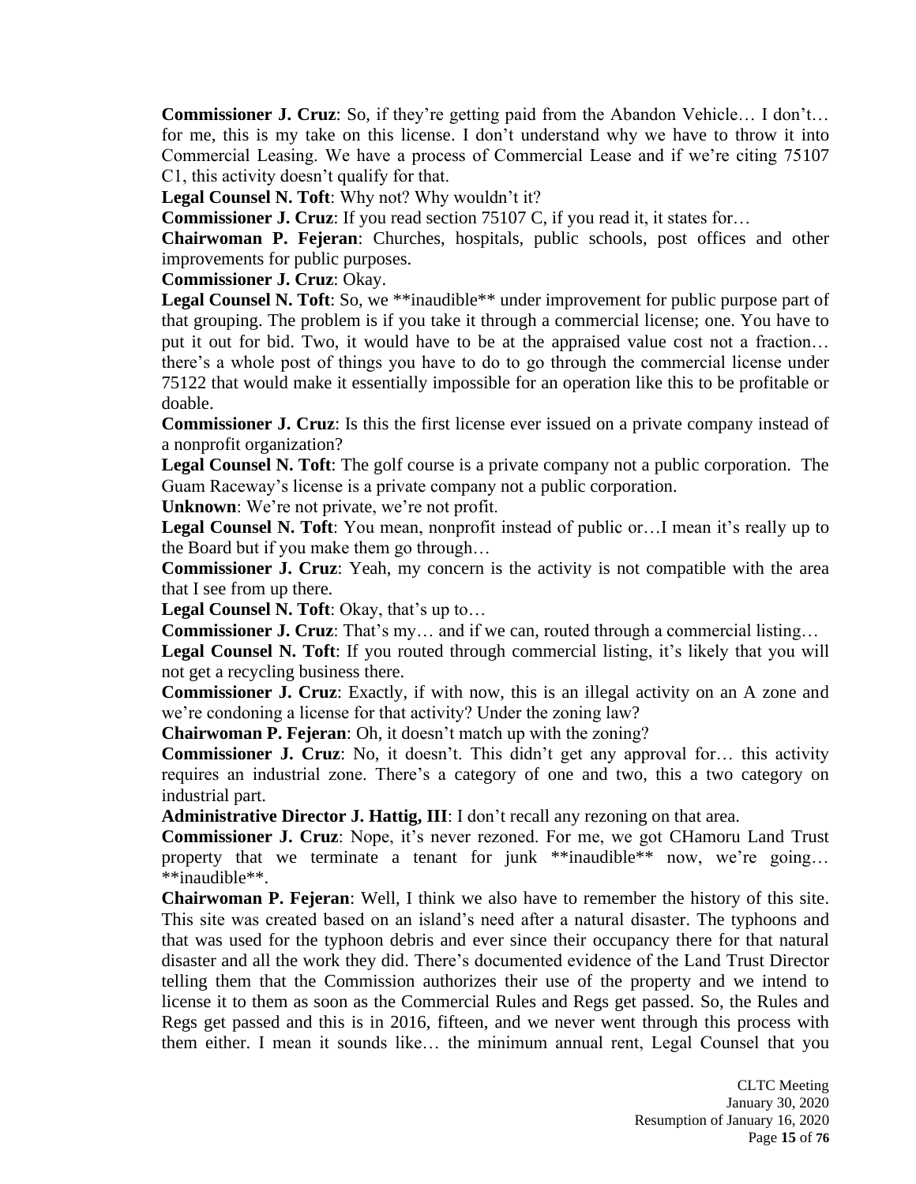**Commissioner J. Cruz**: So, if they're getting paid from the Abandon Vehicle… I don't… for me, this is my take on this license. I don't understand why we have to throw it into Commercial Leasing. We have a process of Commercial Lease and if we're citing 75107 C1, this activity doesn't qualify for that.

**Legal Counsel N. Toft**: Why not? Why wouldn't it?

**Commissioner J. Cruz**: If you read section 75107 C, if you read it, it states for…

**Chairwoman P. Fejeran**: Churches, hospitals, public schools, post offices and other improvements for public purposes.

**Commissioner J. Cruz**: Okay.

**Legal Counsel N. Toft**: So, we **inaudible** under improvement for public purpose part of that grouping. The problem is if you take it through a commercial license; one. You have to put it out for bid. Two, it would have to be at the appraised value cost not a fraction… there's a whole post of things you have to do to go through the commercial license under 75122 that would make it essentially impossible for an operation like this to be profitable or doable.

**Commissioner J. Cruz**: Is this the first license ever issued on a private company instead of a nonprofit organization?

**Legal Counsel N. Toft**: The golf course is a private company not a public corporation. The Guam Raceway's license is a private company not a public corporation.

**Unknown**: We're not private, we're not profit.

**Legal Counsel N. Toft**: You mean, nonprofit instead of public or…I mean it's really up to the Board but if you make them go through…

**Commissioner J. Cruz**: Yeah, my concern is the activity is not compatible with the area that I see from up there.

**Legal Counsel N. Toft**: Okay, that's up to…

**Commissioner J. Cruz**: That's my… and if we can, routed through a commercial listing…

**Legal Counsel N. Toft**: If you routed through commercial listing, it's likely that you will not get a recycling business there.

**Commissioner J. Cruz**: Exactly, if with now, this is an illegal activity on an A zone and we're condoning a license for that activity? Under the zoning law?

**Chairwoman P. Fejeran**: Oh, it doesn't match up with the zoning?

**Commissioner J. Cruz**: No, it doesn't. This didn't get any approval for… this activity requires an industrial zone. There's a category of one and two, this a two category on industrial part.

**Administrative Director J. Hattig, III**: I don't recall any rezoning on that area.

**Commissioner J. Cruz**: Nope, it's never rezoned. For me, we got CHamoru Land Trust property that we terminate a tenant for junk **inaudible** now, we're going… **inaudible**.

**Chairwoman P. Fejeran**: Well, I think we also have to remember the history of this site. This site was created based on an island's need after a natural disaster. The typhoons and that was used for the typhoon debris and ever since their occupancy there for that natural disaster and all the work they did. There's documented evidence of the Land Trust Director telling them that the Commission authorizes their use of the property and we intend to license it to them as soon as the Commercial Rules and Regs get passed. So, the Rules and Regs get passed and this is in 2016, fifteen, and we never went through this process with them either. I mean it sounds like… the minimum annual rent, Legal Counsel that you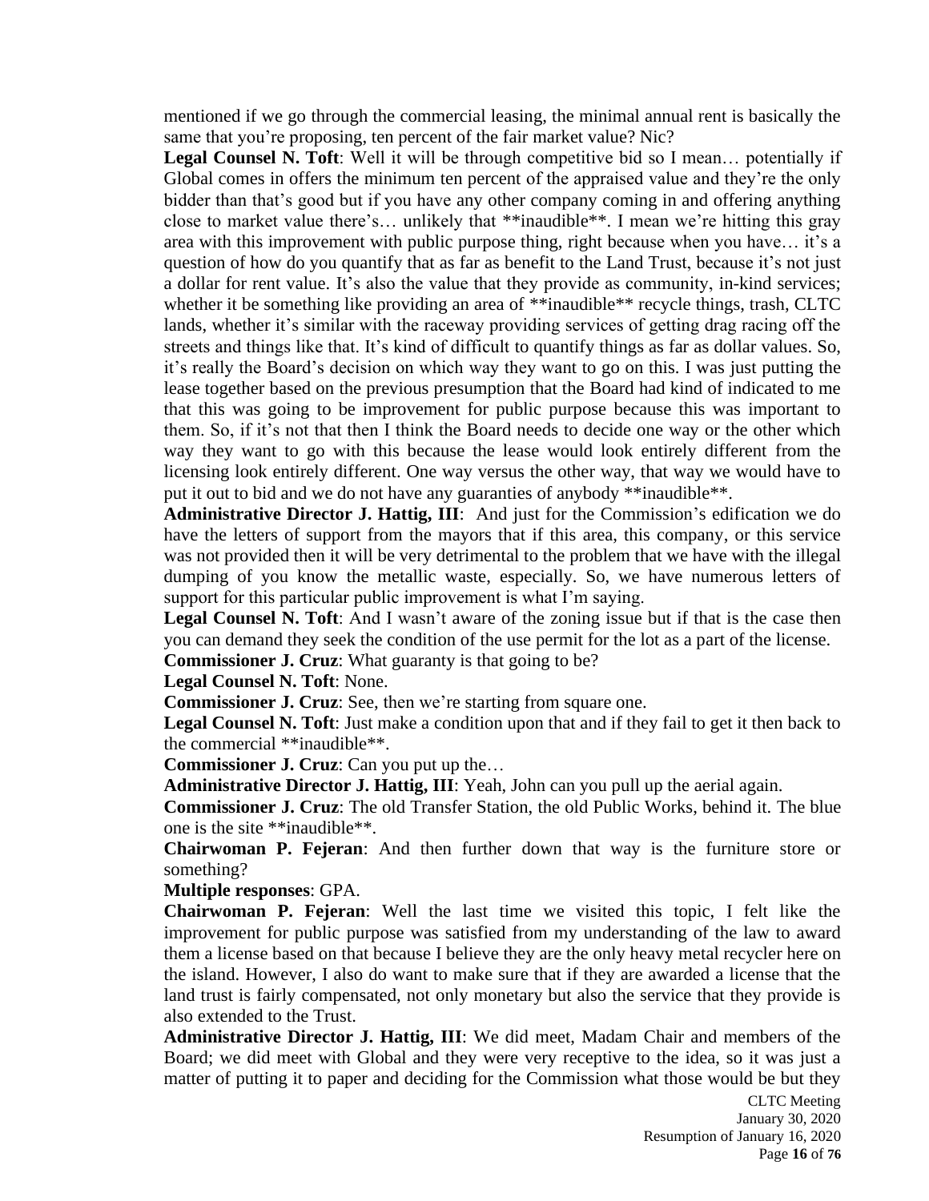mentioned if we go through the commercial leasing, the minimal annual rent is basically the same that you're proposing, ten percent of the fair market value? Nic?

**Legal Counsel N. Toft**: Well it will be through competitive bid so I mean… potentially if Global comes in offers the minimum ten percent of the appraised value and they're the only bidder than that's good but if you have any other company coming in and offering anything close to market value there's… unlikely that **inaudible**. I mean we're hitting this gray area with this improvement with public purpose thing, right because when you have… it's a question of how do you quantify that as far as benefit to the Land Trust, because it's not just a dollar for rent value. It's also the value that they provide as community, in-kind services; whether it be something like providing an area of **inaudible** recycle things, trash, CLTC lands, whether it's similar with the raceway providing services of getting drag racing off the streets and things like that. It's kind of difficult to quantify things as far as dollar values. So, it's really the Board's decision on which way they want to go on this. I was just putting the lease together based on the previous presumption that the Board had kind of indicated to me that this was going to be improvement for public purpose because this was important to them. So, if it's not that then I think the Board needs to decide one way or the other which way they want to go with this because the lease would look entirely different from the licensing look entirely different. One way versus the other way, that way we would have to put it out to bid and we do not have any guaranties of anybody **inaudible**.

**Administrative Director J. Hattig, III**: And just for the Commission's edification we do have the letters of support from the mayors that if this area, this company, or this service was not provided then it will be very detrimental to the problem that we have with the illegal dumping of you know the metallic waste, especially. So, we have numerous letters of support for this particular public improvement is what I'm saying.

**Legal Counsel N. Toft**: And I wasn't aware of the zoning issue but if that is the case then you can demand they seek the condition of the use permit for the lot as a part of the license.

**Commissioner J. Cruz**: What guaranty is that going to be?

**Legal Counsel N. Toft**: None.

**Commissioner J. Cruz**: See, then we're starting from square one.

**Legal Counsel N. Toft**: Just make a condition upon that and if they fail to get it then back to the commercial **inaudible**.

**Commissioner J. Cruz**: Can you put up the…

**Administrative Director J. Hattig, III**: Yeah, John can you pull up the aerial again.

**Commissioner J. Cruz**: The old Transfer Station, the old Public Works, behind it. The blue one is the site **inaudible**.

**Chairwoman P. Fejeran**: And then further down that way is the furniture store or something?

**Multiple responses**: GPA.

**Chairwoman P. Fejeran**: Well the last time we visited this topic, I felt like the improvement for public purpose was satisfied from my understanding of the law to award them a license based on that because I believe they are the only heavy metal recycler here on the island. However, I also do want to make sure that if they are awarded a license that the land trust is fairly compensated, not only monetary but also the service that they provide is also extended to the Trust.

**Administrative Director J. Hattig, III**: We did meet, Madam Chair and members of the Board; we did meet with Global and they were very receptive to the idea, so it was just a matter of putting it to paper and deciding for the Commission what those would be but they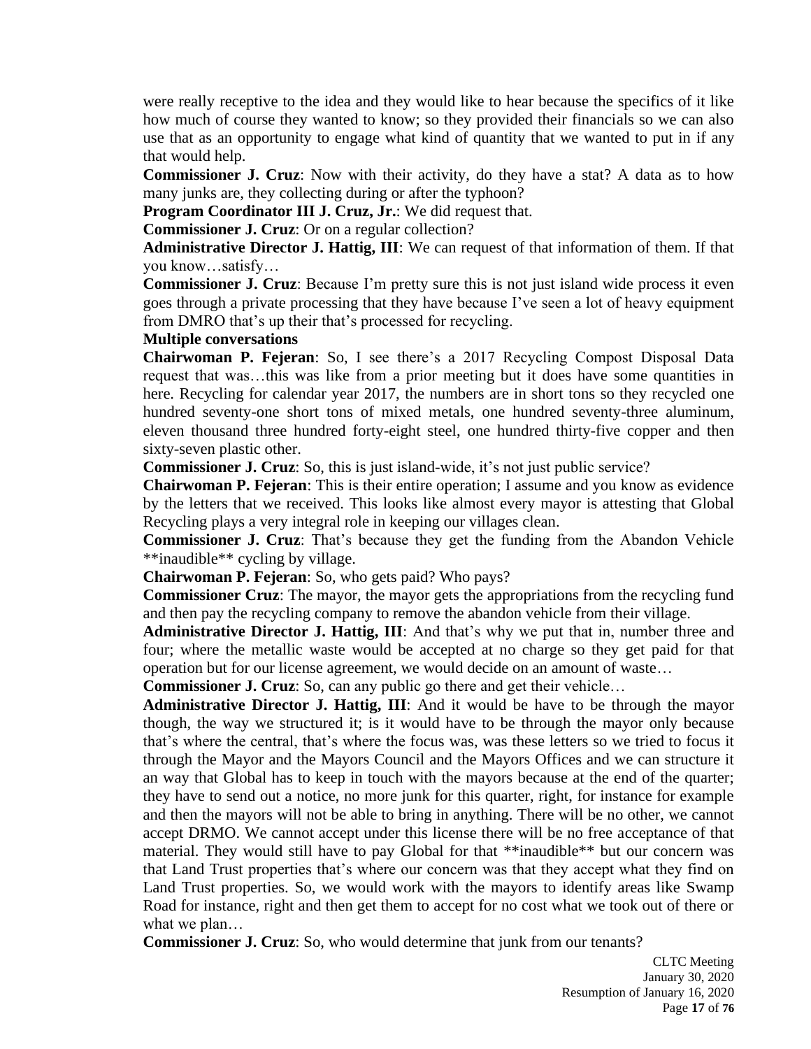were really receptive to the idea and they would like to hear because the specifics of it like how much of course they wanted to know; so they provided their financials so we can also use that as an opportunity to engage what kind of quantity that we wanted to put in if any that would help.

**Commissioner J. Cruz**: Now with their activity, do they have a stat? A data as to how many junks are, they collecting during or after the typhoon?

**Program Coordinator III J. Cruz, Jr.**: We did request that.

**Commissioner J. Cruz**: Or on a regular collection?

**Administrative Director J. Hattig, III**: We can request of that information of them. If that you know…satisfy…

**Commissioner J. Cruz**: Because I'm pretty sure this is not just island wide process it even goes through a private processing that they have because I've seen a lot of heavy equipment from DMRO that's up their that's processed for recycling.

**Multiple conversations**

**Chairwoman P. Fejeran**: So, I see there's a 2017 Recycling Compost Disposal Data request that was…this was like from a prior meeting but it does have some quantities in here. Recycling for calendar year 2017, the numbers are in short tons so they recycled one hundred seventy-one short tons of mixed metals, one hundred seventy-three aluminum, eleven thousand three hundred forty-eight steel, one hundred thirty-five copper and then sixty-seven plastic other.

**Commissioner J. Cruz**: So, this is just island-wide, it's not just public service?

**Chairwoman P. Fejeran**: This is their entire operation; I assume and you know as evidence by the letters that we received. This looks like almost every mayor is attesting that Global Recycling plays a very integral role in keeping our villages clean.

**Commissioner J. Cruz**: That's because they get the funding from the Abandon Vehicle **inaudible** cycling by village.

**Chairwoman P. Fejeran**: So, who gets paid? Who pays?

**Commissioner Cruz**: The mayor, the mayor gets the appropriations from the recycling fund and then pay the recycling company to remove the abandon vehicle from their village.

**Administrative Director J. Hattig, III**: And that's why we put that in, number three and four; where the metallic waste would be accepted at no charge so they get paid for that operation but for our license agreement, we would decide on an amount of waste…

**Commissioner J. Cruz**: So, can any public go there and get their vehicle…

**Administrative Director J. Hattig, III**: And it would be have to be through the mayor though, the way we structured it; is it would have to be through the mayor only because that's where the central, that's where the focus was, was these letters so we tried to focus it through the Mayor and the Mayors Council and the Mayors Offices and we can structure it an way that Global has to keep in touch with the mayors because at the end of the quarter; they have to send out a notice, no more junk for this quarter, right, for instance for example and then the mayors will not be able to bring in anything. There will be no other, we cannot accept DRMO. We cannot accept under this license there will be no free acceptance of that material. They would still have to pay Global for that **inaudible** but our concern was that Land Trust properties that's where our concern was that they accept what they find on Land Trust properties. So, we would work with the mayors to identify areas like Swamp Road for instance, right and then get them to accept for no cost what we took out of there or what we plan…

**Commissioner J. Cruz**: So, who would determine that junk from our tenants?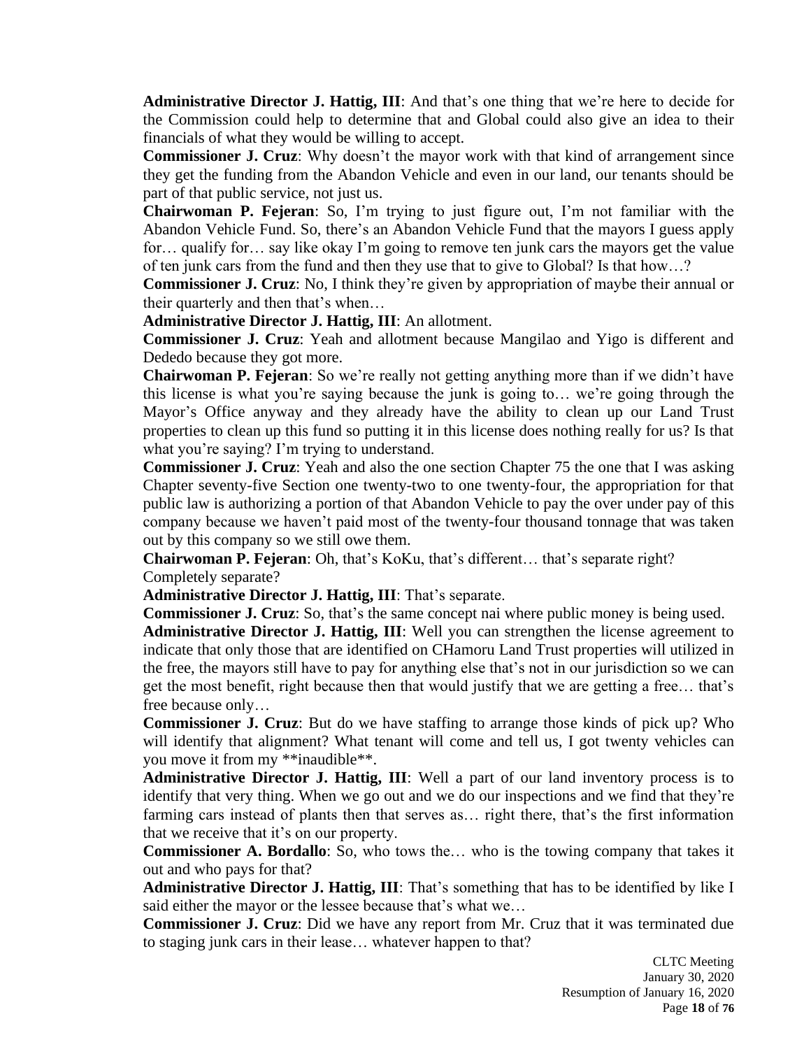**Administrative Director J. Hattig, III**: And that's one thing that we're here to decide for the Commission could help to determine that and Global could also give an idea to their financials of what they would be willing to accept.

**Commissioner J. Cruz**: Why doesn't the mayor work with that kind of arrangement since they get the funding from the Abandon Vehicle and even in our land, our tenants should be part of that public service, not just us.

**Chairwoman P. Fejeran**: So, I'm trying to just figure out, I'm not familiar with the Abandon Vehicle Fund. So, there's an Abandon Vehicle Fund that the mayors I guess apply for… qualify for… say like okay I'm going to remove ten junk cars the mayors get the value of ten junk cars from the fund and then they use that to give to Global? Is that how…?

**Commissioner J. Cruz**: No, I think they're given by appropriation of maybe their annual or their quarterly and then that's when…

**Administrative Director J. Hattig, III**: An allotment.

**Commissioner J. Cruz**: Yeah and allotment because Mangilao and Yigo is different and Dededo because they got more.

**Chairwoman P. Fejeran**: So we're really not getting anything more than if we didn't have this license is what you're saying because the junk is going to… we're going through the Mayor's Office anyway and they already have the ability to clean up our Land Trust properties to clean up this fund so putting it in this license does nothing really for us? Is that what you're saying? I'm trying to understand.

**Commissioner J. Cruz**: Yeah and also the one section Chapter 75 the one that I was asking Chapter seventy-five Section one twenty-two to one twenty-four, the appropriation for that public law is authorizing a portion of that Abandon Vehicle to pay the over under pay of this company because we haven't paid most of the twenty-four thousand tonnage that was taken out by this company so we still owe them.

**Chairwoman P. Fejeran**: Oh, that's KoKu, that's different… that's separate right? Completely separate?

**Administrative Director J. Hattig, III**: That's separate.

**Commissioner J. Cruz**: So, that's the same concept nai where public money is being used.

**Administrative Director J. Hattig, III**: Well you can strengthen the license agreement to indicate that only those that are identified on CHamoru Land Trust properties will utilized in the free, the mayors still have to pay for anything else that's not in our jurisdiction so we can get the most benefit, right because then that would justify that we are getting a free… that's free because only…

**Commissioner J. Cruz**: But do we have staffing to arrange those kinds of pick up? Who will identify that alignment? What tenant will come and tell us, I got twenty vehicles can you move it from my **inaudible**.

**Administrative Director J. Hattig, III**: Well a part of our land inventory process is to identify that very thing. When we go out and we do our inspections and we find that they're farming cars instead of plants then that serves as… right there, that's the first information that we receive that it's on our property.

**Commissioner A. Bordallo**: So, who tows the… who is the towing company that takes it out and who pays for that?

**Administrative Director J. Hattig, III**: That's something that has to be identified by like I said either the mayor or the lessee because that's what we…

**Commissioner J. Cruz**: Did we have any report from Mr. Cruz that it was terminated due to staging junk cars in their lease… whatever happen to that?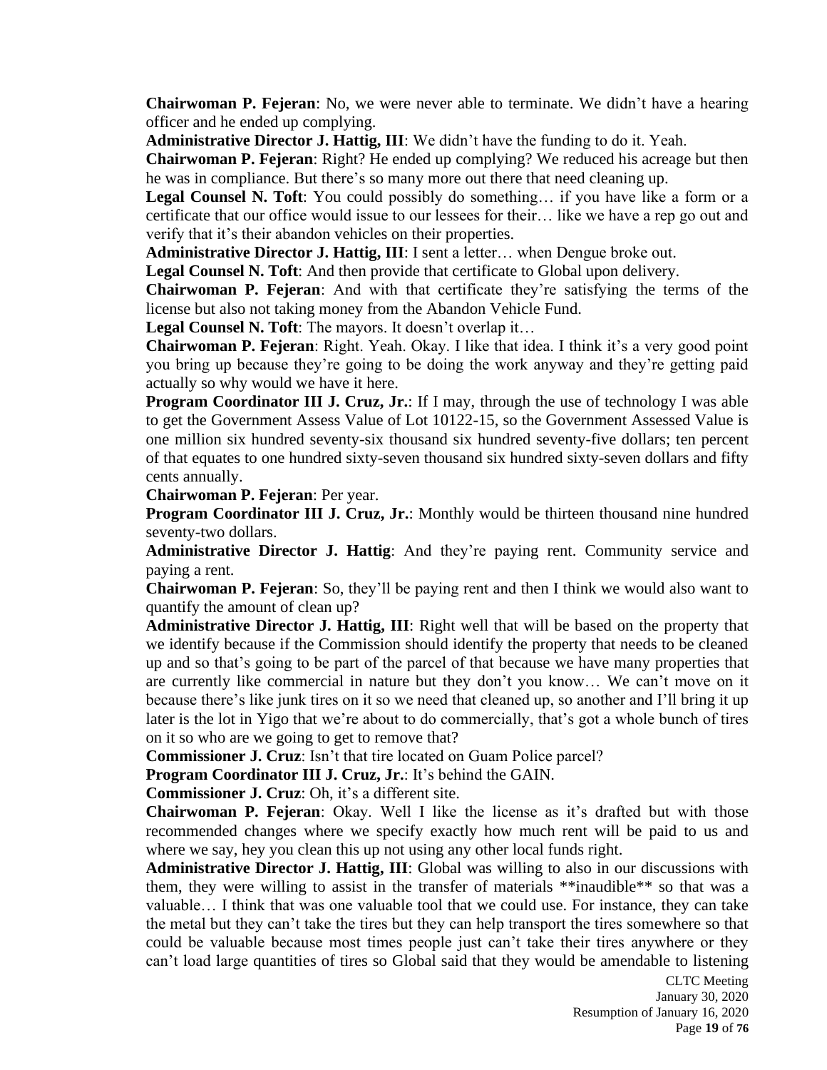**Chairwoman P. Fejeran**: No, we were never able to terminate. We didn't have a hearing officer and he ended up complying.

**Administrative Director J. Hattig, III**: We didn't have the funding to do it. Yeah.

**Chairwoman P. Fejeran**: Right? He ended up complying? We reduced his acreage but then he was in compliance. But there's so many more out there that need cleaning up.

**Legal Counsel N. Toft**: You could possibly do something… if you have like a form or a certificate that our office would issue to our lessees for their… like we have a rep go out and verify that it's their abandon vehicles on their properties.

**Administrative Director J. Hattig, III**: I sent a letter… when Dengue broke out.

**Legal Counsel N. Toft**: And then provide that certificate to Global upon delivery.

**Chairwoman P. Fejeran**: And with that certificate they're satisfying the terms of the license but also not taking money from the Abandon Vehicle Fund.

**Legal Counsel N. Toft**: The mayors. It doesn't overlap it…

**Chairwoman P. Fejeran**: Right. Yeah. Okay. I like that idea. I think it's a very good point you bring up because they're going to be doing the work anyway and they're getting paid actually so why would we have it here.

**Program Coordinator III J. Cruz, Jr.**: If I may, through the use of technology I was able to get the Government Assess Value of Lot 10122-15, so the Government Assessed Value is one million six hundred seventy-six thousand six hundred seventy-five dollars; ten percent of that equates to one hundred sixty-seven thousand six hundred sixty-seven dollars and fifty cents annually.

**Chairwoman P. Fejeran**: Per year.

**Program Coordinator III J. Cruz, Jr.**: Monthly would be thirteen thousand nine hundred seventy-two dollars.

**Administrative Director J. Hattig**: And they're paying rent. Community service and paying a rent.

**Chairwoman P. Fejeran**: So, they'll be paying rent and then I think we would also want to quantify the amount of clean up?

**Administrative Director J. Hattig, III**: Right well that will be based on the property that we identify because if the Commission should identify the property that needs to be cleaned up and so that's going to be part of the parcel of that because we have many properties that are currently like commercial in nature but they don't you know… We can't move on it because there's like junk tires on it so we need that cleaned up, so another and I'll bring it up later is the lot in Yigo that we're about to do commercially, that's got a whole bunch of tires on it so who are we going to get to remove that?

**Commissioner J. Cruz**: Isn't that tire located on Guam Police parcel?

**Program Coordinator III J. Cruz, Jr.**: It's behind the GAIN.

**Commissioner J. Cruz**: Oh, it's a different site.

**Chairwoman P. Fejeran**: Okay. Well I like the license as it's drafted but with those recommended changes where we specify exactly how much rent will be paid to us and where we say, hey you clean this up not using any other local funds right.

**Administrative Director J. Hattig, III**: Global was willing to also in our discussions with them, they were willing to assist in the transfer of materials \*\*inaudible\*\* so that was a valuable… I think that was one valuable tool that we could use. For instance, they can take the metal but they can't take the tires but they can help transport the tires somewhere so that could be valuable because most times people just can't take their tires anywhere or they can't load large quantities of tires so Global said that they would be amendable to listening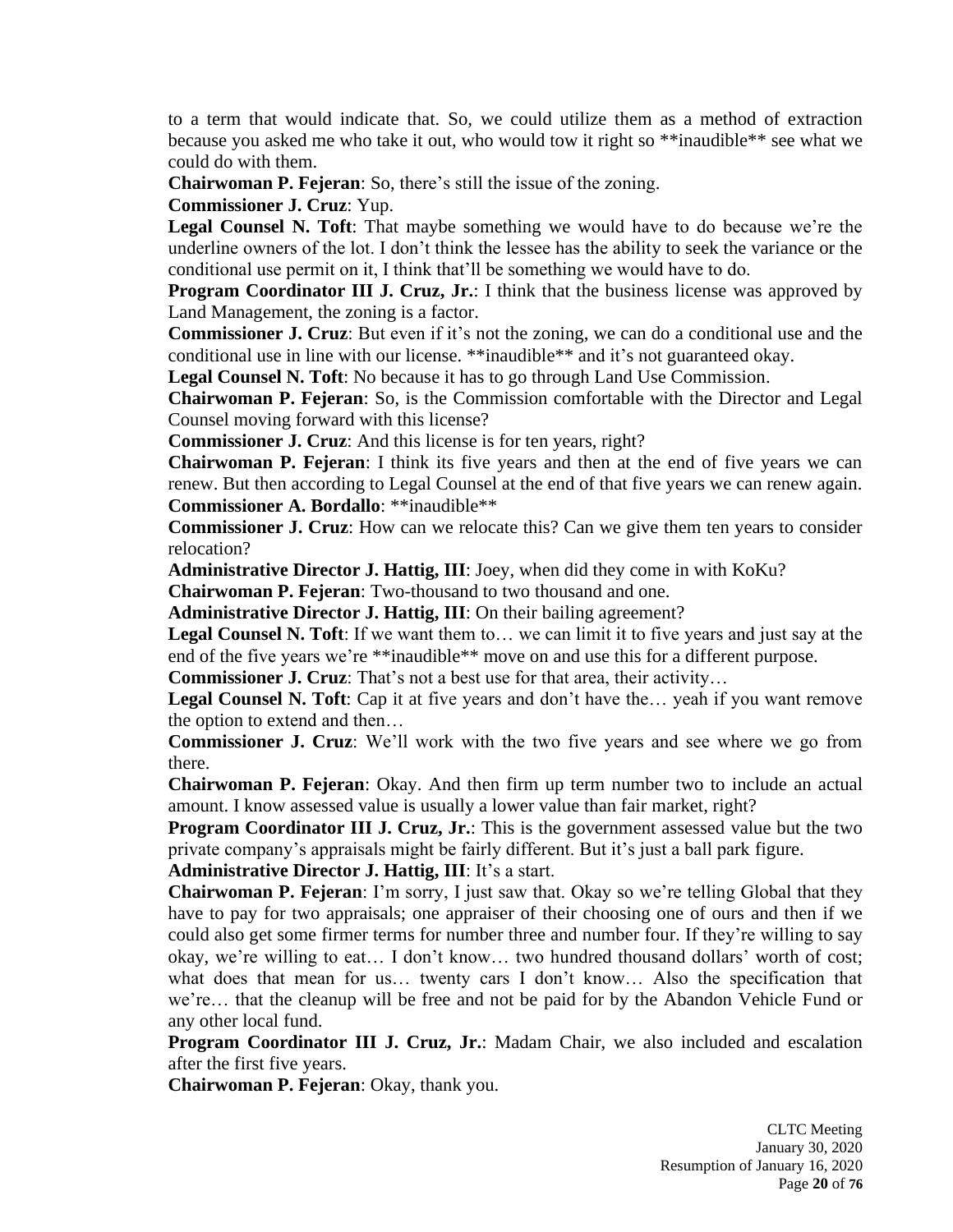to a term that would indicate that. So, we could utilize them as a method of extraction because you asked me who take it out, who would tow it right so **inaudible** see what we could do with them.

**Chairwoman P. Fejeran**: So, there's still the issue of the zoning.

**Commissioner J. Cruz**: Yup.

**Legal Counsel N. Toft**: That maybe something we would have to do because we're the underline owners of the lot. I don't think the lessee has the ability to seek the variance or the conditional use permit on it, I think that'll be something we would have to do.

**Program Coordinator III J. Cruz, Jr.**: I think that the business license was approved by Land Management, the zoning is a factor.

**Commissioner J. Cruz**: But even if it's not the zoning, we can do a conditional use and the conditional use in line with our license. **inaudible** and it's not guaranteed okay.

**Legal Counsel N. Toft**: No because it has to go through Land Use Commission.

**Chairwoman P. Fejeran**: So, is the Commission comfortable with the Director and Legal Counsel moving forward with this license?

**Commissioner J. Cruz**: And this license is for ten years, right?

**Chairwoman P. Fejeran**: I think its five years and then at the end of five years we can renew. But then according to Legal Counsel at the end of that five years we can renew again.

**Commissioner A. Bordallo**: **inaudible**

**Commissioner J. Cruz**: How can we relocate this? Can we give them ten years to consider relocation?

**Administrative Director J. Hattig, III**: Joey, when did they come in with KoKu?

**Chairwoman P. Fejeran**: Two-thousand to two thousand and one.

**Administrative Director J. Hattig, III**: On their bailing agreement?

**Legal Counsel N. Toft**: If we want them to… we can limit it to five years and just say at the end of the five years we're **inaudible** move on and use this for a different purpose.

**Commissioner J. Cruz**: That's not a best use for that area, their activity…

**Legal Counsel N. Toft**: Cap it at five years and don't have the… yeah if you want remove the option to extend and then…

**Commissioner J. Cruz**: We'll work with the two five years and see where we go from there.

**Chairwoman P. Fejeran**: Okay. And then firm up term number two to include an actual amount. I know assessed value is usually a lower value than fair market, right?

**Program Coordinator III J. Cruz, Jr.**: This is the government assessed value but the two private company's appraisals might be fairly different. But it's just a ball park figure.

**Administrative Director J. Hattig, III**: It's a start.

**Chairwoman P. Fejeran**: I'm sorry, I just saw that. Okay so we're telling Global that they have to pay for two appraisals; one appraiser of their choosing one of ours and then if we could also get some firmer terms for number three and number four. If they're willing to say okay, we're willing to eat… I don't know… two hundred thousand dollars' worth of cost; what does that mean for us… twenty cars I don't know… Also the specification that we're… that the cleanup will be free and not be paid for by the Abandon Vehicle Fund or any other local fund.

**Program Coordinator III J. Cruz, Jr.**: Madam Chair, we also included and escalation after the first five years.

**Chairwoman P. Fejeran**: Okay, thank you.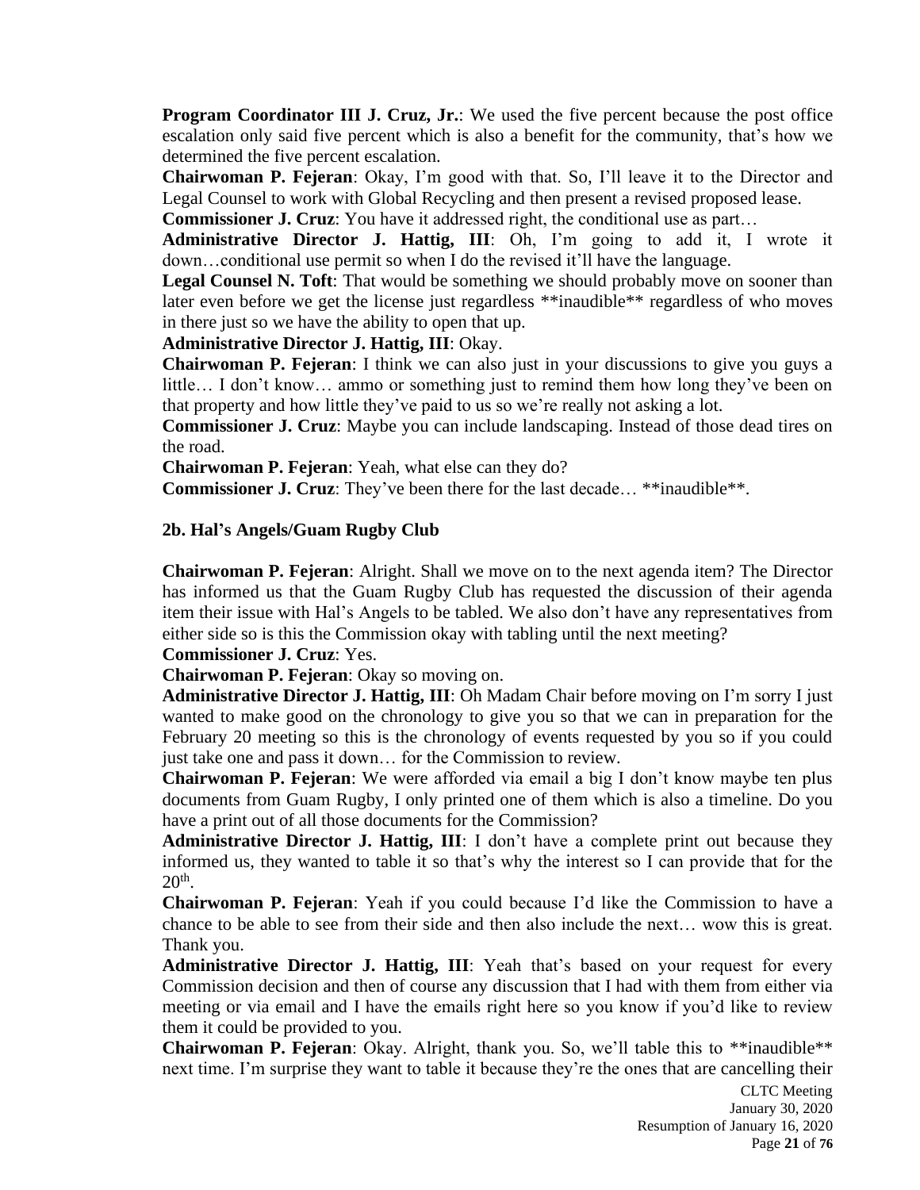**Program Coordinator III J. Cruz, Jr.**: We used the five percent because the post office escalation only said five percent which is also a benefit for the community, that's how we determined the five percent escalation.

**Chairwoman P. Fejeran**: Okay, I'm good with that. So, I'll leave it to the Director and Legal Counsel to work with Global Recycling and then present a revised proposed lease.

**Commissioner J. Cruz**: You have it addressed right, the conditional use as part…

**Administrative Director J. Hattig, III**: Oh, I'm going to add it, I wrote it down…conditional use permit so when I do the revised it'll have the language.

**Legal Counsel N. Toft**: That would be something we should probably move on sooner than later even before we get the license just regardless **inaudible** regardless of who moves in there just so we have the ability to open that up.

**Administrative Director J. Hattig, III**: Okay.

**Chairwoman P. Fejeran**: I think we can also just in your discussions to give you guys a little… I don't know… ammo or something just to remind them how long they've been on that property and how little they've paid to us so we're really not asking a lot.

**Commissioner J. Cruz**: Maybe you can include landscaping. Instead of those dead tires on the road.

**Chairwoman P. Fejeran**: Yeah, what else can they do?

**Commissioner J. Cruz**: They've been there for the last decade… **inaudible**.

### 2b. Hal's Angels/Guam Rugby Club

**Chairwoman P. Fejeran**: Alright. Shall we move on to the next agenda item? The Director has informed us that the Guam Rugby Club has requested the discussion of their agenda item their issue with Hal's Angels to be tabled. We also don't have any representatives from either side so is this the Commission okay with tabling until the next meeting?

**Commissioner J. Cruz**: Yes.

**Chairwoman P. Fejeran**: Okay so moving on.

**Administrative Director J. Hattig, III**: Oh Madam Chair before moving on I'm sorry I just wanted to make good on the chronology to give you so that we can in preparation for the February 20 meeting so this is the chronology of events requested by you so if you could just take one and pass it down… for the Commission to review.

**Chairwoman P. Fejeran**: We were afforded via email a big I don't know maybe ten plus documents from Guam Rugby, I only printed one of them which is also a timeline. Do you have a print out of all those documents for the Commission?

**Administrative Director J. Hattig, III**: I don't have a complete print out because they informed us, they wanted to table it so that's why the interest so I can provide that for the 20th.

**Chairwoman P. Fejeran**: Yeah if you could because I'd like the Commission to have a chance to be able to see from their side and then also include the next… wow this is great. Thank you.

**Administrative Director J. Hattig, III**: Yeah that's based on your request for every Commission decision and then of course any discussion that I had with them from either via meeting or via email and I have the emails right here so you know if you'd like to review them it could be provided to you.

**Chairwoman P. Fejeran**: Okay. Alright, thank you. So, we'll table this to **inaudible** next time. I'm surprise they want to table it because they're the ones that are cancelling their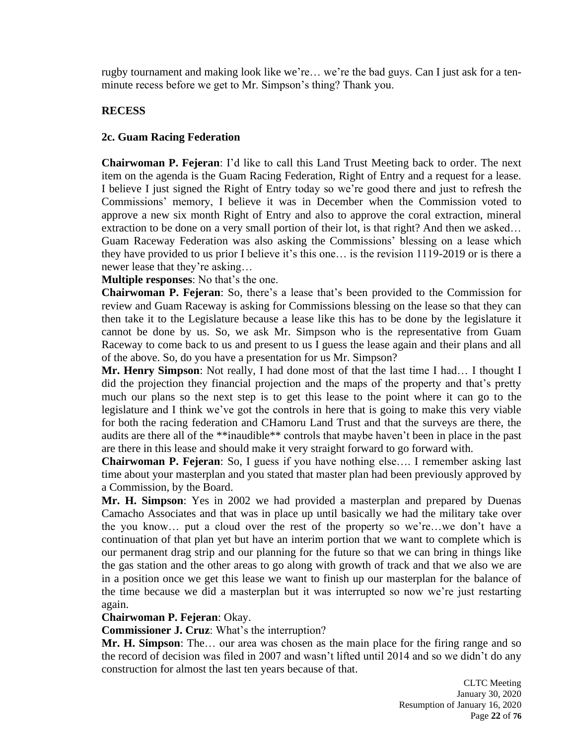rugby tournament and making look like we're… we're the bad guys. Can I just ask for a ten-minute recess before we get to Mr. Simpson's thing? Thank you.

**RECESS**

**2c. Guam Racing Federation**

**Chairwoman P. Fejeran**: I'd like to call this Land Trust Meeting back to order. The next item on the agenda is the Guam Racing Federation, Right of Entry and a request for a lease. I believe I just signed the Right of Entry today so we're good there and just to refresh the Commissions' memory, I believe it was in December when the Commission voted to approve a new six month Right of Entry and also to approve the coral extraction, mineral extraction to be done on a very small portion of their lot, is that right? And then we asked… Guam Raceway Federation was also asking the Commissions' blessing on a lease which they have provided to us prior I believe it's this one… is the revision 1119-2019 or is there a newer lease that they're asking…

**Multiple responses**: No that's the one.

**Chairwoman P. Fejeran**: So, there's a lease that's been provided to the Commission for review and Guam Raceway is asking for Commissions blessing on the lease so that they can then take it to the Legislature because a lease like this has to be done by the legislature it cannot be done by us. So, we ask Mr. Simpson who is the representative from Guam Raceway to come back to us and present to us I guess the lease again and their plans and all of the above. So, do you have a presentation for us Mr. Simpson?

**Mr. Henry Simpson**: Not really, I had done most of that the last time I had… I thought I did the projection they financial projection and the maps of the property and that's pretty much our plans so the next step is to get this lease to the point where it can go to the legislature and I think we've got the controls in here that is going to make this very viable for both the racing federation and CHamoru Land Trust and that the surveys are there, the audits are there all of the **inaudible** controls that maybe haven't been in place in the past are there in this lease and should make it very straight forward to go forward with.

**Chairwoman P. Fejeran**: So, I guess if you have nothing else…. I remember asking last time about your masterplan and you stated that master plan had been previously approved by a Commission, by the Board.

**Mr. H. Simpson**: Yes in 2002 we had provided a masterplan and prepared by Duenas Camacho Associates and that was in place up until basically we had the military take over the you know… put a cloud over the rest of the property so we're…we don't have a continuation of that plan yet but have an interim portion that we want to complete which is our permanent drag strip and our planning for the future so that we can bring in things like the gas station and the other areas to go along with growth of track and that we also we are in a position once we get this lease we want to finish up our masterplan for the balance of the time because we did a masterplan but it was interrupted so now we're just restarting again.

**Chairwoman P. Fejeran**: Okay.

**Commissioner J. Cruz**: What's the interruption?

**Mr. H. Simpson**: The… our area was chosen as the main place for the firing range and so the record of decision was filed in 2007 and wasn't lifted until 2014 and so we didn't do any construction for almost the last ten years because of that.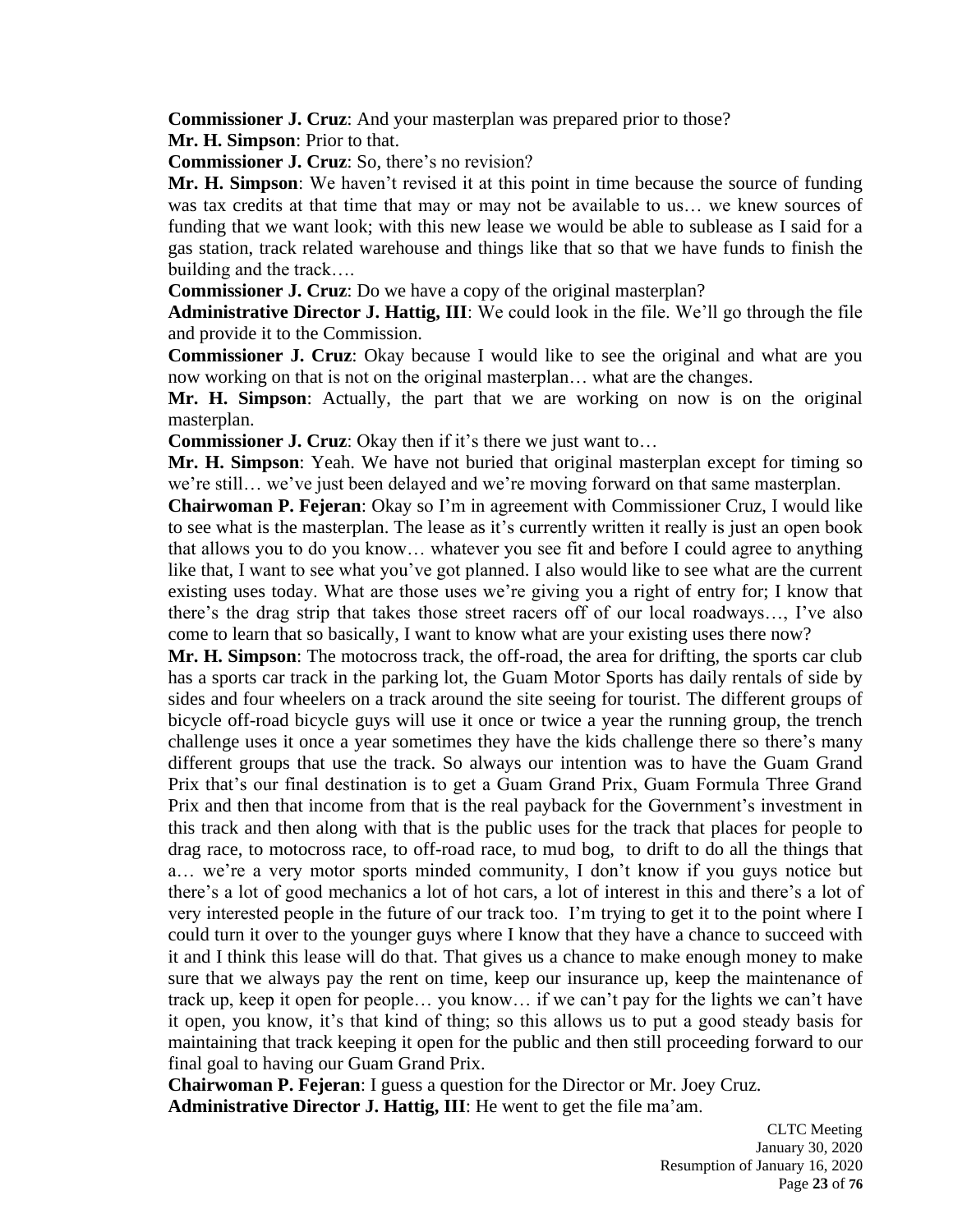**Commissioner J. Cruz**: And your masterplan was prepared prior to those?

**Mr. H. Simpson**: Prior to that.

**Commissioner J. Cruz**: So, there's no revision?

**Mr. H. Simpson**: We haven't revised it at this point in time because the source of funding was tax credits at that time that may or may not be available to us… we knew sources of funding that we want look; with this new lease we would be able to sublease as I said for a gas station, track related warehouse and things like that so that we have funds to finish the building and the track….

**Commissioner J. Cruz**: Do we have a copy of the original masterplan?

**Administrative Director J. Hattig, III**: We could look in the file. We'll go through the file and provide it to the Commission.

**Commissioner J. Cruz**: Okay because I would like to see the original and what are you now working on that is not on the original masterplan… what are the changes.

**Mr. H. Simpson**: Actually, the part that we are working on now is on the original masterplan.

**Commissioner J. Cruz**: Okay then if it's there we just want to…

**Mr. H. Simpson**: Yeah. We have not buried that original masterplan except for timing so we're still… we've just been delayed and we're moving forward on that same masterplan.

**Chairwoman P. Fejeran**: Okay so I'm in agreement with Commissioner Cruz, I would like to see what is the masterplan. The lease as it's currently written it really is just an open book that allows you to do you know… whatever you see fit and before I could agree to anything like that, I want to see what you've got planned. I also would like to see what are the current existing uses today. What are those uses we're giving you a right of entry for; I know that there's the drag strip that takes those street racers off of our local roadways…, I've also come to learn that so basically, I want to know what are your existing uses there now?

**Mr. H. Simpson**: The motocross track, the off-road, the area for drifting, the sports car club has a sports car track in the parking lot, the Guam Motor Sports has daily rentals of side by sides and four wheelers on a track around the site seeing for tourist. The different groups of bicycle off-road bicycle guys will use it once or twice a year the running group, the trench challenge uses it once a year sometimes they have the kids challenge there so there's many different groups that use the track. So always our intention was to have the Guam Grand Prix that's our final destination is to get a Guam Grand Prix, Guam Formula Three Grand Prix and then that income from that is the real payback for the Government's investment in this track and then along with that is the public uses for the track that places for people to drag race, to motocross race, to off-road race, to mud bog, to drift to do all the things that a… we're a very motor sports minded community, I don't know if you guys notice but there's a lot of good mechanics a lot of hot cars, a lot of interest in this and there's a lot of very interested people in the future of our track too. I'm trying to get it to the point where I could turn it over to the younger guys where I know that they have a chance to succeed with it and I think this lease will do that. That gives us a chance to make enough money to make sure that we always pay the rent on time, keep our insurance up, keep the maintenance of track up, keep it open for people… you know… if we can't pay for the lights we can't have it open, you know, it's that kind of thing; so this allows us to put a good steady basis for maintaining that track keeping it open for the public and then still proceeding forward to our final goal to having our Guam Grand Prix.

**Chairwoman P. Fejeran**: I guess a question for the Director or Mr. Joey Cruz.

**Administrative Director J. Hattig, III**: He went to get the file ma'am.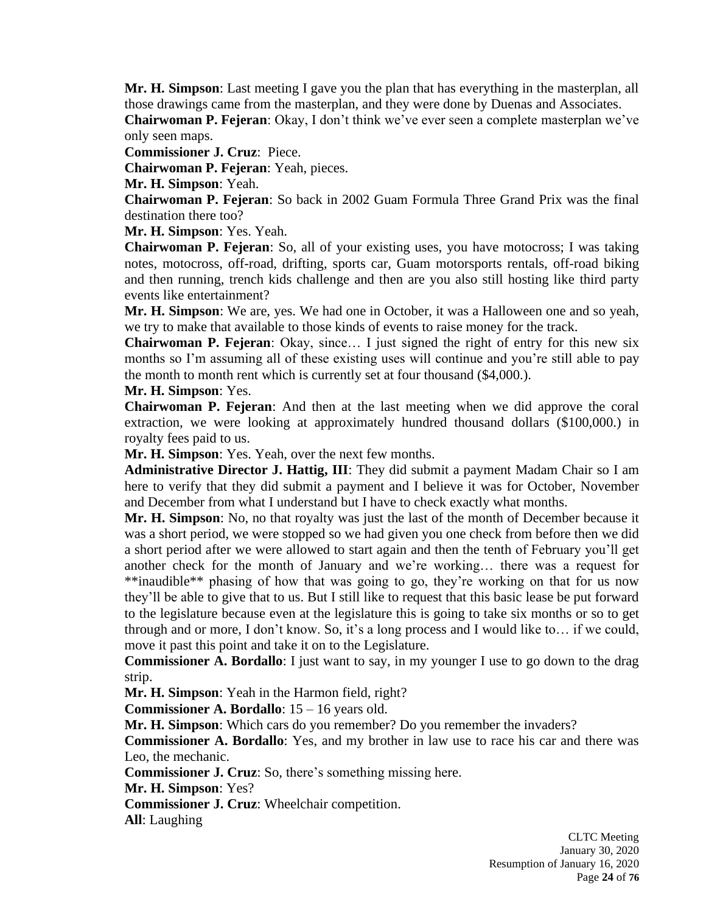**Mr. H. Simpson**: Last meeting I gave you the plan that has everything in the masterplan, all those drawings came from the masterplan, and they were done by Duenas and Associates.

**Chairwoman P. Fejeran**: Okay, I don't think we've ever seen a complete masterplan we've only seen maps.

**Commissioner J. Cruz**: Piece.

**Chairwoman P. Fejeran**: Yeah, pieces.

**Mr. H. Simpson**: Yeah.

**Chairwoman P. Fejeran**: So back in 2002 Guam Formula Three Grand Prix was the final destination there too?

**Mr. H. Simpson**: Yes. Yeah.

**Chairwoman P. Fejeran**: So, all of your existing uses, you have motocross; I was taking notes, motocross, off-road, drifting, sports car, Guam motorsports rentals, off-road biking and then running, trench kids challenge and then are you also still hosting like third party events like entertainment?

**Mr. H. Simpson**: We are, yes. We had one in October, it was a Halloween one and so yeah, we try to make that available to those kinds of events to raise money for the track.

**Chairwoman P. Fejeran**: Okay, since… I just signed the right of entry for this new six months so I'm assuming all of these existing uses will continue and you're still able to pay the month to month rent which is currently set at four thousand ($4,000.).

**Mr. H. Simpson**: Yes.

**Chairwoman P. Fejeran**: And then at the last meeting when we did approve the coral extraction, we were looking at approximately hundred thousand dollars ($100,000.) in royalty fees paid to us.

**Mr. H. Simpson**: Yes. Yeah, over the next few months.

**Administrative Director J. Hattig, III**: They did submit a payment Madam Chair so I am here to verify that they did submit a payment and I believe it was for October, November and December from what I understand but I have to check exactly what months.

**Mr. H. Simpson**: No, no that royalty was just the last of the month of December because it was a short period, we were stopped so we had given you one check from before then we did a short period after we were allowed to start again and then the tenth of February you'll get another check for the month of January and we're working… there was a request for **inaudible** phasing of how that was going to go, they're working on that for us now they'll be able to give that to us. But I still like to request that this basic lease be put forward to the legislature because even at the legislature this is going to take six months or so to get through and or more, I don't know. So, it's a long process and I would like to… if we could, move it past this point and take it on to the Legislature.

**Commissioner A. Bordallo**: I just want to say, in my younger I use to go down to the drag strip.

**Mr. H. Simpson**: Yeah in the Harmon field, right?

**Commissioner A. Bordallo**: 15 – 16 years old.

**Mr. H. Simpson**: Which cars do you remember? Do you remember the invaders?

**Commissioner A. Bordallo**: Yes, and my brother in law use to race his car and there was Leo, the mechanic.

**Commissioner J. Cruz**: So, there's something missing here.

**Mr. H. Simpson**: Yes?

**Commissioner J. Cruz**: Wheelchair competition.

**All**: Laughing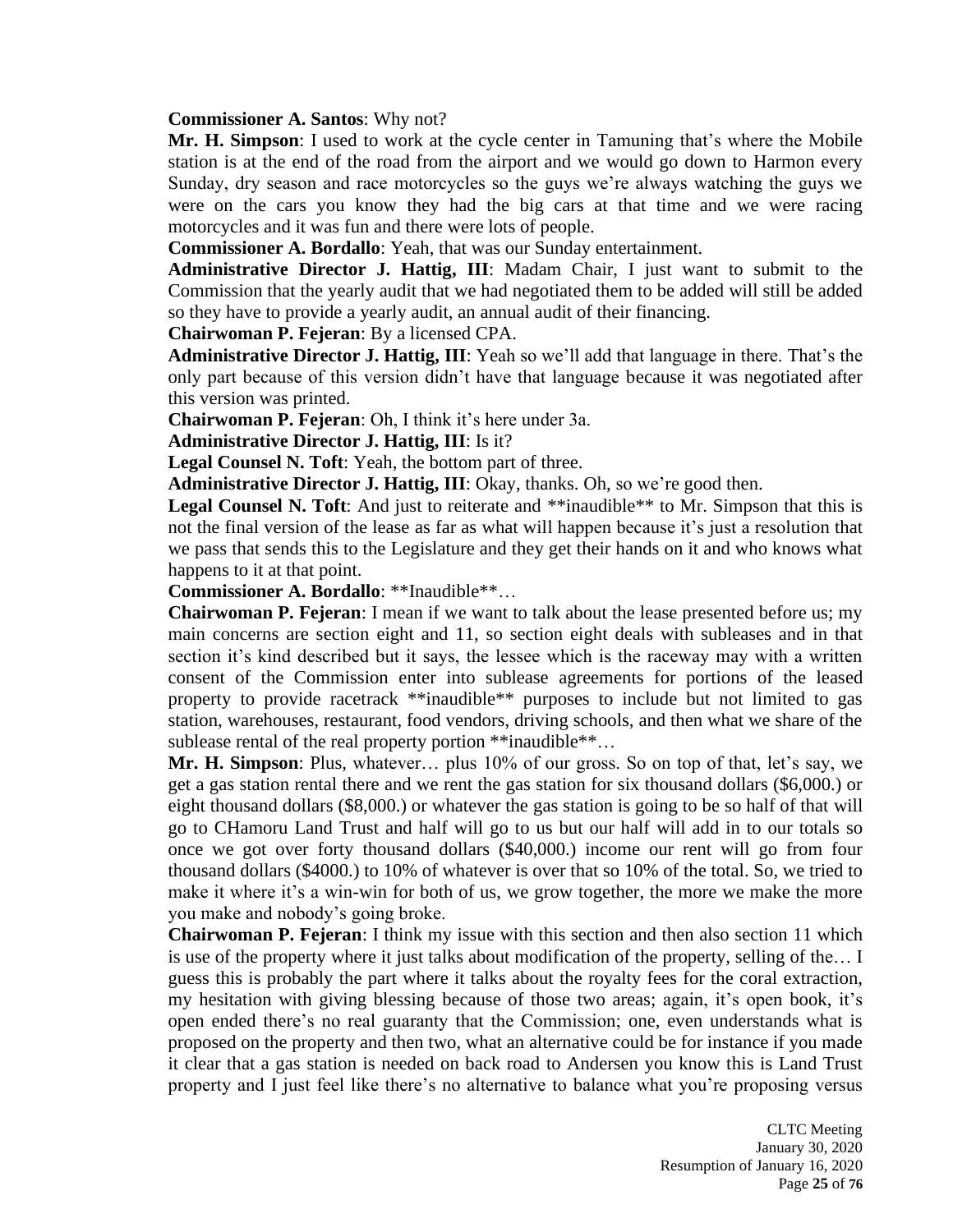**Commissioner A. Santos**: Why not?

**Mr. H. Simpson**: I used to work at the cycle center in Tamuning that's where the Mobile station is at the end of the road from the airport and we would go down to Harmon every Sunday, dry season and race motorcycles so the guys we're always watching the guys we were on the cars you know they had the big cars at that time and we were racing motorcycles and it was fun and there were lots of people.

**Commissioner A. Bordallo**: Yeah, that was our Sunday entertainment.

**Administrative Director J. Hattig, III**: Madam Chair, I just want to submit to the Commission that the yearly audit that we had negotiated them to be added will still be added so they have to provide a yearly audit, an annual audit of their financing.

**Chairwoman P. Fejeran**: By a licensed CPA.

**Administrative Director J. Hattig, III**: Yeah so we'll add that language in there. That's the only part because of this version didn't have that language because it was negotiated after this version was printed.

**Chairwoman P. Fejeran**: Oh, I think it's here under 3a.

**Administrative Director J. Hattig, III**: Is it?

**Legal Counsel N. Toft**: Yeah, the bottom part of three.

**Administrative Director J. Hattig, III**: Okay, thanks. Oh, so we're good then.

**Legal Counsel N. Toft**: And just to reiterate and **inaudible** to Mr. Simpson that this is not the final version of the lease as far as what will happen because it's just a resolution that we pass that sends this to the Legislature and they get their hands on it and who knows what happens to it at that point.

**Commissioner A. Bordallo**: **Inaudible**…

**Chairwoman P. Fejeran**: I mean if we want to talk about the lease presented before us; my main concerns are section eight and 11, so section eight deals with subleases and in that section it's kind described but it says, the lessee which is the raceway may with a written consent of the Commission enter into sublease agreements for portions of the leased property to provide racetrack **inaudible** purposes to include but not limited to gas station, warehouses, restaurant, food vendors, driving schools, and then what we share of the sublease rental of the real property portion **inaudible**…

**Mr. H. Simpson**: Plus, whatever… plus 10% of our gross. So on top of that, let's say, we get a gas station rental there and we rent the gas station for six thousand dollars ($6,000.) or eight thousand dollars ($8,000.) or whatever the gas station is going to be so half of that will go to CHamoru Land Trust and half will go to us but our half will add in to our totals so once we got over forty thousand dollars ($40,000.) income our rent will go from four thousand dollars ($4000.) to 10% of whatever is over that so 10% of the total. So, we tried to make it where it's a win-win for both of us, we grow together, the more we make the more you make and nobody's going broke.

**Chairwoman P. Fejeran**: I think my issue with this section and then also section 11 which is use of the property where it just talks about modification of the property, selling of the… I guess this is probably the part where it talks about the royalty fees for the coral extraction, my hesitation with giving blessing because of those two areas; again, it's open book, it's open ended there's no real guaranty that the Commission; one, even understands what is proposed on the property and then two, what an alternative could be for instance if you made it clear that a gas station is needed on back road to Andersen you know this is Land Trust property and I just feel like there's no alternative to balance what you're proposing versus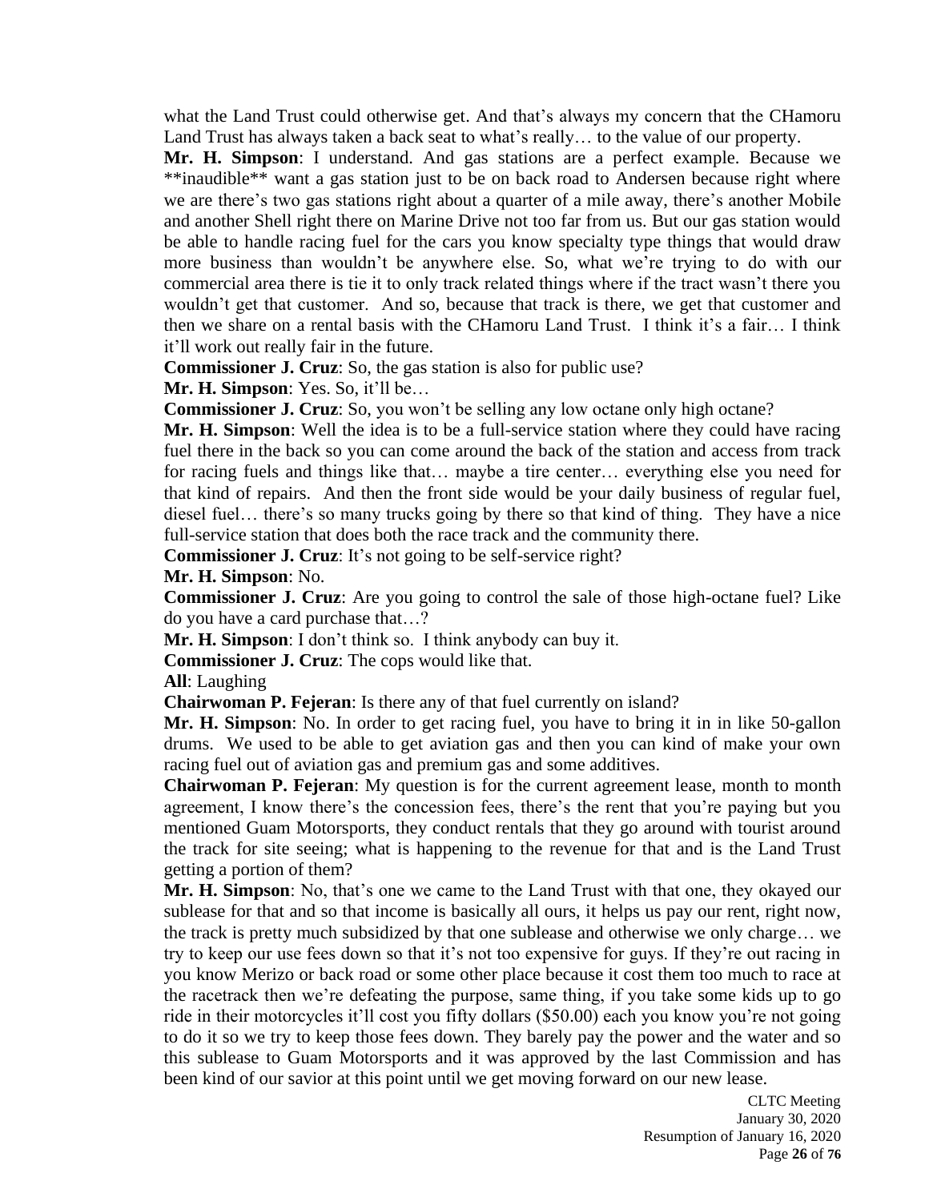what the Land Trust could otherwise get. And that's always my concern that the CHamoru Land Trust has always taken a back seat to what's really… to the value of our property.

**Mr. H. Simpson**: I understand. And gas stations are a perfect example. Because we **inaudible** want a gas station just to be on back road to Andersen because right where we are there's two gas stations right about a quarter of a mile away, there's another Mobile and another Shell right there on Marine Drive not too far from us. But our gas station would be able to handle racing fuel for the cars you know specialty type things that would draw more business than wouldn't be anywhere else. So, what we're trying to do with our commercial area there is tie it to only track related things where if the tract wasn't there you wouldn't get that customer. And so, because that track is there, we get that customer and then we share on a rental basis with the CHamoru Land Trust. I think it's a fair… I think it'll work out really fair in the future.

**Commissioner J. Cruz**: So, the gas station is also for public use?

**Mr. H. Simpson**: Yes. So, it'll be…

**Commissioner J. Cruz**: So, you won't be selling any low octane only high octane?

**Mr. H. Simpson**: Well the idea is to be a full-service station where they could have racing fuel there in the back so you can come around the back of the station and access from track for racing fuels and things like that… maybe a tire center… everything else you need for that kind of repairs. And then the front side would be your daily business of regular fuel, diesel fuel… there's so many trucks going by there so that kind of thing. They have a nice full-service station that does both the race track and the community there.

**Commissioner J. Cruz**: It's not going to be self-service right?

**Mr. H. Simpson**: No.

**Commissioner J. Cruz**: Are you going to control the sale of those high-octane fuel? Like do you have a card purchase that…?

**Mr. H. Simpson**: I don't think so. I think anybody can buy it.

**Commissioner J. Cruz**: The cops would like that.

**All**: Laughing

**Chairwoman P. Fejeran**: Is there any of that fuel currently on island?

**Mr. H. Simpson**: No. In order to get racing fuel, you have to bring it in in like 50-gallon drums. We used to be able to get aviation gas and then you can kind of make your own racing fuel out of aviation gas and premium gas and some additives.

**Chairwoman P. Fejeran**: My question is for the current agreement lease, month to month agreement, I know there's the concession fees, there's the rent that you're paying but you mentioned Guam Motorsports, they conduct rentals that they go around with tourist around the track for site seeing; what is happening to the revenue for that and is the Land Trust getting a portion of them?

**Mr. H. Simpson**: No, that's one we came to the Land Trust with that one, they okayed our sublease for that and so that income is basically all ours, it helps us pay our rent, right now, the track is pretty much subsidized by that one sublease and otherwise we only charge… we try to keep our use fees down so that it's not too expensive for guys. If they're out racing in you know Merizo or back road or some other place because it cost them too much to race at the racetrack then we're defeating the purpose, same thing, if you take some kids up to go ride in their motorcycles it'll cost you fifty dollars ($50.00) each you know you're not going to do it so we try to keep those fees down. They barely pay the power and the water and so this sublease to Guam Motorsports and it was approved by the last Commission and has been kind of our savior at this point until we get moving forward on our new lease.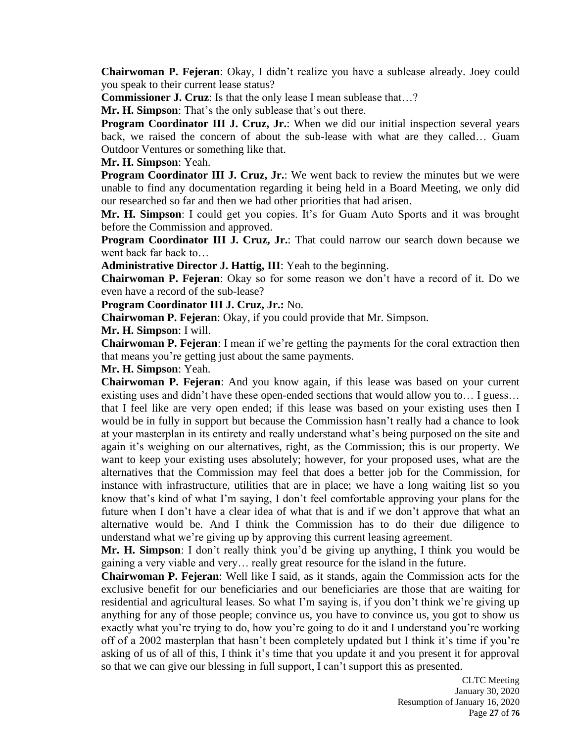**Chairwoman P. Fejeran**: Okay, I didn't realize you have a sublease already. Joey could you speak to their current lease status?

**Commissioner J. Cruz**: Is that the only lease I mean sublease that…?

**Mr. H. Simpson**: That's the only sublease that's out there.

**Program Coordinator III J. Cruz, Jr.**: When we did our initial inspection several years back, we raised the concern of about the sub-lease with what are they called… Guam Outdoor Ventures or something like that.

**Mr. H. Simpson**: Yeah.

**Program Coordinator III J. Cruz, Jr.**: We went back to review the minutes but we were unable to find any documentation regarding it being held in a Board Meeting, we only did our researched so far and then we had other priorities that had arisen.

**Mr. H. Simpson**: I could get you copies. It's for Guam Auto Sports and it was brought before the Commission and approved.

**Program Coordinator III J. Cruz, Jr.**: That could narrow our search down because we went back far back to…

**Administrative Director J. Hattig, III**: Yeah to the beginning.

**Chairwoman P. Fejeran**: Okay so for some reason we don't have a record of it. Do we even have a record of the sub-lease?

**Program Coordinator III J. Cruz, Jr.:** No.

**Chairwoman P. Fejeran**: Okay, if you could provide that Mr. Simpson.

**Mr. H. Simpson**: I will.

**Chairwoman P. Fejeran**: I mean if we're getting the payments for the coral extraction then that means you're getting just about the same payments.

**Mr. H. Simpson**: Yeah.

**Chairwoman P. Fejeran**: And you know again, if this lease was based on your current existing uses and didn't have these open-ended sections that would allow you to… I guess… that I feel like are very open ended; if this lease was based on your existing uses then I would be in fully in support but because the Commission hasn't really had a chance to look at your masterplan in its entirety and really understand what's being purposed on the site and again it's weighing on our alternatives, right, as the Commission; this is our property. We want to keep your existing uses absolutely; however, for your proposed uses, what are the alternatives that the Commission may feel that does a better job for the Commission, for instance with infrastructure, utilities that are in place; we have a long waiting list so you know that's kind of what I'm saying, I don't feel comfortable approving your plans for the future when I don't have a clear idea of what that is and if we don't approve that what an alternative would be. And I think the Commission has to do their due diligence to understand what we're giving up by approving this current leasing agreement.

**Mr. H. Simpson**: I don't really think you'd be giving up anything, I think you would be gaining a very viable and very… really great resource for the island in the future.

**Chairwoman P. Fejeran**: Well like I said, as it stands, again the Commission acts for the exclusive benefit for our beneficiaries and our beneficiaries are those that are waiting for residential and agricultural leases. So what I'm saying is, if you don't think we're giving up anything for any of those people; convince us, you have to convince us, you got to show us exactly what you're trying to do, how you're going to do it and I understand you're working off of a 2002 masterplan that hasn't been completely updated but I think it's time if you're asking of us of all of this, I think it's time that you update it and you present it for approval so that we can give our blessing in full support, I can't support this as presented.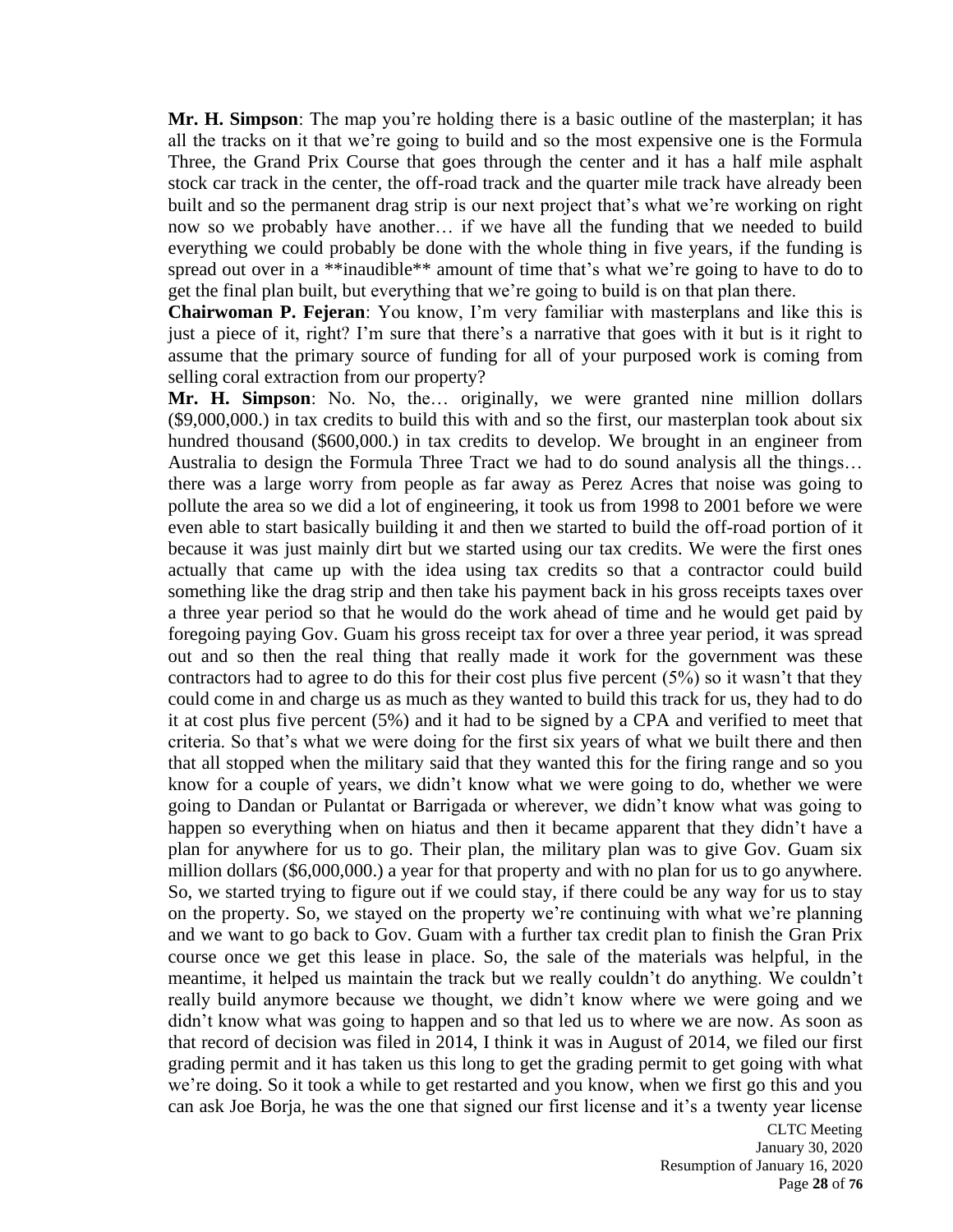**Mr. H. Simpson**: The map you're holding there is a basic outline of the masterplan; it has all the tracks on it that we're going to build and so the most expensive one is the Formula Three, the Grand Prix Course that goes through the center and it has a half mile asphalt stock car track in the center, the off-road track and the quarter mile track have already been built and so the permanent drag strip is our next project that's what we're working on right now so we probably have another… if we have all the funding that we needed to build everything we could probably be done with the whole thing in five years, if the funding is spread out over in a **inaudible** amount of time that's what we're going to have to do to get the final plan built, but everything that we're going to build is on that plan there.

**Chairwoman P. Fejeran**: You know, I'm very familiar with masterplans and like this is just a piece of it, right? I'm sure that there's a narrative that goes with it but is it right to assume that the primary source of funding for all of your purposed work is coming from selling coral extraction from our property?

**Mr. H. Simpson**: No. No, the… originally, we were granted nine million dollars ($9,000,000.) in tax credits to build this with and so the first, our masterplan took about six hundred thousand ($600,000.) in tax credits to develop. We brought in an engineer from Australia to design the Formula Three Tract we had to do sound analysis all the things… there was a large worry from people as far away as Perez Acres that noise was going to pollute the area so we did a lot of engineering, it took us from 1998 to 2001 before we were even able to start basically building it and then we started to build the off-road portion of it because it was just mainly dirt but we started using our tax credits. We were the first ones actually that came up with the idea using tax credits so that a contractor could build something like the drag strip and then take his payment back in his gross receipts taxes over a three year period so that he would do the work ahead of time and he would get paid by foregoing paying Gov. Guam his gross receipt tax for over a three year period, it was spread out and so then the real thing that really made it work for the government was these contractors had to agree to do this for their cost plus five percent (5%) so it wasn't that they could come in and charge us as much as they wanted to build this track for us, they had to do it at cost plus five percent (5%) and it had to be signed by a CPA and verified to meet that criteria. So that's what we were doing for the first six years of what we built there and then that all stopped when the military said that they wanted this for the firing range and so you know for a couple of years, we didn't know what we were going to do, whether we were going to Dandan or Pulantat or Barrigada or wherever, we didn't know what was going to happen so everything when on hiatus and then it became apparent that they didn't have a plan for anywhere for us to go. Their plan, the military plan was to give Gov. Guam six million dollars ($6,000,000.) a year for that property and with no plan for us to go anywhere. So, we started trying to figure out if we could stay, if there could be any way for us to stay on the property. So, we stayed on the property we're continuing with what we're planning and we want to go back to Gov. Guam with a further tax credit plan to finish the Gran Prix course once we get this lease in place. So, the sale of the materials was helpful, in the meantime, it helped us maintain the track but we really couldn't do anything. We couldn't really build anymore because we thought, we didn't know where we were going and we didn't know what was going to happen and so that led us to where we are now. As soon as that record of decision was filed in 2014, I think it was in August of 2014, we filed our first grading permit and it has taken us this long to get the grading permit to get going with what we're doing. So it took a while to get restarted and you know, when we first go this and you can ask Joe Borja, he was the one that signed our first license and it's a twenty year license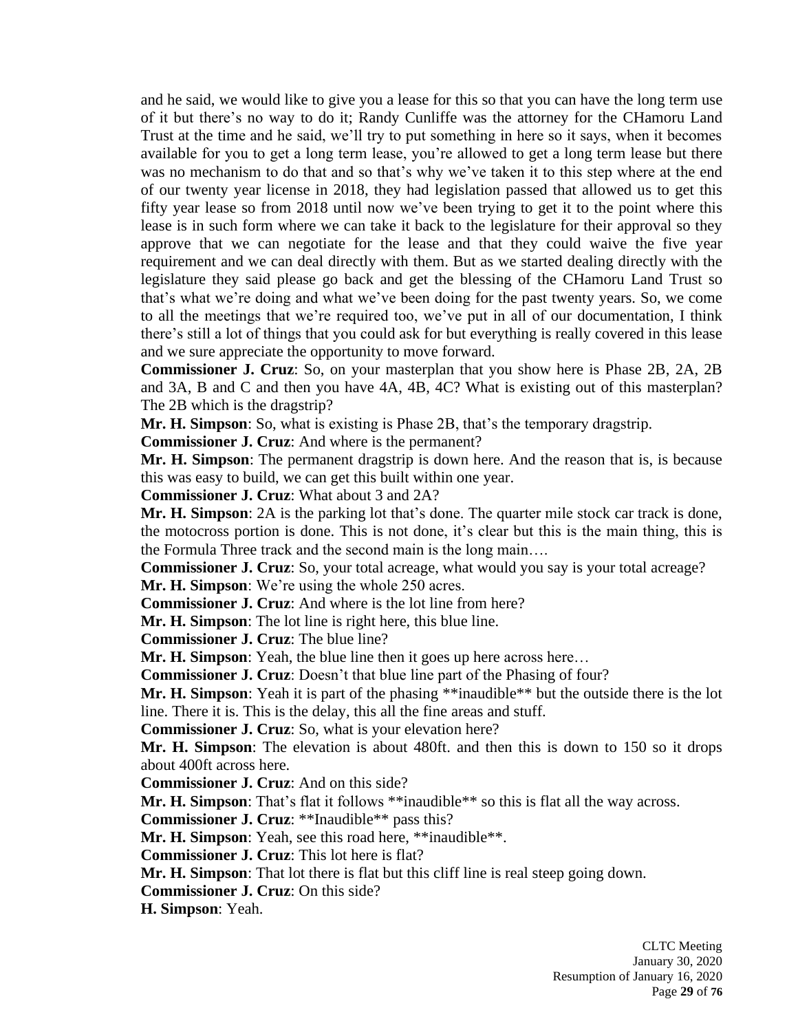and he said, we would like to give you a lease for this so that you can have the long term use of it but there's no way to do it; Randy Cunliffe was the attorney for the CHamoru Land Trust at the time and he said, we'll try to put something in here so it says, when it becomes available for you to get a long term lease, you're allowed to get a long term lease but there was no mechanism to do that and so that's why we've taken it to this step where at the end of our twenty year license in 2018, they had legislation passed that allowed us to get this fifty year lease so from 2018 until now we've been trying to get it to the point where this lease is in such form where we can take it back to the legislature for their approval so they approve that we can negotiate for the lease and that they could waive the five year requirement and we can deal directly with them. But as we started dealing directly with the legislature they said please go back and get the blessing of the CHamoru Land Trust so that's what we're doing and what we've been doing for the past twenty years. So, we come to all the meetings that we're required too, we've put in all of our documentation, I think there's still a lot of things that you could ask for but everything is really covered in this lease and we sure appreciate the opportunity to move forward.

**Commissioner J. Cruz**: So, on your masterplan that you show here is Phase 2B, 2A, 2B and 3A, B and C and then you have 4A, 4B, 4C? What is existing out of this masterplan? The 2B which is the dragstrip?

**Mr. H. Simpson**: So, what is existing is Phase 2B, that's the temporary dragstrip.

**Commissioner J. Cruz**: And where is the permanent?

**Mr. H. Simpson**: The permanent dragstrip is down here. And the reason that is, is because this was easy to build, we can get this built within one year.

**Commissioner J. Cruz**: What about 3 and 2A?

**Mr. H. Simpson**: 2A is the parking lot that's done. The quarter mile stock car track is done, the motocross portion is done. This is not done, it's clear but this is the main thing, this is the Formula Three track and the second main is the long main….

**Commissioner J. Cruz**: So, your total acreage, what would you say is your total acreage?

**Mr. H. Simpson**: We're using the whole 250 acres.

**Commissioner J. Cruz**: And where is the lot line from here?

**Mr. H. Simpson**: The lot line is right here, this blue line.

**Commissioner J. Cruz**: The blue line?

**Mr. H. Simpson**: Yeah, the blue line then it goes up here across here…

**Commissioner J. Cruz**: Doesn't that blue line part of the Phasing of four?

**Mr. H. Simpson**: Yeah it is part of the phasing **inaudible** but the outside there is the lot line. There it is. This is the delay, this all the fine areas and stuff.

**Commissioner J. Cruz**: So, what is your elevation here?

**Mr. H. Simpson**: The elevation is about 480ft. and then this is down to 150 so it drops about 400ft across here.

**Commissioner J. Cruz**: And on this side?

**Mr. H. Simpson**: That's flat it follows **inaudible** so this is flat all the way across.

**Commissioner J. Cruz**: **Inaudible** pass this?

**Mr. H. Simpson**: Yeah, see this road here, **inaudible**.

**Commissioner J. Cruz**: This lot here is flat?

**Mr. H. Simpson**: That lot there is flat but this cliff line is real steep going down.

**Commissioner J. Cruz**: On this side?

**H. Simpson**: Yeah.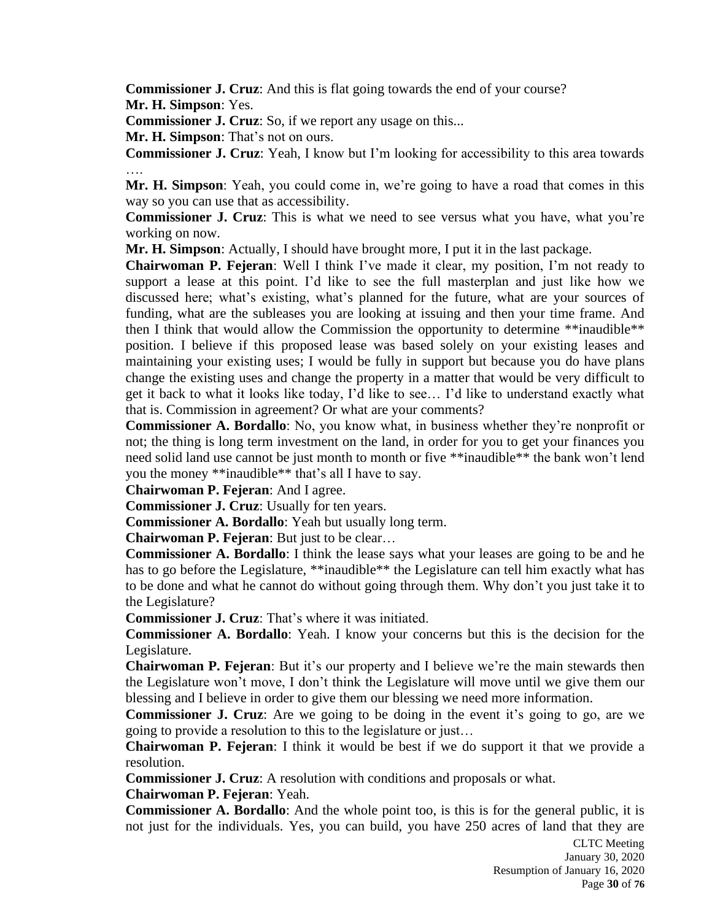**Commissioner J. Cruz**: And this is flat going towards the end of your course?

**Mr. H. Simpson**: Yes.

**Commissioner J. Cruz**: So, if we report any usage on this...

**Mr. H. Simpson**: That's not on ours.

**Commissioner J. Cruz**: Yeah, I know but I'm looking for accessibility to this area towards ….

**Mr. H. Simpson**: Yeah, you could come in, we're going to have a road that comes in this way so you can use that as accessibility.

**Commissioner J. Cruz**: This is what we need to see versus what you have, what you're working on now.

**Mr. H. Simpson**: Actually, I should have brought more, I put it in the last package.

**Chairwoman P. Fejeran**: Well I think I've made it clear, my position, I'm not ready to support a lease at this point. I'd like to see the full masterplan and just like how we discussed here; what's existing, what's planned for the future, what are your sources of funding, what are the subleases you are looking at issuing and then your time frame. And then I think that would allow the Commission the opportunity to determine **inaudible** position. I believe if this proposed lease was based solely on your existing leases and maintaining your existing uses; I would be fully in support but because you do have plans change the existing uses and change the property in a matter that would be very difficult to get it back to what it looks like today, I'd like to see… I'd like to understand exactly what that is. Commission in agreement? Or what are your comments?

**Commissioner A. Bordallo**: No, you know what, in business whether they're nonprofit or not; the thing is long term investment on the land, in order for you to get your finances you need solid land use cannot be just month to month or five **inaudible** the bank won't lend you the money **inaudible** that's all I have to say.

**Chairwoman P. Fejeran**: And I agree.

**Commissioner J. Cruz**: Usually for ten years.

**Commissioner A. Bordallo**: Yeah but usually long term.

**Chairwoman P. Fejeran**: But just to be clear…

**Commissioner A. Bordallo**: I think the lease says what your leases are going to be and he has to go before the Legislature, **inaudible** the Legislature can tell him exactly what has to be done and what he cannot do without going through them. Why don't you just take it to the Legislature?

**Commissioner J. Cruz**: That's where it was initiated.

**Commissioner A. Bordallo**: Yeah. I know your concerns but this is the decision for the Legislature.

**Chairwoman P. Fejeran**: But it's our property and I believe we're the main stewards then the Legislature won't move, I don't think the Legislature will move until we give them our blessing and I believe in order to give them our blessing we need more information.

**Commissioner J. Cruz**: Are we going to be doing in the event it's going to go, are we going to provide a resolution to this to the legislature or just…

**Chairwoman P. Fejeran**: I think it would be best if we do support it that we provide a resolution.

**Commissioner J. Cruz**: A resolution with conditions and proposals or what.

**Chairwoman P. Fejeran**: Yeah.

**Commissioner A. Bordallo**: And the whole point too, is this is for the general public, it is not just for the individuals. Yes, you can build, you have 250 acres of land that they are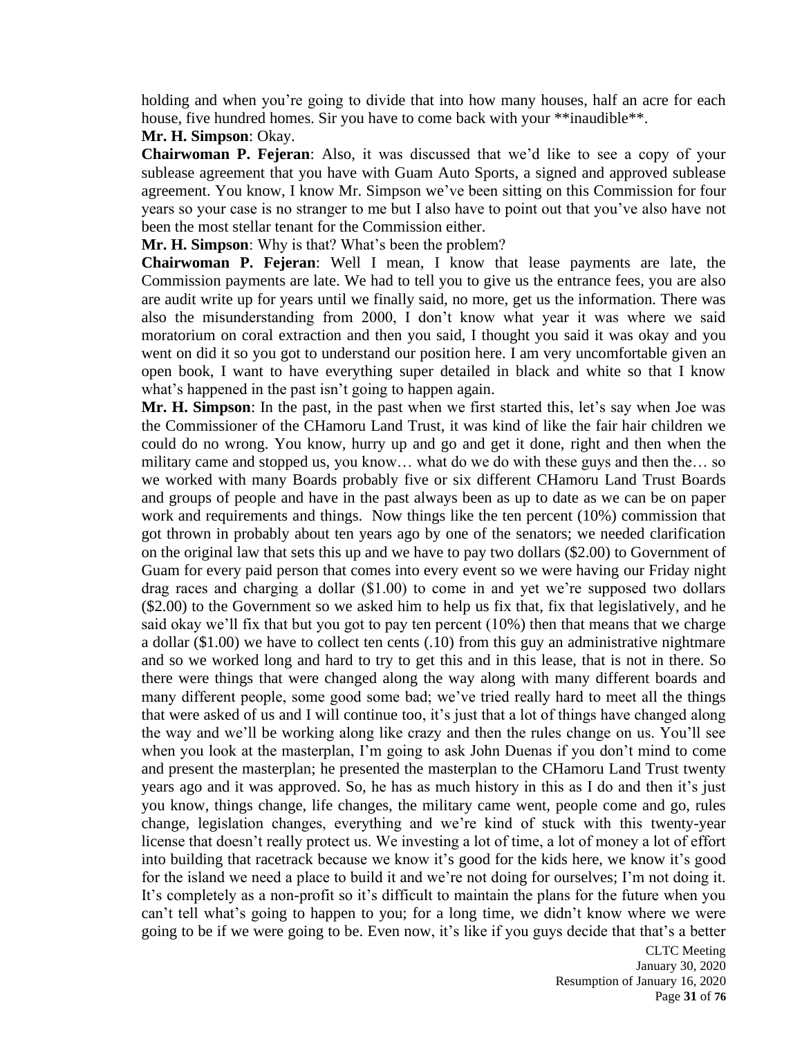holding and when you're going to divide that into how many houses, half an acre for each house, five hundred homes. Sir you have to come back with your **inaudible**.

**Mr. H. Simpson**: Okay.

**Chairwoman P. Fejeran**: Also, it was discussed that we'd like to see a copy of your sublease agreement that you have with Guam Auto Sports, a signed and approved sublease agreement. You know, I know Mr. Simpson we've been sitting on this Commission for four years so your case is no stranger to me but I also have to point out that you've also have not been the most stellar tenant for the Commission either.

**Mr. H. Simpson**: Why is that? What's been the problem?

**Chairwoman P. Fejeran**: Well I mean, I know that lease payments are late, the Commission payments are late. We had to tell you to give us the entrance fees, you are also are audit write up for years until we finally said, no more, get us the information. There was also the misunderstanding from 2000, I don't know what year it was where we said moratorium on coral extraction and then you said, I thought you said it was okay and you went on did it so you got to understand our position here. I am very uncomfortable given an open book, I want to have everything super detailed in black and white so that I know what's happened in the past isn't going to happen again.

**Mr. H. Simpson**: In the past, in the past when we first started this, let's say when Joe was the Commissioner of the CHamoru Land Trust, it was kind of like the fair hair children we could do no wrong. You know, hurry up and go and get it done, right and then when the military came and stopped us, you know… what do we do with these guys and then the… so we worked with many Boards probably five or six different CHamoru Land Trust Boards and groups of people and have in the past always been as up to date as we can be on paper work and requirements and things. Now things like the ten percent (10%) commission that got thrown in probably about ten years ago by one of the senators; we needed clarification on the original law that sets this up and we have to pay two dollars ($2.00) to Government of Guam for every paid person that comes into every event so we were having our Friday night drag races and charging a dollar ($1.00) to come in and yet we're supposed two dollars ($2.00) to the Government so we asked him to help us fix that, fix that legislatively, and he said okay we'll fix that but you got to pay ten percent (10%) then that means that we charge a dollar ($1.00) we have to collect ten cents (.10) from this guy an administrative nightmare and so we worked long and hard to try to get this and in this lease, that is not in there. So there were things that were changed along the way along with many different boards and many different people, some good some bad; we've tried really hard to meet all the things that were asked of us and I will continue too, it's just that a lot of things have changed along the way and we'll be working along like crazy and then the rules change on us. You'll see when you look at the masterplan, I'm going to ask John Duenas if you don't mind to come and present the masterplan; he presented the masterplan to the CHamoru Land Trust twenty years ago and it was approved. So, he has as much history in this as I do and then it's just you know, things change, life changes, the military came went, people come and go, rules change, legislation changes, everything and we're kind of stuck with this twenty-year license that doesn't really protect us. We investing a lot of time, a lot of money a lot of effort into building that racetrack because we know it's good for the kids here, we know it's good for the island we need a place to build it and we're not doing for ourselves; I'm not doing it. It's completely as a non-profit so it's difficult to maintain the plans for the future when you can't tell what's going to happen to you; for a long time, we didn't know where we were going to be if we were going to be. Even now, it's like if you guys decide that that's a better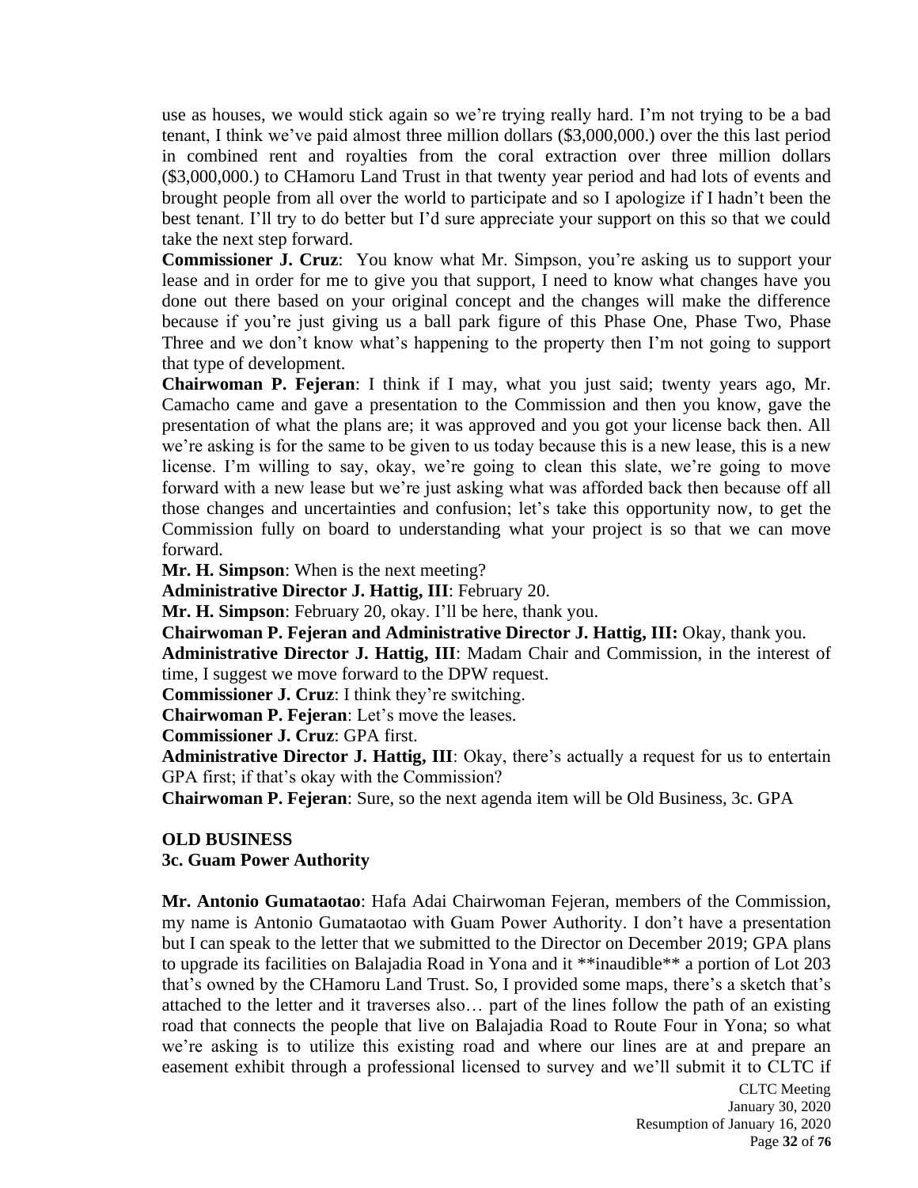use as houses, we would stick again so we're trying really hard. I'm not trying to be a bad tenant, I think we've paid almost three million dollars ($3,000,000.) over the this last period in combined rent and royalties from the coral extraction over three million dollars ($3,000,000.) to CHamoru Land Trust in that twenty year period and had lots of events and brought people from all over the world to participate and so I apologize if I hadn't been the best tenant. I'll try to do better but I'd sure appreciate your support on this so that we could take the next step forward.

**Commissioner J. Cruz**: You know what Mr. Simpson, you're asking us to support your lease and in order for me to give you that support, I need to know what changes have you done out there based on your original concept and the changes will make the difference because if you're just giving us a ball park figure of this Phase One, Phase Two, Phase Three and we don't know what's happening to the property then I'm not going to support that type of development.

**Chairwoman P. Fejeran**: I think if I may, what you just said; twenty years ago, Mr. Camacho came and gave a presentation to the Commission and then you know, gave the presentation of what the plans are; it was approved and you got your license back then. All we're asking is for the same to be given to us today because this is a new lease, this is a new license. I'm willing to say, okay, we're going to clean this slate, we're going to move forward with a new lease but we're just asking what was afforded back then because off all those changes and uncertainties and confusion; let's take this opportunity now, to get the Commission fully on board to understanding what your project is so that we can move forward.

**Mr. H. Simpson**: When is the next meeting?

**Administrative Director J. Hattig, III**: February 20.

**Mr. H. Simpson**: February 20, okay. I'll be here, thank you.

**Chairwoman P. Fejeran and Administrative Director J. Hattig, III:** Okay, thank you.

**Administrative Director J. Hattig, III**: Madam Chair and Commission, in the interest of time, I suggest we move forward to the DPW request.

**Commissioner J. Cruz**: I think they're switching.

**Chairwoman P. Fejeran**: Let's move the leases.

**Commissioner J. Cruz**: GPA first.

**Administrative Director J. Hattig, III**: Okay, there's actually a request for us to entertain GPA first; if that's okay with the Commission?

**Chairwoman P. Fejeran**: Sure, so the next agenda item will be Old Business, 3c. GPA

**OLD BUSINESS**

**3c. Guam Power Authority**

**Mr. Antonio Gumataotao**: Hafa Adai Chairwoman Fejeran, members of the Commission, my name is Antonio Gumataotao with Guam Power Authority. I don't have a presentation but I can speak to the letter that we submitted to the Director on December 2019; GPA plans to upgrade its facilities on Balajadia Road in Yona and it **inaudible** a portion of Lot 203 that's owned by the CHamoru Land Trust. So, I provided some maps, there's a sketch that's attached to the letter and it traverses also… part of the lines follow the path of an existing road that connects the people that live on Balajadia Road to Route Four in Yona; so what we're asking is to utilize this existing road and where our lines are at and prepare an easement exhibit through a professional licensed to survey and we'll submit it to CLTC if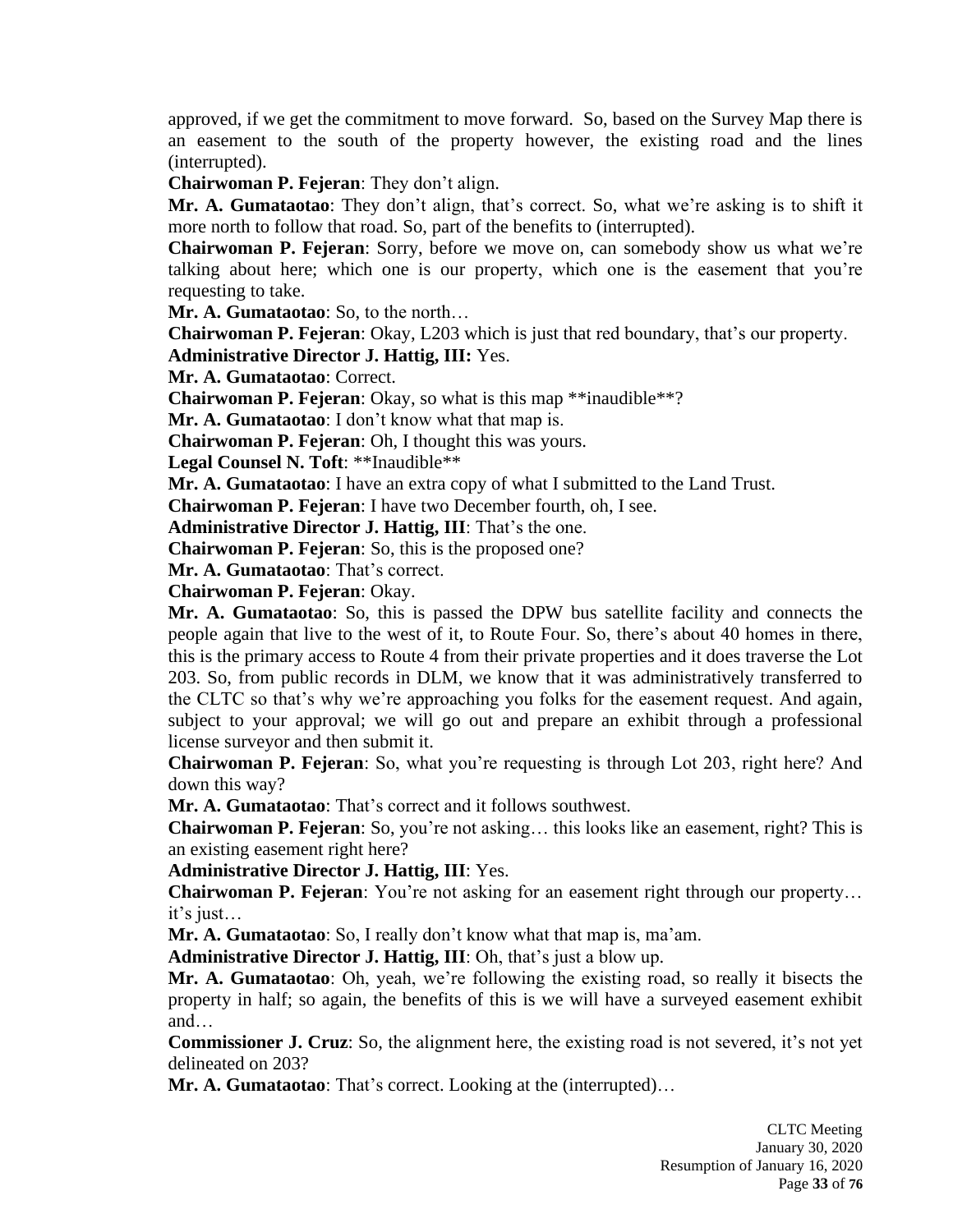approved, if we get the commitment to move forward. So, based on the Survey Map there is an easement to the south of the property however, the existing road and the lines (interrupted).

**Chairwoman P. Fejeran**: They don't align.

**Mr. A. Gumataotao**: They don't align, that's correct. So, what we're asking is to shift it more north to follow that road. So, part of the benefits to (interrupted).

**Chairwoman P. Fejeran**: Sorry, before we move on, can somebody show us what we're talking about here; which one is our property, which one is the easement that you're requesting to take.

**Mr. A. Gumataotao**: So, to the north…

**Chairwoman P. Fejeran**: Okay, L203 which is just that red boundary, that's our property.

**Administrative Director J. Hattig, III:** Yes.

**Mr. A. Gumataotao**: Correct.

**Chairwoman P. Fejeran**: Okay, so what is this map **inaudible**?

**Mr. A. Gumataotao**: I don't know what that map is.

**Chairwoman P. Fejeran**: Oh, I thought this was yours.

**Legal Counsel N. Toft**: **Inaudible**

**Mr. A. Gumataotao**: I have an extra copy of what I submitted to the Land Trust.

**Chairwoman P. Fejeran**: I have two December fourth, oh, I see.

**Administrative Director J. Hattig, III**: That's the one.

**Chairwoman P. Fejeran**: So, this is the proposed one?

**Mr. A. Gumataotao**: That's correct.

**Chairwoman P. Fejeran**: Okay.

**Mr. A. Gumataotao**: So, this is passed the DPW bus satellite facility and connects the people again that live to the west of it, to Route Four. So, there's about 40 homes in there, this is the primary access to Route 4 from their private properties and it does traverse the Lot 203. So, from public records in DLM, we know that it was administratively transferred to the CLTC so that's why we're approaching you folks for the easement request. And again, subject to your approval; we will go out and prepare an exhibit through a professional license surveyor and then submit it.

**Chairwoman P. Fejeran**: So, what you're requesting is through Lot 203, right here? And down this way?

**Mr. A. Gumataotao**: That's correct and it follows southwest.

**Chairwoman P. Fejeran**: So, you're not asking… this looks like an easement, right? This is an existing easement right here?

**Administrative Director J. Hattig, III**: Yes.

**Chairwoman P. Fejeran**: You're not asking for an easement right through our property… it's just…

**Mr. A. Gumataotao**: So, I really don't know what that map is, ma'am.

**Administrative Director J. Hattig, III**: Oh, that's just a blow up.

**Mr. A. Gumataotao**: Oh, yeah, we're following the existing road, so really it bisects the property in half; so again, the benefits of this is we will have a surveyed easement exhibit and…

**Commissioner J. Cruz**: So, the alignment here, the existing road is not severed, it's not yet delineated on 203?

**Mr. A. Gumataotao**: That's correct. Looking at the (interrupted)…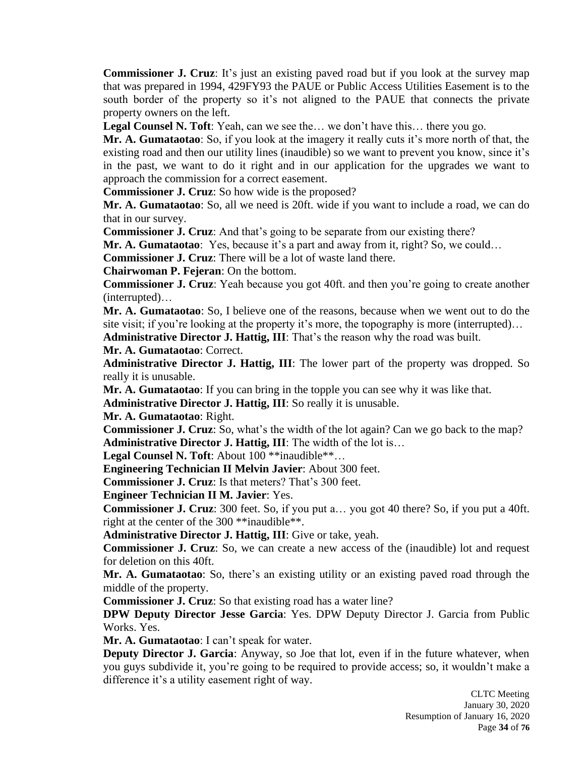**Commissioner J. Cruz**: It's just an existing paved road but if you look at the survey map that was prepared in 1994, 429FY93 the PAUE or Public Access Utilities Easement is to the south border of the property so it's not aligned to the PAUE that connects the private property owners on the left.

**Legal Counsel N. Toft**: Yeah, can we see the… we don't have this… there you go.

**Mr. A. Gumataotao**: So, if you look at the imagery it really cuts it's more north of that, the existing road and then our utility lines (inaudible) so we want to prevent you know, since it's in the past, we want to do it right and in our application for the upgrades we want to approach the commission for a correct easement.

**Commissioner J. Cruz**: So how wide is the proposed?

**Mr. A. Gumataotao**: So, all we need is 20ft. wide if you want to include a road, we can do that in our survey.

**Commissioner J. Cruz**: And that's going to be separate from our existing there?

**Mr. A. Gumataotao**: Yes, because it's a part and away from it, right? So, we could…

**Commissioner J. Cruz**: There will be a lot of waste land there.

**Chairwoman P. Fejeran**: On the bottom.

**Commissioner J. Cruz**: Yeah because you got 40ft. and then you're going to create another (interrupted)…

**Mr. A. Gumataotao**: So, I believe one of the reasons, because when we went out to do the site visit; if you're looking at the property it's more, the topography is more (interrupted)…

**Administrative Director J. Hattig, III**: That's the reason why the road was built.

**Mr. A. Gumataotao**: Correct.

**Administrative Director J. Hattig, III**: The lower part of the property was dropped. So really it is unusable.

**Mr. A. Gumataotao**: If you can bring in the topple you can see why it was like that.

**Administrative Director J. Hattig, III**: So really it is unusable.

**Mr. A. Gumataotao**: Right.

**Commissioner J. Cruz**: So, what's the width of the lot again? Can we go back to the map?

**Administrative Director J. Hattig, III**: The width of the lot is…

**Legal Counsel N. Toft**: About 100 **inaudible**…

**Engineering Technician II Melvin Javier**: About 300 feet.

**Commissioner J. Cruz**: Is that meters? That's 300 feet.

**Engineer Technician II M. Javier**: Yes.

**Commissioner J. Cruz**: 300 feet. So, if you put a… you got 40 there? So, if you put a 40ft. right at the center of the 300 **inaudible**.

**Administrative Director J. Hattig, III**: Give or take, yeah.

**Commissioner J. Cruz**: So, we can create a new access of the (inaudible) lot and request for deletion on this 40ft.

**Mr. A. Gumataotao**: So, there's an existing utility or an existing paved road through the middle of the property.

**Commissioner J. Cruz**: So that existing road has a water line?

**DPW Deputy Director Jesse Garcia**: Yes. DPW Deputy Director J. Garcia from Public Works. Yes.

**Mr. A. Gumataotao**: I can't speak for water.

**Deputy Director J. Garcia**: Anyway, so Joe that lot, even if in the future whatever, when you guys subdivide it, you're going to be required to provide access; so, it wouldn't make a difference it's a utility easement right of way.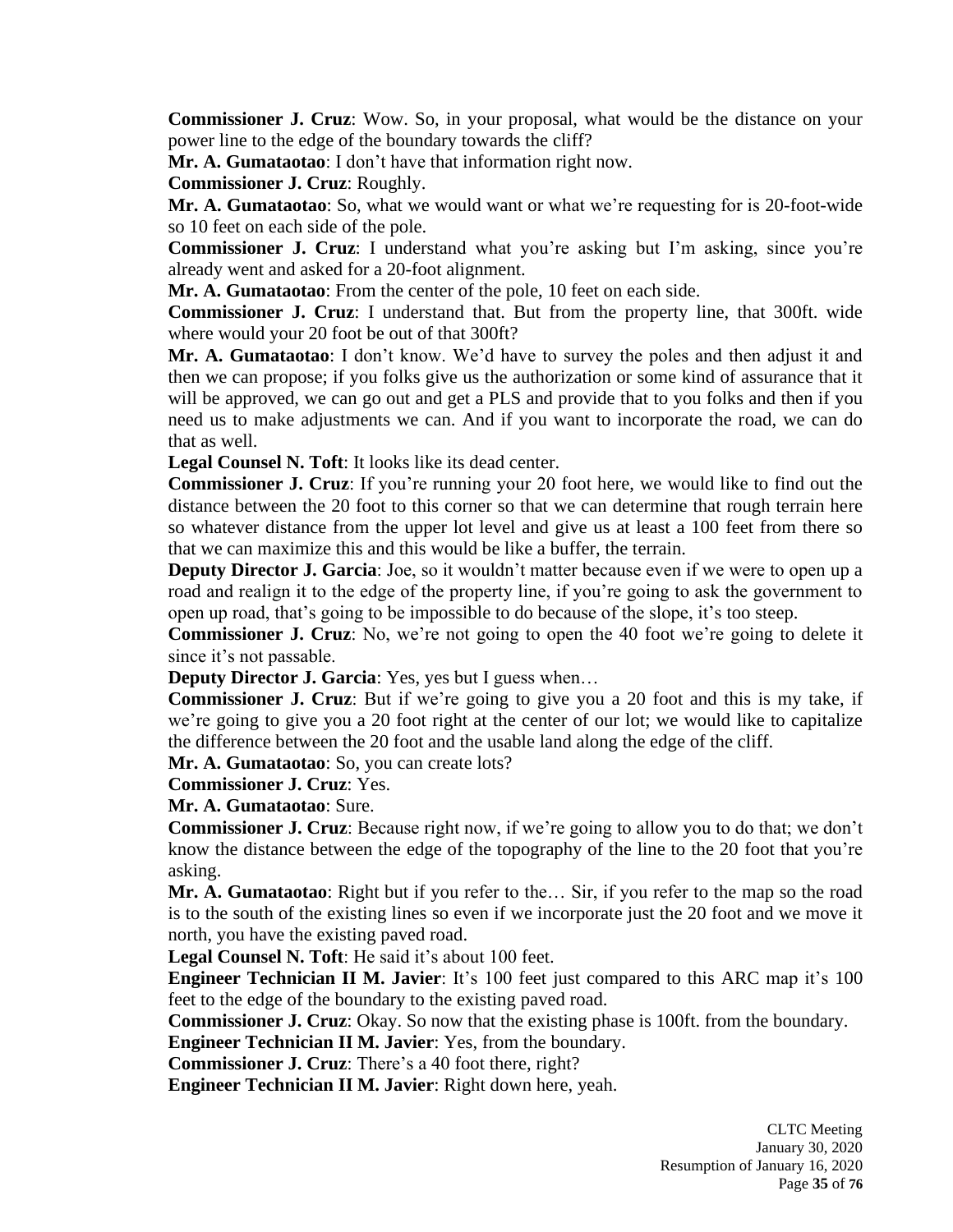**Commissioner J. Cruz**: Wow. So, in your proposal, what would be the distance on your power line to the edge of the boundary towards the cliff?

**Mr. A. Gumataotao**: I don't have that information right now.

**Commissioner J. Cruz**: Roughly.

**Mr. A. Gumataotao**: So, what we would want or what we're requesting for is 20-foot-wide so 10 feet on each side of the pole.

**Commissioner J. Cruz**: I understand what you're asking but I'm asking, since you're already went and asked for a 20-foot alignment.

**Mr. A. Gumataotao**: From the center of the pole, 10 feet on each side.

**Commissioner J. Cruz**: I understand that. But from the property line, that 300ft. wide where would your 20 foot be out of that 300ft?

**Mr. A. Gumataotao**: I don't know. We'd have to survey the poles and then adjust it and then we can propose; if you folks give us the authorization or some kind of assurance that it will be approved, we can go out and get a PLS and provide that to you folks and then if you need us to make adjustments we can. And if you want to incorporate the road, we can do that as well.

**Legal Counsel N. Toft**: It looks like its dead center.

**Commissioner J. Cruz**: If you're running your 20 foot here, we would like to find out the distance between the 20 foot to this corner so that we can determine that rough terrain here so whatever distance from the upper lot level and give us at least a 100 feet from there so that we can maximize this and this would be like a buffer, the terrain.

**Deputy Director J. Garcia**: Joe, so it wouldn't matter because even if we were to open up a road and realign it to the edge of the property line, if you're going to ask the government to open up road, that's going to be impossible to do because of the slope, it's too steep.

**Commissioner J. Cruz**: No, we're not going to open the 40 foot we're going to delete it since it's not passable.

**Deputy Director J. Garcia**: Yes, yes but I guess when…

**Commissioner J. Cruz**: But if we're going to give you a 20 foot and this is my take, if we're going to give you a 20 foot right at the center of our lot; we would like to capitalize the difference between the 20 foot and the usable land along the edge of the cliff.

**Mr. A. Gumataotao**: So, you can create lots?

**Commissioner J. Cruz**: Yes.

**Mr. A. Gumataotao**: Sure.

**Commissioner J. Cruz**: Because right now, if we're going to allow you to do that; we don't know the distance between the edge of the topography of the line to the 20 foot that you're asking.

**Mr. A. Gumataotao**: Right but if you refer to the… Sir, if you refer to the map so the road is to the south of the existing lines so even if we incorporate just the 20 foot and we move it north, you have the existing paved road.

**Legal Counsel N. Toft**: He said it's about 100 feet.

**Engineer Technician II M. Javier**: It's 100 feet just compared to this ARC map it's 100 feet to the edge of the boundary to the existing paved road.

**Commissioner J. Cruz**: Okay. So now that the existing phase is 100ft. from the boundary.

**Engineer Technician II M. Javier**: Yes, from the boundary.

**Commissioner J. Cruz**: There's a 40 foot there, right?

**Engineer Technician II M. Javier**: Right down here, yeah.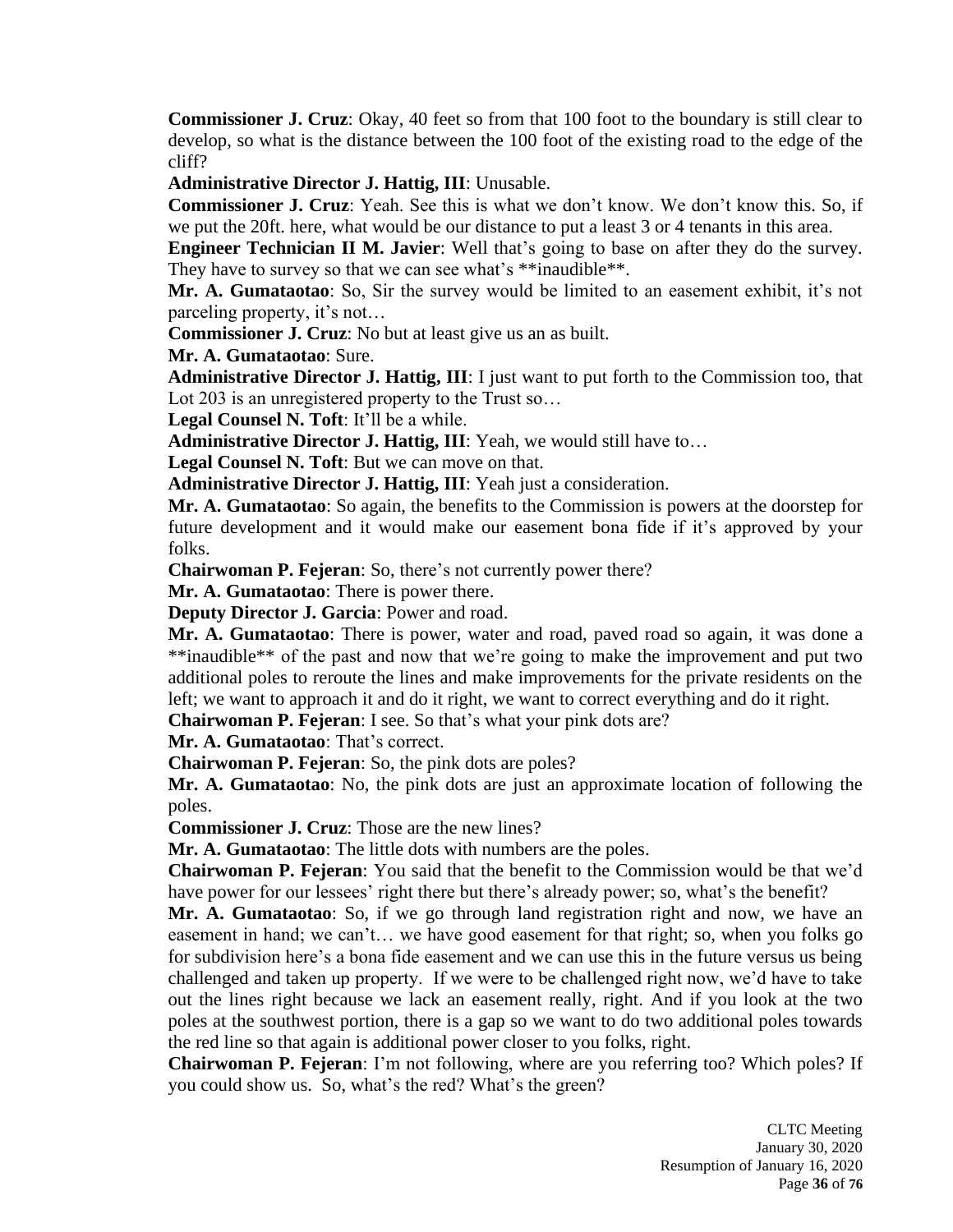**Commissioner J. Cruz**: Okay, 40 feet so from that 100 foot to the boundary is still clear to develop, so what is the distance between the 100 foot of the existing road to the edge of the cliff?

**Administrative Director J. Hattig, III**: Unusable.

**Commissioner J. Cruz**: Yeah. See this is what we don't know. We don't know this. So, if we put the 20ft. here, what would be our distance to put a least 3 or 4 tenants in this area.

**Engineer Technician II M. Javier**: Well that's going to base on after they do the survey. They have to survey so that we can see what's **inaudible**.

**Mr. A. Gumataotao**: So, Sir the survey would be limited to an easement exhibit, it's not parceling property, it's not…

**Commissioner J. Cruz**: No but at least give us an as built.

**Mr. A. Gumataotao**: Sure.

**Administrative Director J. Hattig, III**: I just want to put forth to the Commission too, that Lot 203 is an unregistered property to the Trust so…

**Legal Counsel N. Toft**: It'll be a while.

**Administrative Director J. Hattig, III**: Yeah, we would still have to…

**Legal Counsel N. Toft**: But we can move on that.

**Administrative Director J. Hattig, III**: Yeah just a consideration.

**Mr. A. Gumataotao**: So again, the benefits to the Commission is powers at the doorstep for future development and it would make our easement bona fide if it's approved by your folks.

**Chairwoman P. Fejeran**: So, there's not currently power there?

**Mr. A. Gumataotao**: There is power there.

**Deputy Director J. Garcia**: Power and road.

**Mr. A. Gumataotao**: There is power, water and road, paved road so again, it was done a **inaudible** of the past and now that we're going to make the improvement and put two additional poles to reroute the lines and make improvements for the private residents on the left; we want to approach it and do it right, we want to correct everything and do it right.

**Chairwoman P. Fejeran**: I see. So that's what your pink dots are?

**Mr. A. Gumataotao**: That's correct.

**Chairwoman P. Fejeran**: So, the pink dots are poles?

**Mr. A. Gumataotao**: No, the pink dots are just an approximate location of following the poles.

**Commissioner J. Cruz**: Those are the new lines?

**Mr. A. Gumataotao**: The little dots with numbers are the poles.

**Chairwoman P. Fejeran**: You said that the benefit to the Commission would be that we'd have power for our lessees' right there but there's already power; so, what's the benefit?

**Mr. A. Gumataotao**: So, if we go through land registration right and now, we have an easement in hand; we can't… we have good easement for that right; so, when you folks go for subdivision here's a bona fide easement and we can use this in the future versus us being challenged and taken up property. If we were to be challenged right now, we'd have to take out the lines right because we lack an easement really, right. And if you look at the two poles at the southwest portion, there is a gap so we want to do two additional poles towards the red line so that again is additional power closer to you folks, right.

**Chairwoman P. Fejeran**: I'm not following, where are you referring too? Which poles? If you could show us. So, what's the red? What's the green?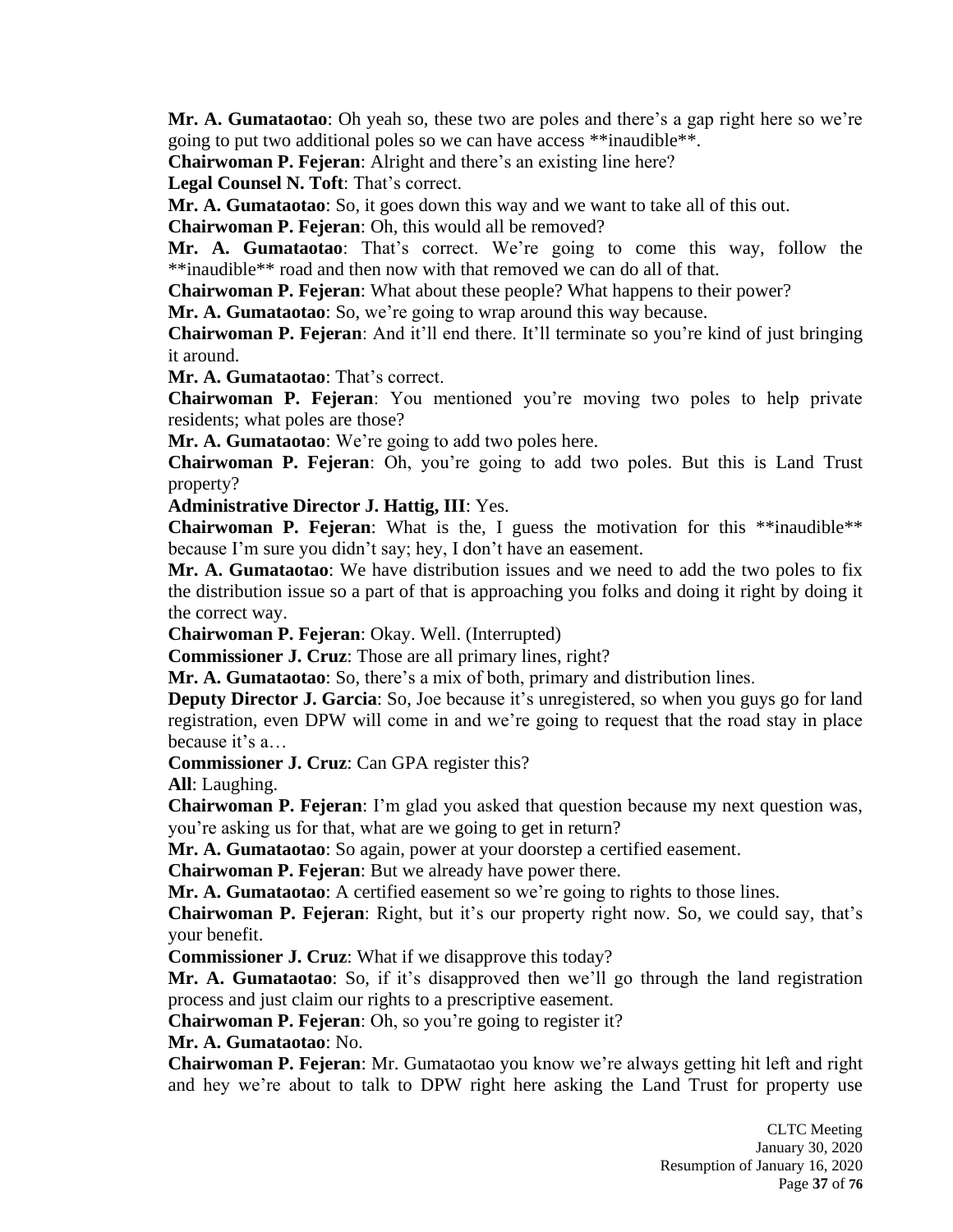**Mr. A. Gumataotao**: Oh yeah so, these two are poles and there's a gap right here so we're going to put two additional poles so we can have access **inaudible**.

**Chairwoman P. Fejeran**: Alright and there's an existing line here?

**Legal Counsel N. Toft**: That's correct.

**Mr. A. Gumataotao**: So, it goes down this way and we want to take all of this out.

**Chairwoman P. Fejeran**: Oh, this would all be removed?

**Mr. A. Gumataotao**: That's correct. We're going to come this way, follow the **inaudible** road and then now with that removed we can do all of that.

**Chairwoman P. Fejeran**: What about these people? What happens to their power?

**Mr. A. Gumataotao**: So, we're going to wrap around this way because.

**Chairwoman P. Fejeran**: And it'll end there. It'll terminate so you're kind of just bringing it around.

**Mr. A. Gumataotao**: That's correct.

**Chairwoman P. Fejeran**: You mentioned you're moving two poles to help private residents; what poles are those?

**Mr. A. Gumataotao**: We're going to add two poles here.

**Chairwoman P. Fejeran**: Oh, you're going to add two poles. But this is Land Trust property?

**Administrative Director J. Hattig, III**: Yes.

**Chairwoman P. Fejeran**: What is the, I guess the motivation for this **inaudible** because I'm sure you didn't say; hey, I don't have an easement.

**Mr. A. Gumataotao**: We have distribution issues and we need to add the two poles to fix the distribution issue so a part of that is approaching you folks and doing it right by doing it the correct way.

**Chairwoman P. Fejeran**: Okay. Well. (Interrupted)

**Commissioner J. Cruz**: Those are all primary lines, right?

**Mr. A. Gumataotao**: So, there's a mix of both, primary and distribution lines.

**Deputy Director J. Garcia**: So, Joe because it's unregistered, so when you guys go for land registration, even DPW will come in and we're going to request that the road stay in place because it's a…

**Commissioner J. Cruz**: Can GPA register this?

**All**: Laughing.

**Chairwoman P. Fejeran**: I'm glad you asked that question because my next question was, you're asking us for that, what are we going to get in return?

**Mr. A. Gumataotao**: So again, power at your doorstep a certified easement.

**Chairwoman P. Fejeran**: But we already have power there.

**Mr. A. Gumataotao**: A certified easement so we're going to rights to those lines.

**Chairwoman P. Fejeran**: Right, but it's our property right now. So, we could say, that's your benefit.

**Commissioner J. Cruz**: What if we disapprove this today?

**Mr. A. Gumataotao**: So, if it's disapproved then we'll go through the land registration process and just claim our rights to a prescriptive easement.

**Chairwoman P. Fejeran**: Oh, so you're going to register it?

**Mr. A. Gumataotao**: No.

**Chairwoman P. Fejeran**: Mr. Gumataotao you know we're always getting hit left and right and hey we're about to talk to DPW right here asking the Land Trust for property use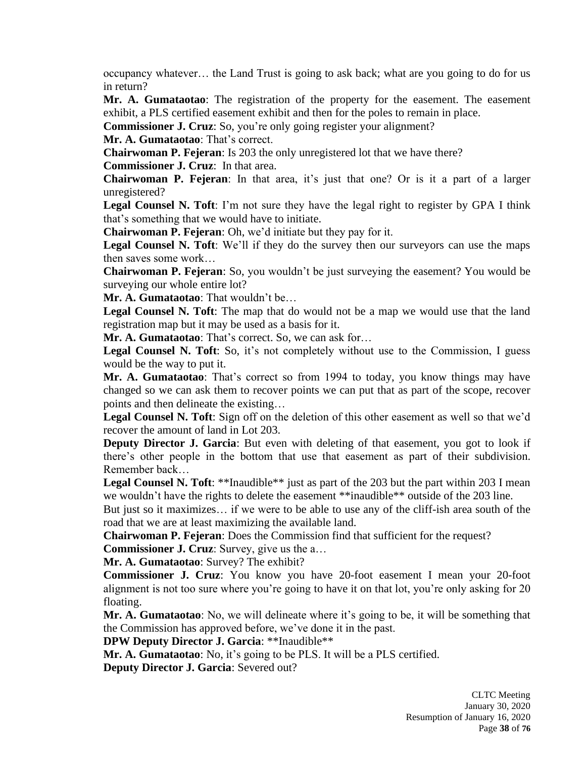occupancy whatever… the Land Trust is going to ask back; what are you going to do for us in return?

**Mr. A. Gumataotao**: The registration of the property for the easement. The easement exhibit, a PLS certified easement exhibit and then for the poles to remain in place.

**Commissioner J. Cruz**: So, you're only going register your alignment?

**Mr. A. Gumataotao**: That's correct.

**Chairwoman P. Fejeran**: Is 203 the only unregistered lot that we have there?

**Commissioner J. Cruz**: In that area.

**Chairwoman P. Fejeran**: In that area, it's just that one? Or is it a part of a larger unregistered?

**Legal Counsel N. Toft**: I'm not sure they have the legal right to register by GPA I think that's something that we would have to initiate.

**Chairwoman P. Fejeran**: Oh, we'd initiate but they pay for it.

**Legal Counsel N. Toft**: We'll if they do the survey then our surveyors can use the maps then saves some work…

**Chairwoman P. Fejeran**: So, you wouldn't be just surveying the easement? You would be surveying our whole entire lot?

**Mr. A. Gumataotao**: That wouldn't be…

**Legal Counsel N. Toft**: The map that do would not be a map we would use that the land registration map but it may be used as a basis for it.

**Mr. A. Gumataotao**: That's correct. So, we can ask for…

**Legal Counsel N. Toft**: So, it's not completely without use to the Commission, I guess would be the way to put it.

**Mr. A. Gumataotao**: That's correct so from 1994 to today, you know things may have changed so we can ask them to recover points we can put that as part of the scope, recover points and then delineate the existing…

**Legal Counsel N. Toft**: Sign off on the deletion of this other easement as well so that we'd recover the amount of land in Lot 203.

**Deputy Director J. Garcia**: But even with deleting of that easement, you got to look if there's other people in the bottom that use that easement as part of their subdivision. Remember back…

**Legal Counsel N. Toft**: \*\*Inaudible\*\* just as part of the 203 but the part within 203 I mean we wouldn't have the rights to delete the easement \*\*inaudible\*\* outside of the 203 line.

But just so it maximizes… if we were to be able to use any of the cliff-ish area south of the road that we are at least maximizing the available land.

**Chairwoman P. Fejeran**: Does the Commission find that sufficient for the request?

**Commissioner J. Cruz**: Survey, give us the a…

**Mr. A. Gumataotao**: Survey? The exhibit?

**Commissioner J. Cruz**: You know you have 20-foot easement I mean your 20-foot alignment is not too sure where you're going to have it on that lot, you're only asking for 20 floating.

**Mr. A. Gumataotao**: No, we will delineate where it's going to be, it will be something that the Commission has approved before, we've done it in the past.

**DPW Deputy Director J. Garcia**: \*\*Inaudible\*\*

**Mr. A. Gumataotao**: No, it's going to be PLS. It will be a PLS certified.

**Deputy Director J. Garcia**: Severed out?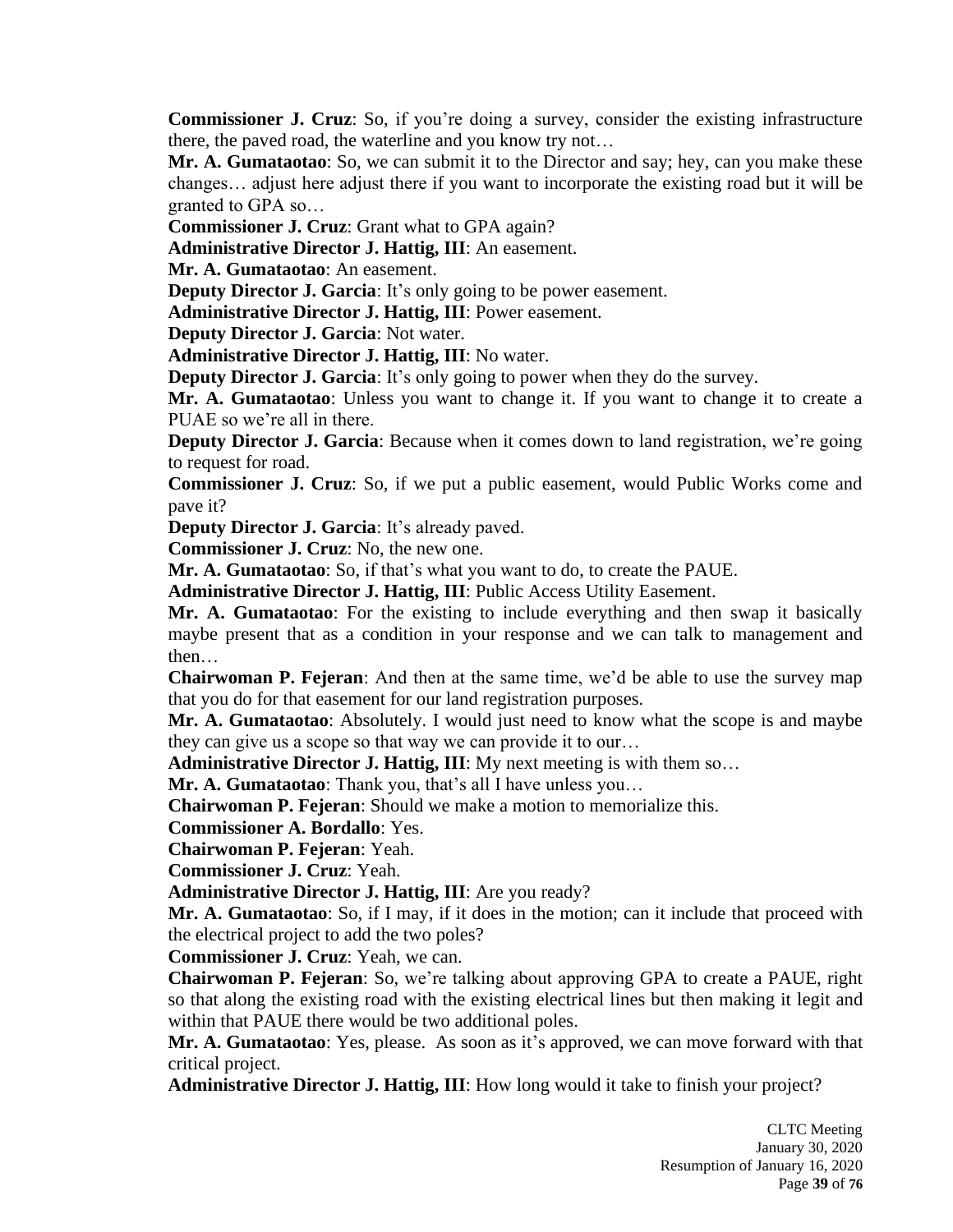**Commissioner J. Cruz**: So, if you're doing a survey, consider the existing infrastructure there, the paved road, the waterline and you know try not…

**Mr. A. Gumataotao**: So, we can submit it to the Director and say; hey, can you make these changes… adjust here adjust there if you want to incorporate the existing road but it will be granted to GPA so…

**Commissioner J. Cruz**: Grant what to GPA again?

**Administrative Director J. Hattig, III**: An easement.

**Mr. A. Gumataotao**: An easement.

**Deputy Director J. Garcia**: It's only going to be power easement.

**Administrative Director J. Hattig, III**: Power easement.

**Deputy Director J. Garcia**: Not water.

**Administrative Director J. Hattig, III**: No water.

**Deputy Director J. Garcia**: It's only going to power when they do the survey.

**Mr. A. Gumataotao**: Unless you want to change it. If you want to change it to create a PUAE so we're all in there.

**Deputy Director J. Garcia**: Because when it comes down to land registration, we're going to request for road.

**Commissioner J. Cruz**: So, if we put a public easement, would Public Works come and pave it?

**Deputy Director J. Garcia**: It's already paved.

**Commissioner J. Cruz**: No, the new one.

**Mr. A. Gumataotao**: So, if that's what you want to do, to create the PAUE.

**Administrative Director J. Hattig, III**: Public Access Utility Easement.

**Mr. A. Gumataotao**: For the existing to include everything and then swap it basically maybe present that as a condition in your response and we can talk to management and then…

**Chairwoman P. Fejeran**: And then at the same time, we'd be able to use the survey map that you do for that easement for our land registration purposes.

**Mr. A. Gumataotao**: Absolutely. I would just need to know what the scope is and maybe they can give us a scope so that way we can provide it to our…

**Administrative Director J. Hattig, III**: My next meeting is with them so…

**Mr. A. Gumataotao**: Thank you, that's all I have unless you…

**Chairwoman P. Fejeran**: Should we make a motion to memorialize this.

**Commissioner A. Bordallo**: Yes.

**Chairwoman P. Fejeran**: Yeah.

**Commissioner J. Cruz**: Yeah.

**Administrative Director J. Hattig, III**: Are you ready?

**Mr. A. Gumataotao**: So, if I may, if it does in the motion; can it include that proceed with the electrical project to add the two poles?

**Commissioner J. Cruz**: Yeah, we can.

**Chairwoman P. Fejeran**: So, we're talking about approving GPA to create a PAUE, right so that along the existing road with the existing electrical lines but then making it legit and within that PAUE there would be two additional poles.

**Mr. A. Gumataotao**: Yes, please. As soon as it's approved, we can move forward with that critical project.

**Administrative Director J. Hattig, III**: How long would it take to finish your project?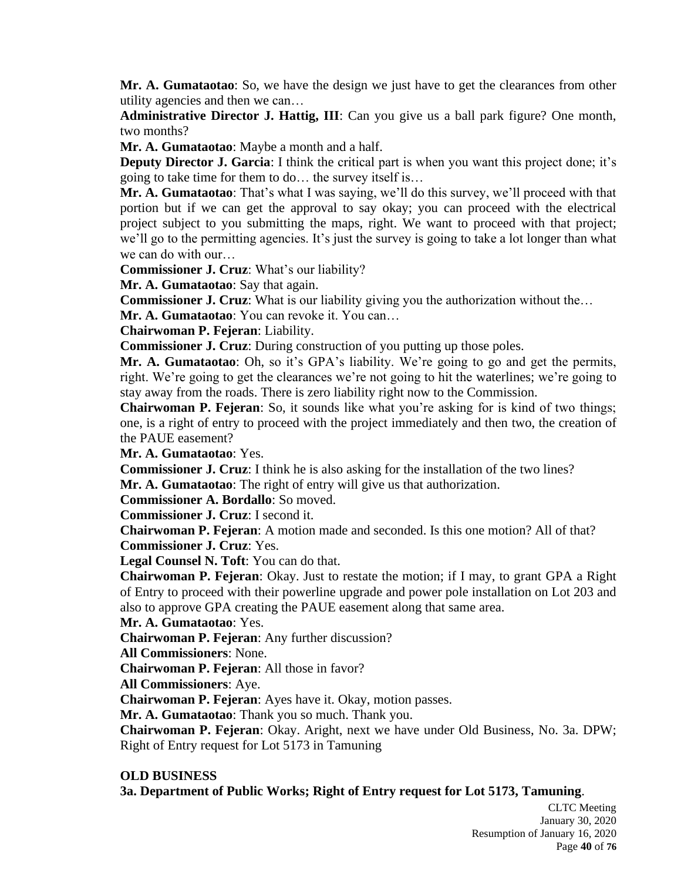**Mr. A. Gumataotao**: So, we have the design we just have to get the clearances from other utility agencies and then we can…

**Administrative Director J. Hattig, III**: Can you give us a ball park figure? One month, two months?

**Mr. A. Gumataotao**: Maybe a month and a half.

**Deputy Director J. Garcia**: I think the critical part is when you want this project done; it's going to take time for them to do… the survey itself is…

**Mr. A. Gumataotao**: That's what I was saying, we'll do this survey, we'll proceed with that portion but if we can get the approval to say okay; you can proceed with the electrical project subject to you submitting the maps, right. We want to proceed with that project; we'll go to the permitting agencies. It's just the survey is going to take a lot longer than what we can do with our…

**Commissioner J. Cruz**: What's our liability?

**Mr. A. Gumataotao**: Say that again.

**Commissioner J. Cruz**: What is our liability giving you the authorization without the…

**Mr. A. Gumataotao**: You can revoke it. You can…

**Chairwoman P. Fejeran**: Liability.

**Commissioner J. Cruz**: During construction of you putting up those poles.

**Mr. A. Gumataotao**: Oh, so it's GPA's liability. We're going to go and get the permits, right. We're going to get the clearances we're not going to hit the waterlines; we're going to stay away from the roads. There is zero liability right now to the Commission.

**Chairwoman P. Fejeran**: So, it sounds like what you're asking for is kind of two things; one, is a right of entry to proceed with the project immediately and then two, the creation of the PAUE easement?

**Mr. A. Gumataotao**: Yes.

**Commissioner J. Cruz**: I think he is also asking for the installation of the two lines?

**Mr. A. Gumataotao**: The right of entry will give us that authorization.

**Commissioner A. Bordallo**: So moved.

**Commissioner J. Cruz**: I second it.

**Chairwoman P. Fejeran**: A motion made and seconded. Is this one motion? All of that?

**Commissioner J. Cruz**: Yes.

**Legal Counsel N. Toft**: You can do that.

**Chairwoman P. Fejeran**: Okay. Just to restate the motion; if I may, to grant GPA a Right of Entry to proceed with their powerline upgrade and power pole installation on Lot 203 and also to approve GPA creating the PAUE easement along that same area.

**Mr. A. Gumataotao**: Yes.

**Chairwoman P. Fejeran**: Any further discussion?

**All Commissioners**: None.

**Chairwoman P. Fejeran**: All those in favor?

**All Commissioners**: Aye.

**Chairwoman P. Fejeran**: Ayes have it. Okay, motion passes.

**Mr. A. Gumataotao**: Thank you so much. Thank you.

**Chairwoman P. Fejeran**: Okay. Aright, next we have under Old Business, No. 3a. DPW; Right of Entry request for Lot 5173 in Tamuning

**OLD BUSINESS**

**3a. Department of Public Works; Right of Entry request for Lot 5173, Tamuning**.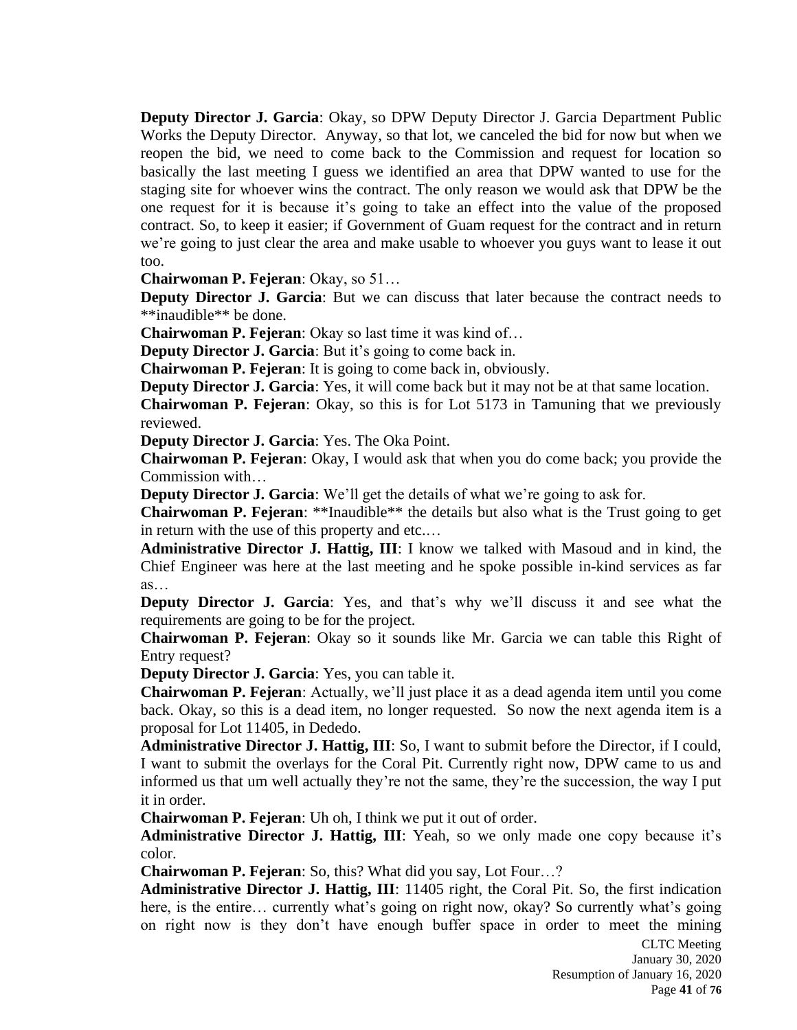**Deputy Director J. Garcia**: Okay, so DPW Deputy Director J. Garcia Department Public Works the Deputy Director. Anyway, so that lot, we canceled the bid for now but when we reopen the bid, we need to come back to the Commission and request for location so basically the last meeting I guess we identified an area that DPW wanted to use for the staging site for whoever wins the contract. The only reason we would ask that DPW be the one request for it is because it's going to take an effect into the value of the proposed contract. So, to keep it easier; if Government of Guam request for the contract and in return we're going to just clear the area and make usable to whoever you guys want to lease it out too.

**Chairwoman P. Fejeran**: Okay, so 51…

**Deputy Director J. Garcia**: But we can discuss that later because the contract needs to **inaudible** be done.

**Chairwoman P. Fejeran**: Okay so last time it was kind of…

**Deputy Director J. Garcia**: But it's going to come back in.

**Chairwoman P. Fejeran**: It is going to come back in, obviously.

**Deputy Director J. Garcia**: Yes, it will come back but it may not be at that same location.

**Chairwoman P. Fejeran**: Okay, so this is for Lot 5173 in Tamuning that we previously reviewed.

**Deputy Director J. Garcia**: Yes. The Oka Point.

**Chairwoman P. Fejeran**: Okay, I would ask that when you do come back; you provide the Commission with…

**Deputy Director J. Garcia**: We'll get the details of what we're going to ask for.

**Chairwoman P. Fejeran**: **Inaudible** the details but also what is the Trust going to get in return with the use of this property and etc.…

**Administrative Director J. Hattig, III**: I know we talked with Masoud and in kind, the Chief Engineer was here at the last meeting and he spoke possible in-kind services as far as…

**Deputy Director J. Garcia**: Yes, and that's why we'll discuss it and see what the requirements are going to be for the project.

**Chairwoman P. Fejeran**: Okay so it sounds like Mr. Garcia we can table this Right of Entry request?

**Deputy Director J. Garcia**: Yes, you can table it.

**Chairwoman P. Fejeran**: Actually, we'll just place it as a dead agenda item until you come back. Okay, so this is a dead item, no longer requested. So now the next agenda item is a proposal for Lot 11405, in Dededo.

**Administrative Director J. Hattig, III**: So, I want to submit before the Director, if I could, I want to submit the overlays for the Coral Pit. Currently right now, DPW came to us and informed us that um well actually they're not the same, they're the succession, the way I put it in order.

**Chairwoman P. Fejeran**: Uh oh, I think we put it out of order.

**Administrative Director J. Hattig, III**: Yeah, so we only made one copy because it's color.

**Chairwoman P. Fejeran**: So, this? What did you say, Lot Four…?

**Administrative Director J. Hattig, III**: 11405 right, the Coral Pit. So, the first indication here, is the entire… currently what's going on right now, okay? So currently what's going on right now is they don't have enough buffer space in order to meet the mining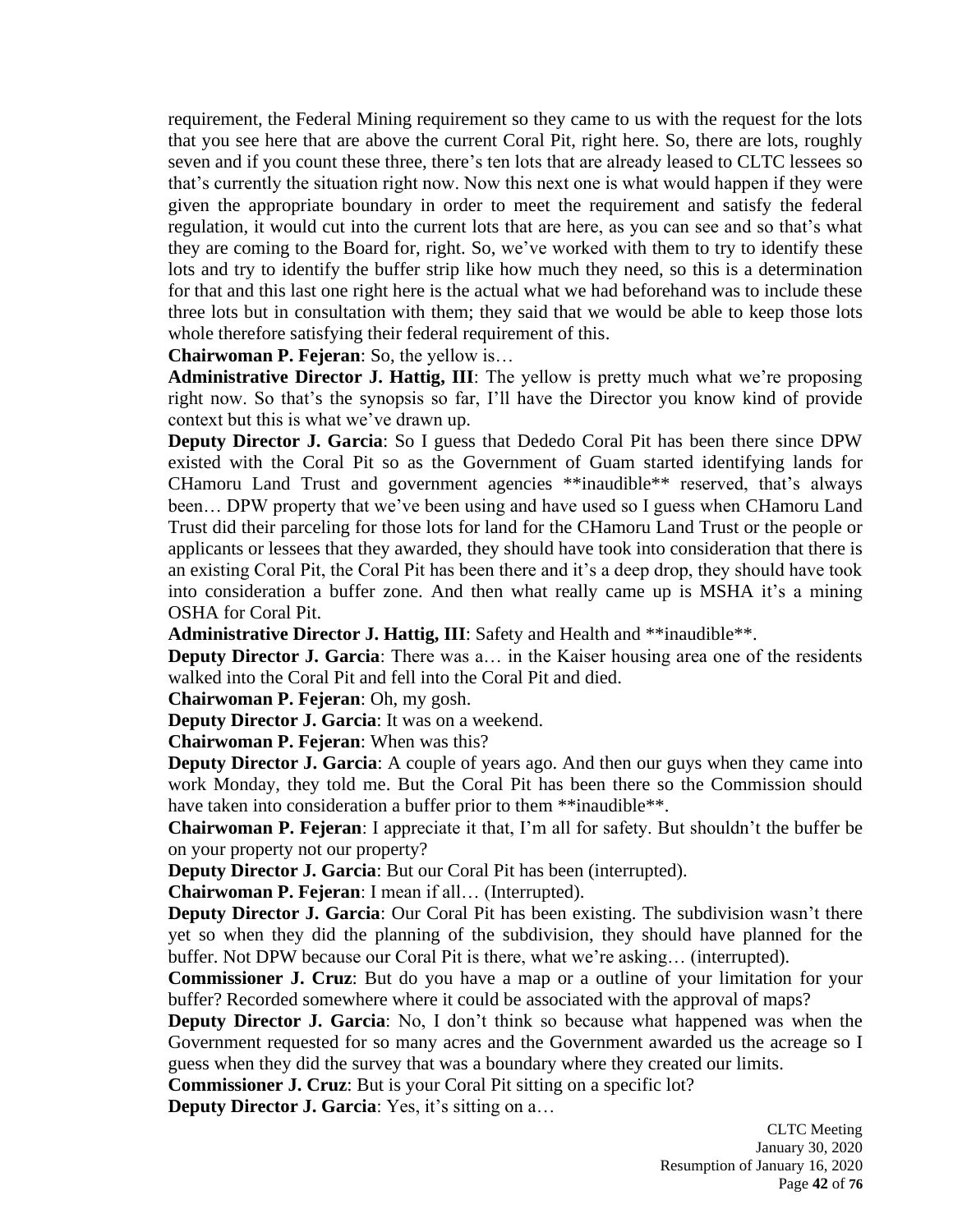requirement, the Federal Mining requirement so they came to us with the request for the lots that you see here that are above the current Coral Pit, right here. So, there are lots, roughly seven and if you count these three, there's ten lots that are already leased to CLTC lessees so that's currently the situation right now. Now this next one is what would happen if they were given the appropriate boundary in order to meet the requirement and satisfy the federal regulation, it would cut into the current lots that are here, as you can see and so that's what they are coming to the Board for, right. So, we've worked with them to try to identify these lots and try to identify the buffer strip like how much they need, so this is a determination for that and this last one right here is the actual what we had beforehand was to include these three lots but in consultation with them; they said that we would be able to keep those lots whole therefore satisfying their federal requirement of this.

**Chairwoman P. Fejeran**: So, the yellow is…

**Administrative Director J. Hattig, III**: The yellow is pretty much what we're proposing right now. So that's the synopsis so far, I'll have the Director you know kind of provide context but this is what we've drawn up.

**Deputy Director J. Garcia**: So I guess that Dededo Coral Pit has been there since DPW existed with the Coral Pit so as the Government of Guam started identifying lands for CHamoru Land Trust and government agencies **inaudible** reserved, that's always been… DPW property that we've been using and have used so I guess when CHamoru Land Trust did their parceling for those lots for land for the CHamoru Land Trust or the people or applicants or lessees that they awarded, they should have took into consideration that there is an existing Coral Pit, the Coral Pit has been there and it's a deep drop, they should have took into consideration a buffer zone. And then what really came up is MSHA it's a mining OSHA for Coral Pit.

**Administrative Director J. Hattig, III**: Safety and Health and **inaudible**.

**Deputy Director J. Garcia**: There was a… in the Kaiser housing area one of the residents walked into the Coral Pit and fell into the Coral Pit and died.

**Chairwoman P. Fejeran**: Oh, my gosh.

**Deputy Director J. Garcia**: It was on a weekend.

**Chairwoman P. Fejeran**: When was this?

**Deputy Director J. Garcia**: A couple of years ago. And then our guys when they came into work Monday, they told me. But the Coral Pit has been there so the Commission should have taken into consideration a buffer prior to them **inaudible**.

**Chairwoman P. Fejeran**: I appreciate it that, I'm all for safety. But shouldn't the buffer be on your property not our property?

**Deputy Director J. Garcia**: But our Coral Pit has been (interrupted).

**Chairwoman P. Fejeran**: I mean if all… (Interrupted).

**Deputy Director J. Garcia**: Our Coral Pit has been existing. The subdivision wasn't there yet so when they did the planning of the subdivision, they should have planned for the buffer. Not DPW because our Coral Pit is there, what we're asking… (interrupted).

**Commissioner J. Cruz**: But do you have a map or a outline of your limitation for your buffer? Recorded somewhere where it could be associated with the approval of maps?

**Deputy Director J. Garcia**: No, I don't think so because what happened was when the Government requested for so many acres and the Government awarded us the acreage so I guess when they did the survey that was a boundary where they created our limits.

**Commissioner J. Cruz**: But is your Coral Pit sitting on a specific lot?

**Deputy Director J. Garcia**: Yes, it's sitting on a…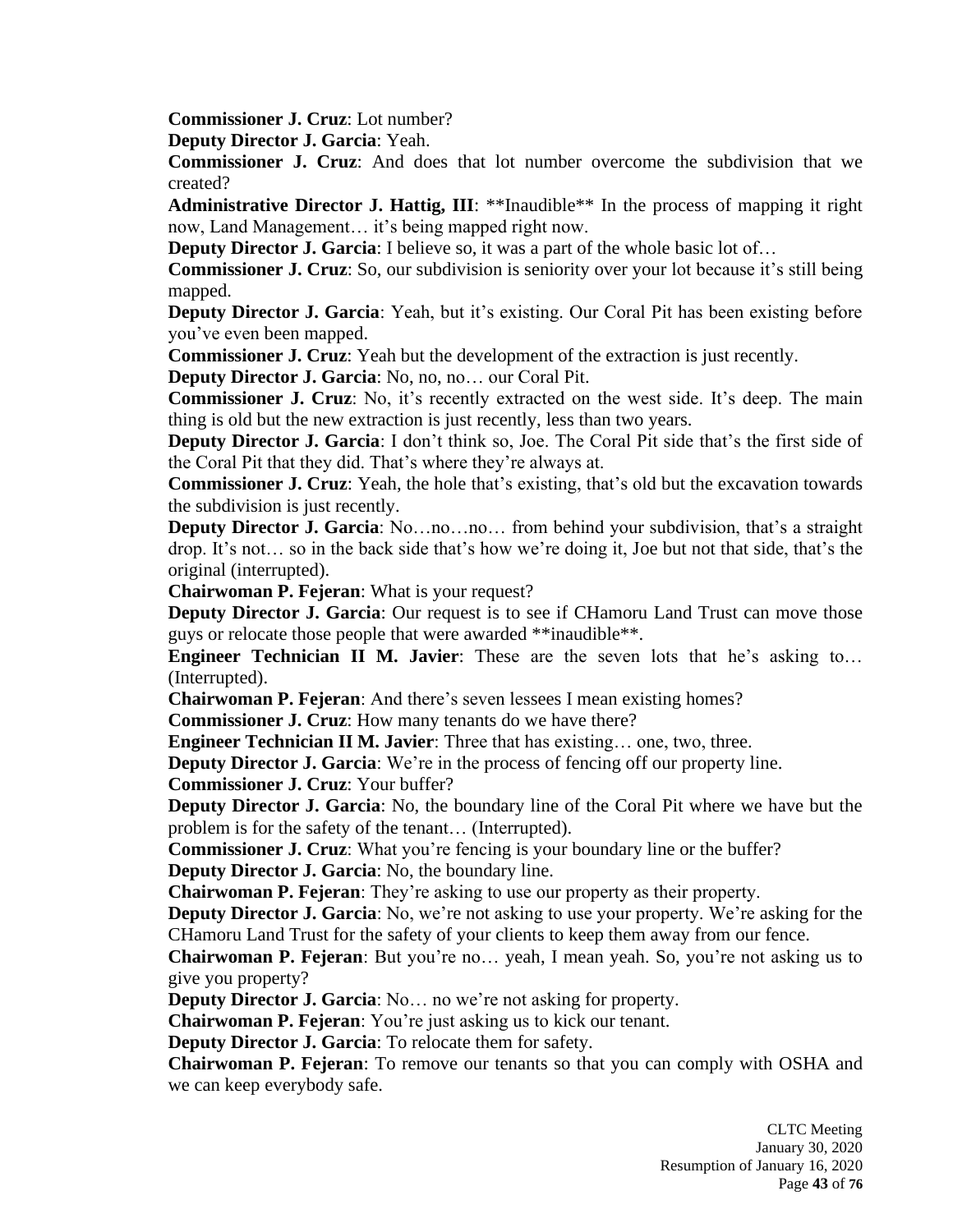**Commissioner J. Cruz**: Lot number?

**Deputy Director J. Garcia**: Yeah.

**Commissioner J. Cruz**: And does that lot number overcome the subdivision that we created?

**Administrative Director J. Hattig, III**: **Inaudible** In the process of mapping it right now, Land Management… it's being mapped right now.

**Deputy Director J. Garcia**: I believe so, it was a part of the whole basic lot of…

**Commissioner J. Cruz**: So, our subdivision is seniority over your lot because it's still being mapped.

**Deputy Director J. Garcia**: Yeah, but it's existing. Our Coral Pit has been existing before you've even been mapped.

**Commissioner J. Cruz**: Yeah but the development of the extraction is just recently.

**Deputy Director J. Garcia**: No, no, no… our Coral Pit.

**Commissioner J. Cruz**: No, it's recently extracted on the west side. It's deep. The main thing is old but the new extraction is just recently, less than two years.

**Deputy Director J. Garcia**: I don't think so, Joe. The Coral Pit side that's the first side of the Coral Pit that they did. That's where they're always at.

**Commissioner J. Cruz**: Yeah, the hole that's existing, that's old but the excavation towards the subdivision is just recently.

**Deputy Director J. Garcia**: No…no…no… from behind your subdivision, that's a straight drop. It's not… so in the back side that's how we're doing it, Joe but not that side, that's the original (interrupted).

**Chairwoman P. Fejeran**: What is your request?

**Deputy Director J. Garcia**: Our request is to see if CHamoru Land Trust can move those guys or relocate those people that were awarded **inaudible**.

**Engineer Technician II M. Javier**: These are the seven lots that he's asking to… (Interrupted).

**Chairwoman P. Fejeran**: And there's seven lessees I mean existing homes?

**Commissioner J. Cruz**: How many tenants do we have there?

**Engineer Technician II M. Javier**: Three that has existing… one, two, three.

**Deputy Director J. Garcia**: We're in the process of fencing off our property line.

**Commissioner J. Cruz**: Your buffer?

**Deputy Director J. Garcia**: No, the boundary line of the Coral Pit where we have but the problem is for the safety of the tenant… (Interrupted).

**Commissioner J. Cruz**: What you're fencing is your boundary line or the buffer?

**Deputy Director J. Garcia**: No, the boundary line.

**Chairwoman P. Fejeran**: They're asking to use our property as their property.

**Deputy Director J. Garcia**: No, we're not asking to use your property. We're asking for the CHamoru Land Trust for the safety of your clients to keep them away from our fence.

**Chairwoman P. Fejeran**: But you're no… yeah, I mean yeah. So, you're not asking us to give you property?

**Deputy Director J. Garcia**: No… no we're not asking for property.

**Chairwoman P. Fejeran**: You're just asking us to kick our tenant.

**Deputy Director J. Garcia**: To relocate them for safety.

**Chairwoman P. Fejeran**: To remove our tenants so that you can comply with OSHA and we can keep everybody safe.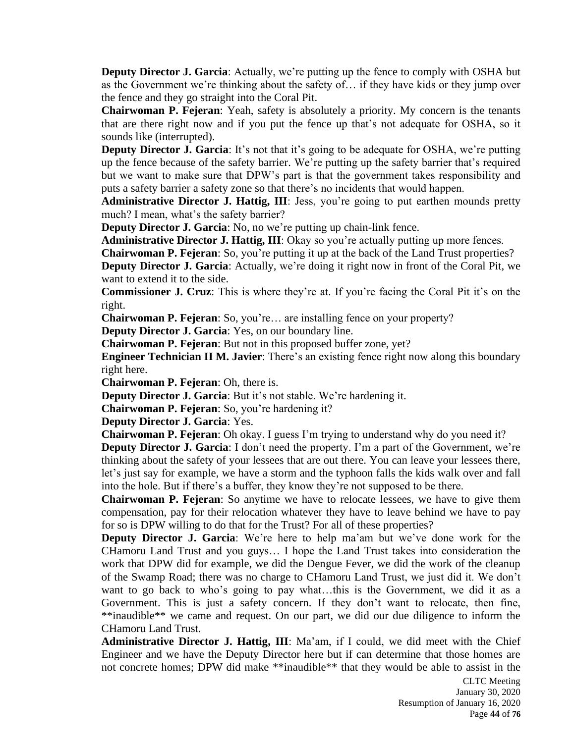**Deputy Director J. Garcia**: Actually, we're putting up the fence to comply with OSHA but as the Government we're thinking about the safety of… if they have kids or they jump over the fence and they go straight into the Coral Pit.

**Chairwoman P. Fejeran**: Yeah, safety is absolutely a priority. My concern is the tenants that are there right now and if you put the fence up that's not adequate for OSHA, so it sounds like (interrupted).

**Deputy Director J. Garcia**: It's not that it's going to be adequate for OSHA, we're putting up the fence because of the safety barrier. We're putting up the safety barrier that's required but we want to make sure that DPW's part is that the government takes responsibility and puts a safety barrier a safety zone so that there's no incidents that would happen.

**Administrative Director J. Hattig, III**: Jess, you're going to put earthen mounds pretty much? I mean, what's the safety barrier?

**Deputy Director J. Garcia**: No, no we're putting up chain-link fence.

**Administrative Director J. Hattig, III**: Okay so you're actually putting up more fences.

**Chairwoman P. Fejeran**: So, you're putting it up at the back of the Land Trust properties?

**Deputy Director J. Garcia**: Actually, we're doing it right now in front of the Coral Pit, we want to extend it to the side.

**Commissioner J. Cruz**: This is where they're at. If you're facing the Coral Pit it's on the right.

**Chairwoman P. Fejeran**: So, you're… are installing fence on your property?

**Deputy Director J. Garcia**: Yes, on our boundary line.

**Chairwoman P. Fejeran**: But not in this proposed buffer zone, yet?

**Engineer Technician II M. Javier**: There's an existing fence right now along this boundary right here.

**Chairwoman P. Fejeran**: Oh, there is.

**Deputy Director J. Garcia**: But it's not stable. We're hardening it.

**Chairwoman P. Fejeran**: So, you're hardening it?

**Deputy Director J. Garcia**: Yes.

**Chairwoman P. Fejeran**: Oh okay. I guess I'm trying to understand why do you need it?

**Deputy Director J. Garcia**: I don't need the property. I'm a part of the Government, we're thinking about the safety of your lessees that are out there. You can leave your lessees there, let's just say for example, we have a storm and the typhoon falls the kids walk over and fall into the hole. But if there's a buffer, they know they're not supposed to be there.

**Chairwoman P. Fejeran**: So anytime we have to relocate lessees, we have to give them compensation, pay for their relocation whatever they have to leave behind we have to pay for so is DPW willing to do that for the Trust? For all of these properties?

**Deputy Director J. Garcia**: We're here to help ma'am but we've done work for the CHamoru Land Trust and you guys… I hope the Land Trust takes into consideration the work that DPW did for example, we did the Dengue Fever, we did the work of the cleanup of the Swamp Road; there was no charge to CHamoru Land Trust, we just did it. We don't want to go back to who's going to pay what…this is the Government, we did it as a Government. This is just a safety concern. If they don't want to relocate, then fine, \*\*inaudible\*\* we came and request. On our part, we did our due diligence to inform the CHamoru Land Trust.

**Administrative Director J. Hattig, III**: Ma'am, if I could, we did meet with the Chief Engineer and we have the Deputy Director here but if can determine that those homes are not concrete homes; DPW did make \*\*inaudible\*\* that they would be able to assist in the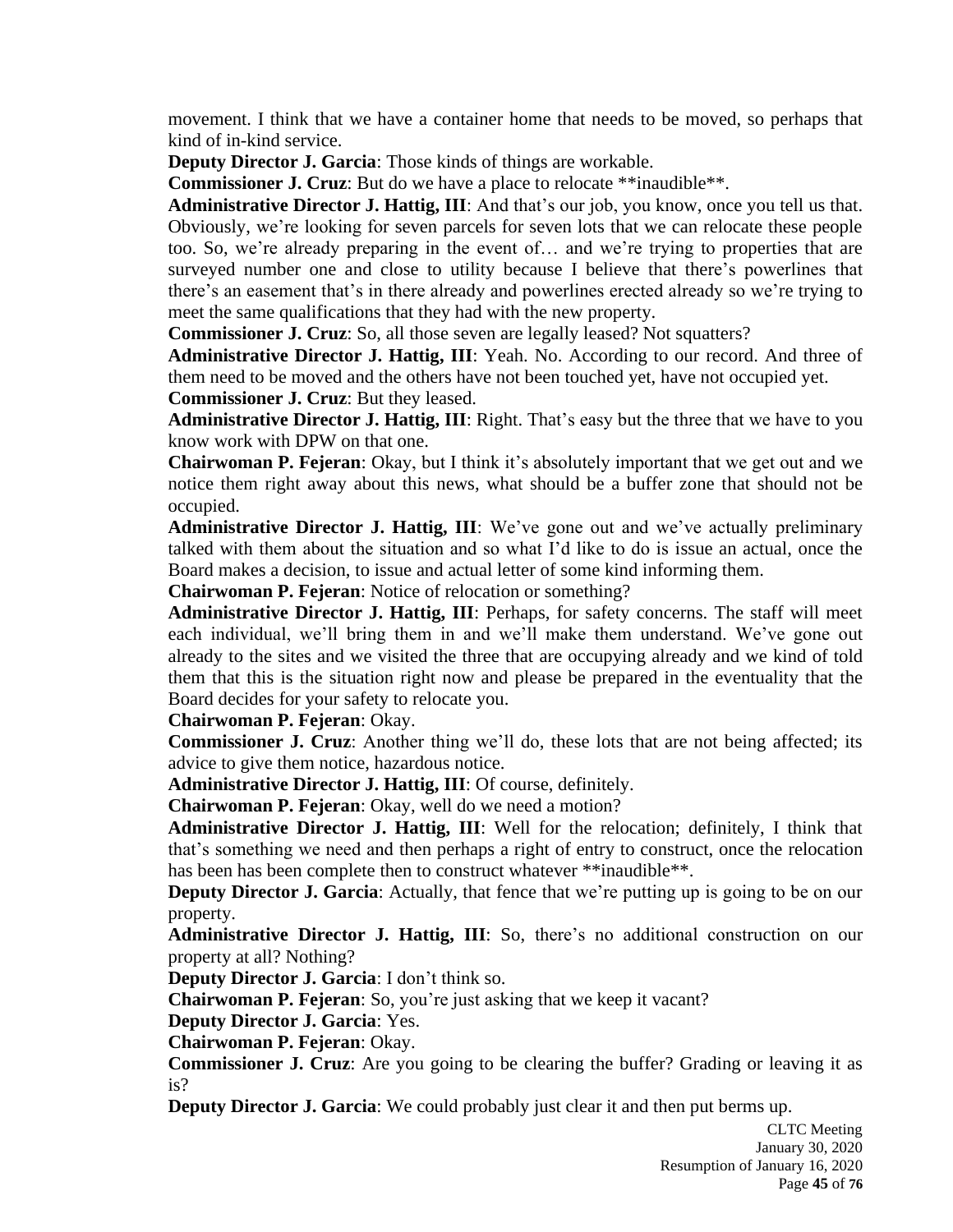movement. I think that we have a container home that needs to be moved, so perhaps that kind of in-kind service.

**Deputy Director J. Garcia**: Those kinds of things are workable.

**Commissioner J. Cruz**: But do we have a place to relocate **inaudible**.

**Administrative Director J. Hattig, III**: And that's our job, you know, once you tell us that. Obviously, we're looking for seven parcels for seven lots that we can relocate these people too. So, we're already preparing in the event of… and we're trying to properties that are surveyed number one and close to utility because I believe that there's powerlines that there's an easement that's in there already and powerlines erected already so we're trying to meet the same qualifications that they had with the new property.

**Commissioner J. Cruz**: So, all those seven are legally leased? Not squatters?

**Administrative Director J. Hattig, III**: Yeah. No. According to our record. And three of them need to be moved and the others have not been touched yet, have not occupied yet.

**Commissioner J. Cruz**: But they leased.

**Administrative Director J. Hattig, III**: Right. That's easy but the three that we have to you know work with DPW on that one.

**Chairwoman P. Fejeran**: Okay, but I think it's absolutely important that we get out and we notice them right away about this news, what should be a buffer zone that should not be occupied.

**Administrative Director J. Hattig, III**: We've gone out and we've actually preliminary talked with them about the situation and so what I'd like to do is issue an actual, once the Board makes a decision, to issue and actual letter of some kind informing them.

**Chairwoman P. Fejeran**: Notice of relocation or something?

**Administrative Director J. Hattig, III**: Perhaps, for safety concerns. The staff will meet each individual, we'll bring them in and we'll make them understand. We've gone out already to the sites and we visited the three that are occupying already and we kind of told them that this is the situation right now and please be prepared in the eventuality that the Board decides for your safety to relocate you.

**Chairwoman P. Fejeran**: Okay.

**Commissioner J. Cruz**: Another thing we'll do, these lots that are not being affected; its advice to give them notice, hazardous notice.

**Administrative Director J. Hattig, III**: Of course, definitely.

**Chairwoman P. Fejeran**: Okay, well do we need a motion?

**Administrative Director J. Hattig, III**: Well for the relocation; definitely, I think that that's something we need and then perhaps a right of entry to construct, once the relocation has been has been complete then to construct whatever **inaudible**.

**Deputy Director J. Garcia**: Actually, that fence that we're putting up is going to be on our property.

**Administrative Director J. Hattig, III**: So, there's no additional construction on our property at all? Nothing?

**Deputy Director J. Garcia**: I don't think so.

**Chairwoman P. Fejeran**: So, you're just asking that we keep it vacant?

**Deputy Director J. Garcia**: Yes.

**Chairwoman P. Fejeran**: Okay.

**Commissioner J. Cruz**: Are you going to be clearing the buffer? Grading or leaving it as is?

**Deputy Director J. Garcia**: We could probably just clear it and then put berms up.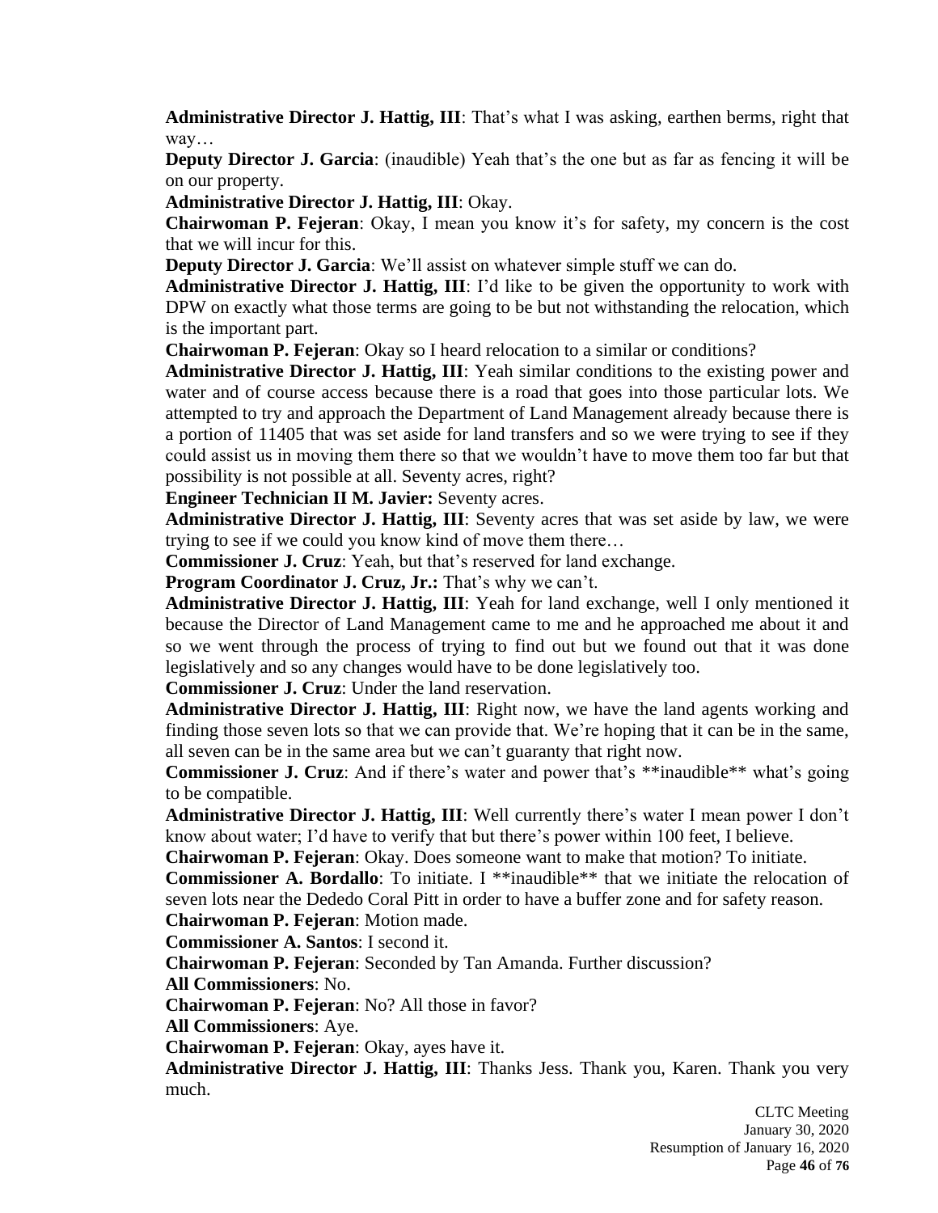**Administrative Director J. Hattig, III**: That's what I was asking, earthen berms, right that way…

**Deputy Director J. Garcia**: (inaudible) Yeah that's the one but as far as fencing it will be on our property.

**Administrative Director J. Hattig, III**: Okay.

**Chairwoman P. Fejeran**: Okay, I mean you know it's for safety, my concern is the cost that we will incur for this.

**Deputy Director J. Garcia**: We'll assist on whatever simple stuff we can do.

**Administrative Director J. Hattig, III**: I'd like to be given the opportunity to work with DPW on exactly what those terms are going to be but not withstanding the relocation, which is the important part.

**Chairwoman P. Fejeran**: Okay so I heard relocation to a similar or conditions?

**Administrative Director J. Hattig, III**: Yeah similar conditions to the existing power and water and of course access because there is a road that goes into those particular lots. We attempted to try and approach the Department of Land Management already because there is a portion of 11405 that was set aside for land transfers and so we were trying to see if they could assist us in moving them there so that we wouldn't have to move them too far but that possibility is not possible at all. Seventy acres, right?

**Engineer Technician II M. Javier:** Seventy acres.

**Administrative Director J. Hattig, III**: Seventy acres that was set aside by law, we were trying to see if we could you know kind of move them there…

**Commissioner J. Cruz**: Yeah, but that's reserved for land exchange.

**Program Coordinator J. Cruz, Jr.:** That's why we can't.

**Administrative Director J. Hattig, III**: Yeah for land exchange, well I only mentioned it because the Director of Land Management came to me and he approached me about it and so we went through the process of trying to find out but we found out that it was done legislatively and so any changes would have to be done legislatively too.

**Commissioner J. Cruz**: Under the land reservation.

**Administrative Director J. Hattig, III**: Right now, we have the land agents working and finding those seven lots so that we can provide that. We're hoping that it can be in the same, all seven can be in the same area but we can't guaranty that right now.

**Commissioner J. Cruz**: And if there's water and power that's **inaudible** what's going to be compatible.

**Administrative Director J. Hattig, III**: Well currently there's water I mean power I don't know about water; I'd have to verify that but there's power within 100 feet, I believe.

**Chairwoman P. Fejeran**: Okay. Does someone want to make that motion? To initiate.

**Commissioner A. Bordallo**: To initiate. I **inaudible** that we initiate the relocation of seven lots near the Dededo Coral Pitt in order to have a buffer zone and for safety reason.

**Chairwoman P. Fejeran**: Motion made.

**Commissioner A. Santos**: I second it.

**Chairwoman P. Fejeran**: Seconded by Tan Amanda. Further discussion?

**All Commissioners**: No.

**Chairwoman P. Fejeran**: No? All those in favor?

**All Commissioners**: Aye.

**Chairwoman P. Fejeran**: Okay, ayes have it.

**Administrative Director J. Hattig, III**: Thanks Jess. Thank you, Karen. Thank you very much.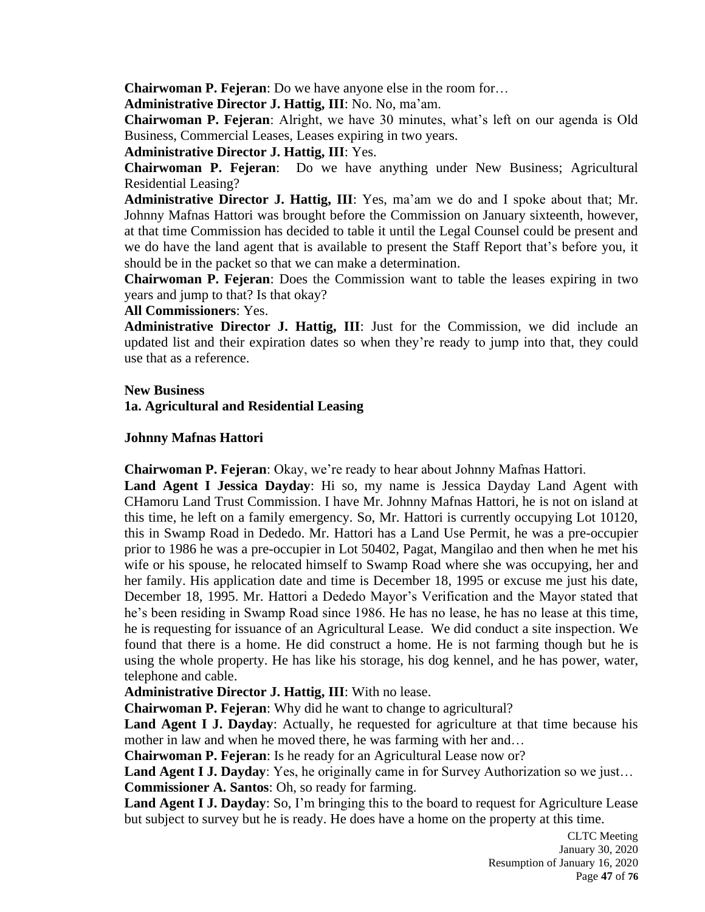**Chairwoman P. Fejeran**: Do we have anyone else in the room for…

**Administrative Director J. Hattig, III**: No. No, ma'am.

**Chairwoman P. Fejeran**: Alright, we have 30 minutes, what's left on our agenda is Old Business, Commercial Leases, Leases expiring in two years.

**Administrative Director J. Hattig, III**: Yes.

**Chairwoman P. Fejeran**: Do we have anything under New Business; Agricultural Residential Leasing?

**Administrative Director J. Hattig, III**: Yes, ma'am we do and I spoke about that; Mr. Johnny Mafnas Hattori was brought before the Commission on January sixteenth, however, at that time Commission has decided to table it until the Legal Counsel could be present and we do have the land agent that is available to present the Staff Report that's before you, it should be in the packet so that we can make a determination.

**Chairwoman P. Fejeran**: Does the Commission want to table the leases expiring in two years and jump to that? Is that okay?

**All Commissioners**: Yes.

**Administrative Director J. Hattig, III**: Just for the Commission, we did include an updated list and their expiration dates so when they're ready to jump into that, they could use that as a reference.

**New Business**

**1a. Agricultural and Residential Leasing**

**Johnny Mafnas Hattori**

**Chairwoman P. Fejeran**: Okay, we're ready to hear about Johnny Mafnas Hattori.

**Land Agent I Jessica Dayday**: Hi so, my name is Jessica Dayday Land Agent with CHamoru Land Trust Commission. I have Mr. Johnny Mafnas Hattori, he is not on island at this time, he left on a family emergency. So, Mr. Hattori is currently occupying Lot 10120, this in Swamp Road in Dededo. Mr. Hattori has a Land Use Permit, he was a pre-occupier prior to 1986 he was a pre-occupier in Lot 50402, Pagat, Mangilao and then when he met his wife or his spouse, he relocated himself to Swamp Road where she was occupying, her and her family. His application date and time is December 18, 1995 or excuse me just his date, December 18, 1995. Mr. Hattori a Dededo Mayor's Verification and the Mayor stated that he's been residing in Swamp Road since 1986. He has no lease, he has no lease at this time, he is requesting for issuance of an Agricultural Lease. We did conduct a site inspection. We found that there is a home. He did construct a home. He is not farming though but he is using the whole property. He has like his storage, his dog kennel, and he has power, water, telephone and cable.

**Administrative Director J. Hattig, III**: With no lease.

**Chairwoman P. Fejeran**: Why did he want to change to agricultural?

**Land Agent I J. Dayday**: Actually, he requested for agriculture at that time because his mother in law and when he moved there, he was farming with her and…

**Chairwoman P. Fejeran**: Is he ready for an Agricultural Lease now or?

**Land Agent I J. Dayday**: Yes, he originally came in for Survey Authorization so we just…

**Commissioner A. Santos**: Oh, so ready for farming.

**Land Agent I J. Dayday**: So, I'm bringing this to the board to request for Agriculture Lease but subject to survey but he is ready. He does have a home on the property at this time.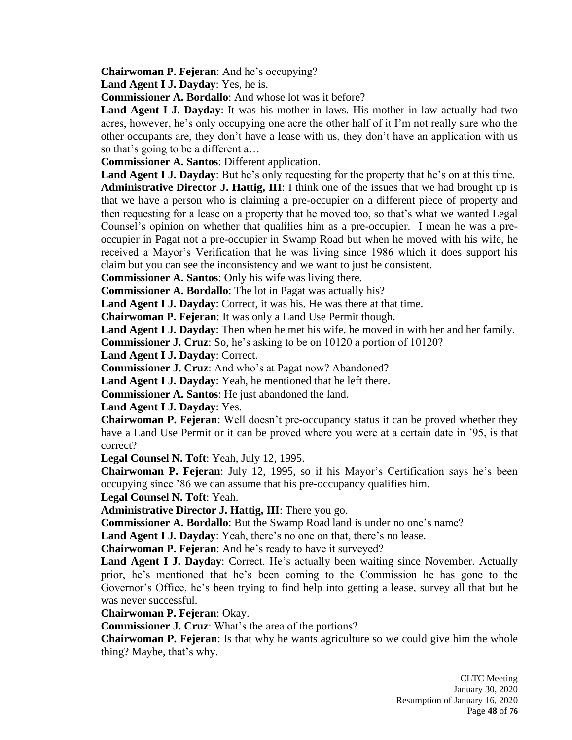**Chairwoman P. Fejeran**: And he's occupying?

**Land Agent I J. Dayday**: Yes, he is.

**Commissioner A. Bordallo**: And whose lot was it before?

**Land Agent I J. Dayday**: It was his mother in laws. His mother in law actually had two acres, however, he's only occupying one acre the other half of it I'm not really sure who the other occupants are, they don't have a lease with us, they don't have an application with us so that's going to be a different a…

**Commissioner A. Santos**: Different application.

**Land Agent I J. Dayday**: But he's only requesting for the property that he's on at this time.

**Administrative Director J. Hattig, III**: I think one of the issues that we had brought up is that we have a person who is claiming a pre-occupier on a different piece of property and then requesting for a lease on a property that he moved too, so that's what we wanted Legal Counsel's opinion on whether that qualifies him as a pre-occupier. I mean he was a pre-occupier in Pagat not a pre-occupier in Swamp Road but when he moved with his wife, he received a Mayor's Verification that he was living since 1986 which it does support his claim but you can see the inconsistency and we want to just be consistent.

**Commissioner A. Santos**: Only his wife was living there.

**Commissioner A. Bordallo**: The lot in Pagat was actually his?

**Land Agent I J. Dayday**: Correct, it was his. He was there at that time.

**Chairwoman P. Fejeran**: It was only a Land Use Permit though.

**Land Agent I J. Dayday**: Then when he met his wife, he moved in with her and her family.

**Commissioner J. Cruz**: So, he's asking to be on 10120 a portion of 10120?

**Land Agent I J. Dayday**: Correct.

**Commissioner J. Cruz**: And who's at Pagat now? Abandoned?

**Land Agent I J. Dayday**: Yeah, he mentioned that he left there.

**Commissioner A. Santos**: He just abandoned the land.

**Land Agent I J. Dayday**: Yes.

**Chairwoman P. Fejeran**: Well doesn't pre-occupancy status it can be proved whether they have a Land Use Permit or it can be proved where you were at a certain date in '95, is that correct?

**Legal Counsel N. Toft**: Yeah, July 12, 1995.

**Chairwoman P. Fejeran**: July 12, 1995, so if his Mayor's Certification says he's been occupying since '86 we can assume that his pre-occupancy qualifies him.

**Legal Counsel N. Toft**: Yeah.

**Administrative Director J. Hattig, III**: There you go.

**Commissioner A. Bordallo**: But the Swamp Road land is under no one's name?

**Land Agent I J. Dayday**: Yeah, there's no one on that, there's no lease.

**Chairwoman P. Fejeran**: And he's ready to have it surveyed?

**Land Agent I J. Dayday**: Correct. He's actually been waiting since November. Actually prior, he's mentioned that he's been coming to the Commission he has gone to the Governor's Office, he's been trying to find help into getting a lease, survey all that but he was never successful.

**Chairwoman P. Fejeran**: Okay.

**Commissioner J. Cruz**: What's the area of the portions?

**Chairwoman P. Fejeran**: Is that why he wants agriculture so we could give him the whole thing? Maybe, that's why.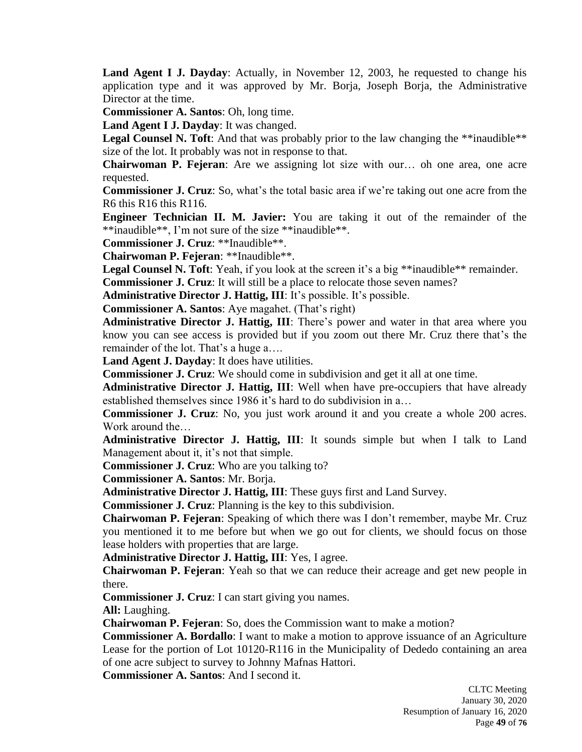**Land Agent I J. Dayday**: Actually, in November 12, 2003, he requested to change his application type and it was approved by Mr. Borja, Joseph Borja, the Administrative Director at the time.

**Commissioner A. Santos**: Oh, long time.

**Land Agent I J. Dayday**: It was changed.

**Legal Counsel N. Toft**: And that was probably prior to the law changing the **inaudible** size of the lot. It probably was not in response to that.

**Chairwoman P. Fejeran**: Are we assigning lot size with our… oh one area, one acre requested.

**Commissioner J. Cruz**: So, what's the total basic area if we're taking out one acre from the R6 this R16 this R116.

**Engineer Technician II. M. Javier:** You are taking it out of the remainder of the **inaudible**, I'm not sure of the size **inaudible**.

**Commissioner J. Cruz**: **Inaudible**.

**Chairwoman P. Fejeran**: **Inaudible**.

**Legal Counsel N. Toft**: Yeah, if you look at the screen it's a big **inaudible** remainder.

**Commissioner J. Cruz**: It will still be a place to relocate those seven names?

**Administrative Director J. Hattig, III**: It's possible. It's possible.

**Commissioner A. Santos**: Aye magahet. (That's right)

**Administrative Director J. Hattig, III**: There's power and water in that area where you know you can see access is provided but if you zoom out there Mr. Cruz there that's the remainder of the lot. That's a huge a….

**Land Agent J. Dayday**: It does have utilities.

**Commissioner J. Cruz**: We should come in subdivision and get it all at one time.

**Administrative Director J. Hattig, III**: Well when have pre-occupiers that have already established themselves since 1986 it's hard to do subdivision in a…

**Commissioner J. Cruz**: No, you just work around it and you create a whole 200 acres. Work around the…

**Administrative Director J. Hattig, III**: It sounds simple but when I talk to Land Management about it, it's not that simple.

**Commissioner J. Cruz**: Who are you talking to?

**Commissioner A. Santos**: Mr. Borja.

**Administrative Director J. Hattig, III**: These guys first and Land Survey.

**Commissioner J. Cruz**: Planning is the key to this subdivision.

**Chairwoman P. Fejeran**: Speaking of which there was I don't remember, maybe Mr. Cruz you mentioned it to me before but when we go out for clients, we should focus on those lease holders with properties that are large.

**Administrative Director J. Hattig, III**: Yes, I agree.

**Chairwoman P. Fejeran**: Yeah so that we can reduce their acreage and get new people in there.

**Commissioner J. Cruz**: I can start giving you names.

**All:** Laughing.

**Chairwoman P. Fejeran**: So, does the Commission want to make a motion?

**Commissioner A. Bordallo**: I want to make a motion to approve issuance of an Agriculture Lease for the portion of Lot 10120-R116 in the Municipality of Dededo containing an area of one acre subject to survey to Johnny Mafnas Hattori.

**Commissioner A. Santos**: And I second it.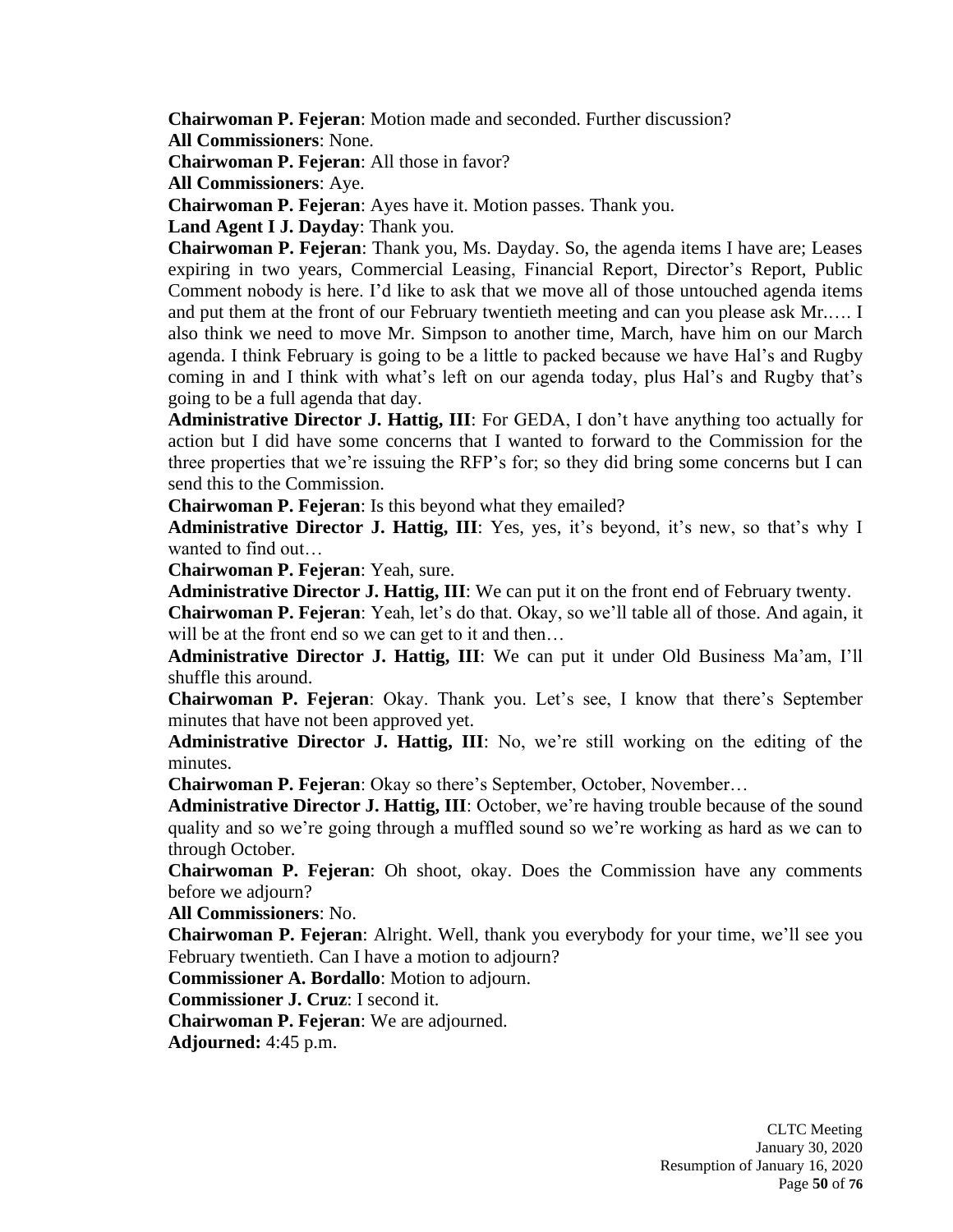**Chairwoman P. Fejeran**: Motion made and seconded. Further discussion?

**All Commissioners**: None.

**Chairwoman P. Fejeran**: All those in favor?

**All Commissioners**: Aye.

**Chairwoman P. Fejeran**: Ayes have it. Motion passes. Thank you.

**Land Agent I J. Dayday**: Thank you.

**Chairwoman P. Fejeran**: Thank you, Ms. Dayday. So, the agenda items I have are; Leases expiring in two years, Commercial Leasing, Financial Report, Director's Report, Public Comment nobody is here. I'd like to ask that we move all of those untouched agenda items and put them at the front of our February twentieth meeting and can you please ask Mr.…. I also think we need to move Mr. Simpson to another time, March, have him on our March agenda. I think February is going to be a little to packed because we have Hal's and Rugby coming in and I think with what's left on our agenda today, plus Hal's and Rugby that's going to be a full agenda that day.

**Administrative Director J. Hattig, III**: For GEDA, I don't have anything too actually for action but I did have some concerns that I wanted to forward to the Commission for the three properties that we're issuing the RFP's for; so they did bring some concerns but I can send this to the Commission.

**Chairwoman P. Fejeran**: Is this beyond what they emailed?

**Administrative Director J. Hattig, III**: Yes, yes, it's beyond, it's new, so that's why I wanted to find out…

**Chairwoman P. Fejeran**: Yeah, sure.

**Administrative Director J. Hattig, III**: We can put it on the front end of February twenty.

**Chairwoman P. Fejeran**: Yeah, let's do that. Okay, so we'll table all of those. And again, it will be at the front end so we can get to it and then…

**Administrative Director J. Hattig, III**: We can put it under Old Business Ma'am, I'll shuffle this around.

**Chairwoman P. Fejeran**: Okay. Thank you. Let's see, I know that there's September minutes that have not been approved yet.

**Administrative Director J. Hattig, III**: No, we're still working on the editing of the minutes.

**Chairwoman P. Fejeran**: Okay so there's September, October, November…

**Administrative Director J. Hattig, III**: October, we're having trouble because of the sound quality and so we're going through a muffled sound so we're working as hard as we can to through October.

**Chairwoman P. Fejeran**: Oh shoot, okay. Does the Commission have any comments before we adjourn?

**All Commissioners**: No.

**Chairwoman P. Fejeran**: Alright. Well, thank you everybody for your time, we'll see you February twentieth. Can I have a motion to adjourn?

**Commissioner A. Bordallo**: Motion to adjourn.

**Commissioner J. Cruz**: I second it.

**Chairwoman P. Fejeran**: We are adjourned.

**Adjourned:** 4:45 p.m.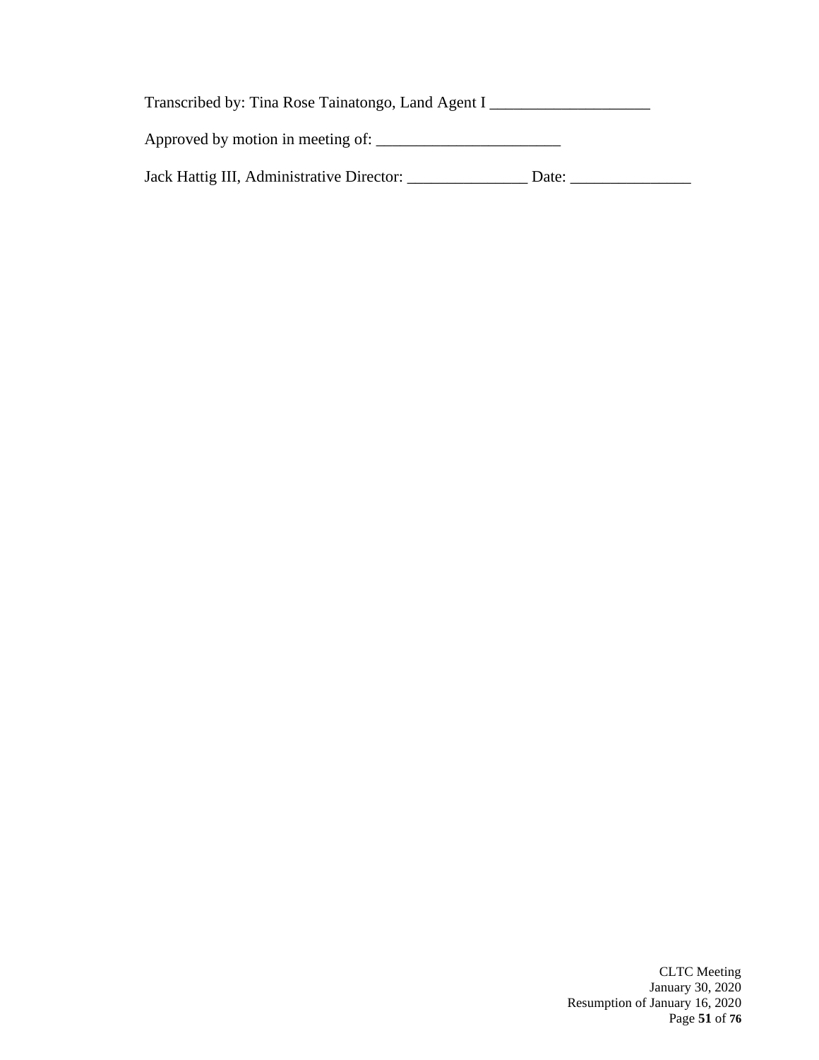Transcribed by: Tina Rose Tainatongo, Land Agent I ____________________

Approved by motion in meeting of: _______________________

Jack Hattig III, Administrative Director: _______________ Date: _______________